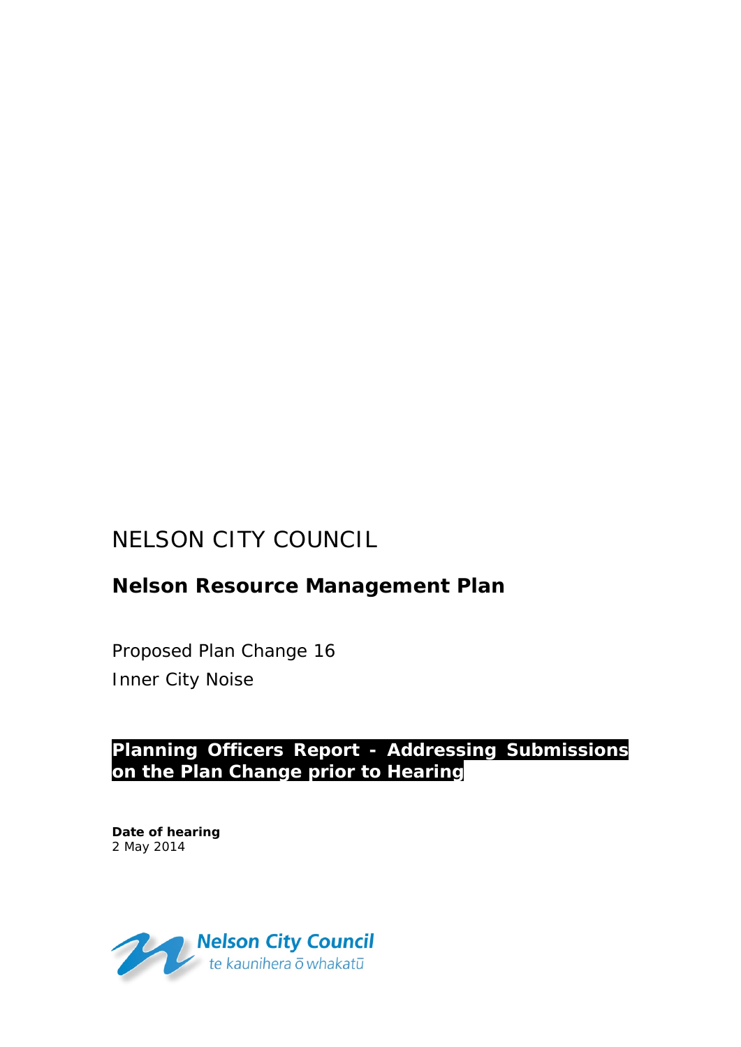# NELSON CITY COUNCIL

## Nelson Resource Management Plan

Proposed Plan Change 16

Inner City Noise

**Planning Officers Report - Addressing Submissions on the Plan Change prior to Hearing**

**Date of hearing**
2 May 2014

Nelson City Council
te kaunihera ō whakatū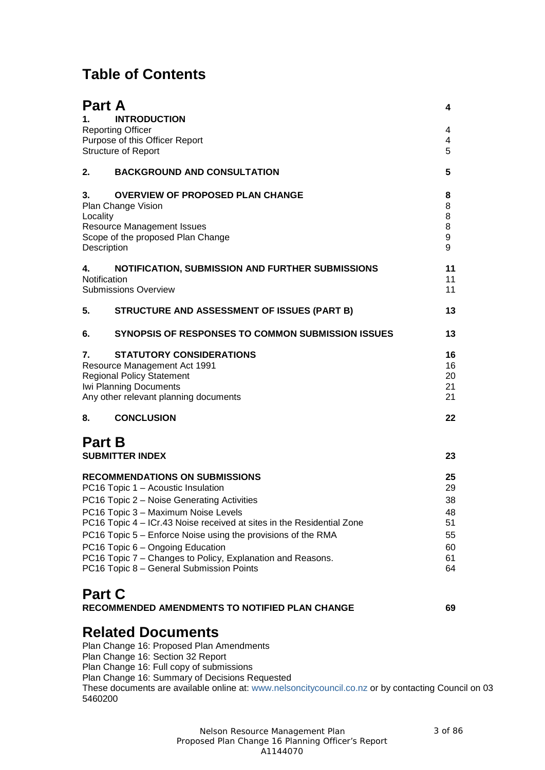# Table of Contents

| | |
|---|---|
| **Part A** | **4** |
| **1. INTRODUCTION** | |
| Reporting Officer | 4 |
| Purpose of this Officer Report | 4 |
| Structure of Report | 5 |
| **2. BACKGROUND AND CONSULTATION** | **5** |
| **3. OVERVIEW OF PROPOSED PLAN CHANGE** | **8** |
| Plan Change Vision | 8 |
| Locality | 8 |
| Resource Management Issues | 8 |
| Scope of the proposed Plan Change | 9 |
| Description | 9 |
| **4. NOTIFICATION, SUBMISSION AND FURTHER SUBMISSIONS** | **11** |
| Notification | 11 |
| Submissions Overview | 11 |
| **5. STRUCTURE AND ASSESSMENT OF ISSUES (PART B)** | **13** |
| **6. SYNOPSIS OF RESPONSES TO COMMON SUBMISSION ISSUES** | **13** |
| **7. STATUTORY CONSIDERATIONS** | **16** |
| Resource Management Act 1991 | 16 |
| Regional Policy Statement | 20 |
| Iwi Planning Documents | 21 |
| Any other relevant planning documents | 21 |
| **8. CONCLUSION** | **22** |
| **Part B** | |
| **SUBMITTER INDEX** | **23** |
| **RECOMMENDATIONS ON SUBMISSIONS** | **25** |
| PC16 Topic 1 – Acoustic Insulation | 29 |
| PC16 Topic 2 – Noise Generating Activities | 38 |
| PC16 Topic 3 – Maximum Noise Levels | 48 |
| PC16 Topic 4 – ICr.43 Noise received at sites in the Residential Zone | 51 |
| PC16 Topic 5 – Enforce Noise using the provisions of the RMA | 55 |
| PC16 Topic 6 – Ongoing Education | 60 |
| PC16 Topic 7 – Changes to Policy, Explanation and Reasons. | 61 |
| PC16 Topic 8 – General Submission Points | 64 |
| **Part C** | |
| **RECOMMENDED AMENDMENTS TO NOTIFIED PLAN CHANGE** | **69** |

## Related Documents

Plan Change 16: Proposed Plan Amendments
Plan Change 16: Section 32 Report
Plan Change 16: Full copy of submissions
Plan Change 16: Summary of Decisions Requested
These documents are available online at: www.nelsoncitycouncil.co.nz or by contacting Council on 03 5460200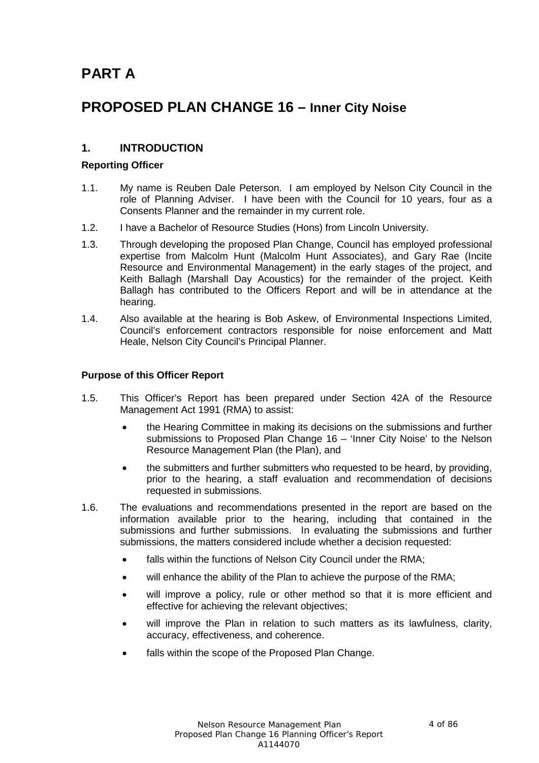# PART A

# PROPOSED PLAN CHANGE 16 – Inner City Noise

## 1. INTRODUCTION

### Reporting Officer

1.1. My name is Reuben Dale Peterson. I am employed by Nelson City Council in the role of Planning Adviser. I have been with the Council for 10 years, four as a Consents Planner and the remainder in my current role.

1.2. I have a Bachelor of Resource Studies (Hons) from Lincoln University.

1.3. Through developing the proposed Plan Change, Council has employed professional expertise from Malcolm Hunt (Malcolm Hunt Associates), and Gary Rae (Incite Resource and Environmental Management) in the early stages of the project, and Keith Ballagh (Marshall Day Acoustics) for the remainder of the project. Keith Ballagh has contributed to the Officers Report and will be in attendance at the hearing.

1.4. Also available at the hearing is Bob Askew, of Environmental Inspections Limited, Council's enforcement contractors responsible for noise enforcement and Matt Heale, Nelson City Council's Principal Planner.

### Purpose of this Officer Report

1.5. This Officer's Report has been prepared under Section 42A of the Resource Management Act 1991 (RMA) to assist:

- the Hearing Committee in making its decisions on the submissions and further submissions to Proposed Plan Change 16 – 'Inner City Noise' to the Nelson Resource Management Plan (the Plan), and
- the submitters and further submitters who requested to be heard, by providing, prior to the hearing, a staff evaluation and recommendation of decisions requested in submissions.

1.6. The evaluations and recommendations presented in the report are based on the information available prior to the hearing, including that contained in the submissions and further submissions. In evaluating the submissions and further submissions, the matters considered include whether a decision requested:

- falls within the functions of Nelson City Council under the RMA;
- will enhance the ability of the Plan to achieve the purpose of the RMA;
- will improve a policy, rule or other method so that it is more efficient and effective for achieving the relevant objectives;
- will improve the Plan in relation to such matters as its lawfulness, clarity, accuracy, effectiveness, and coherence.
- falls within the scope of the Proposed Plan Change.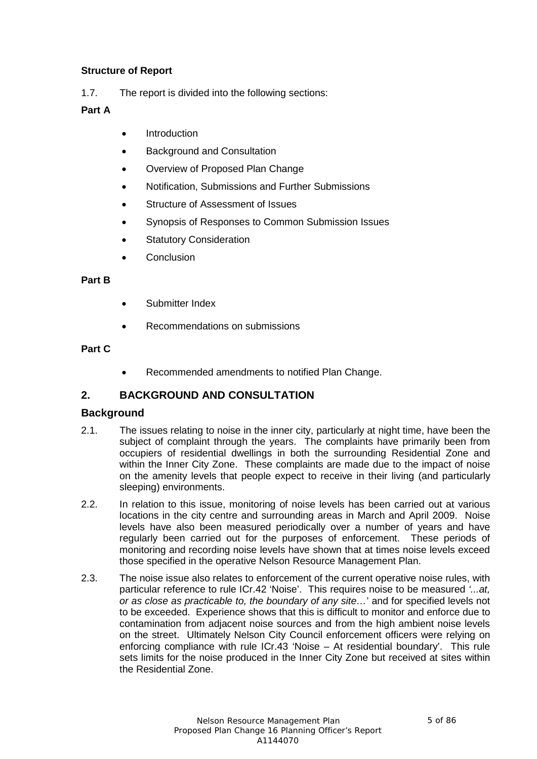**Structure of Report**

1.7. The report is divided into the following sections:

**Part A**

- Introduction
- Background and Consultation
- Overview of Proposed Plan Change
- Notification, Submissions and Further Submissions
- Structure of Assessment of Issues
- Synopsis of Responses to Common Submission Issues
- Statutory Consideration
- Conclusion

**Part B**

- Submitter Index
- Recommendations on submissions

**Part C**

- Recommended amendments to notified Plan Change.

## 2. BACKGROUND AND CONSULTATION

### Background

2.1. The issues relating to noise in the inner city, particularly at night time, have been the subject of complaint through the years. The complaints have primarily been from occupiers of residential dwellings in both the surrounding Residential Zone and within the Inner City Zone. These complaints are made due to the impact of noise on the amenity levels that people expect to receive in their living (and particularly sleeping) environments.

2.2. In relation to this issue, monitoring of noise levels has been carried out at various locations in the city centre and surrounding areas in March and April 2009. Noise levels have also been measured periodically over a number of years and have regularly been carried out for the purposes of enforcement. These periods of monitoring and recording noise levels have shown that at times noise levels exceed those specified in the operative Nelson Resource Management Plan.

2.3. The noise issue also relates to enforcement of the current operative noise rules, with particular reference to rule ICr.42 'Noise'. This requires noise to be measured *'...at, or as close as practicable to, the boundary of any site…'* and for specified levels not to be exceeded. Experience shows that this is difficult to monitor and enforce due to contamination from adjacent noise sources and from the high ambient noise levels on the street. Ultimately Nelson City Council enforcement officers were relying on enforcing compliance with rule ICr.43 'Noise – At residential boundary'. This rule sets limits for the noise produced in the Inner City Zone but received at sites within the Residential Zone.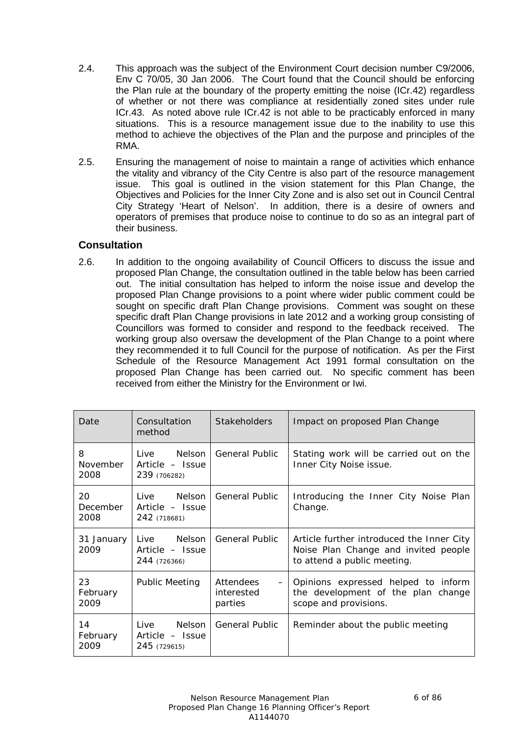2.4. This approach was the subject of the Environment Court decision number C9/2006, Env C 70/05, 30 Jan 2006. The Court found that the Council should be enforcing the Plan rule at the boundary of the property emitting the noise (ICr.42) regardless of whether or not there was compliance at residentially zoned sites under rule ICr.43. As noted above rule ICr.42 is not able to be practicably enforced in many situations. This is a resource management issue due to the inability to use this method to achieve the objectives of the Plan and the purpose and principles of the RMA.

2.5. Ensuring the management of noise to maintain a range of activities which enhance the vitality and vibrancy of the City Centre is also part of the resource management issue. This goal is outlined in the vision statement for this Plan Change, the Objectives and Policies for the Inner City Zone and is also set out in Council Central City Strategy 'Heart of Nelson'. In addition, there is a desire of owners and operators of premises that produce noise to continue to do so as an integral part of their business.

### Consultation

2.6. In addition to the ongoing availability of Council Officers to discuss the issue and proposed Plan Change, the consultation outlined in the table below has been carried out. The initial consultation has helped to inform the noise issue and develop the proposed Plan Change provisions to a point where wider public comment could be sought on specific draft Plan Change provisions. Comment was sought on these specific draft Plan Change provisions in late 2012 and a working group consisting of Councillors was formed to consider and respond to the feedback received. The working group also oversaw the development of the Plan Change to a point where they recommended it to full Council for the purpose of notification. As per the First Schedule of the Resource Management Act 1991 formal consultation on the proposed Plan Change has been carried out. No specific comment has been received from either the Ministry for the Environment or Iwi.

| Date | Consultation method | Stakeholders | Impact on proposed Plan Change |
|---|---|---|---|
| 8 November 2008 | Live Nelson Article – Issue 239 (706282) | General Public | Stating work will be carried out on the Inner City Noise issue. |
| 20 December 2008 | Live Nelson Article – Issue 242 (718681) | General Public | Introducing the Inner City Noise Plan Change. |
| 31 January 2009 | Live Nelson Article – Issue 244 (726366) | General Public | Article further introduced the Inner City Noise Plan Change and invited people to attend a public meeting. |
| 23 February 2009 | Public Meeting | Attendees – interested parties | Opinions expressed helped to inform the development of the plan change scope and provisions. |
| 14 February 2009 | Live Nelson Article – Issue 245 (729615) | General Public | Reminder about the public meeting |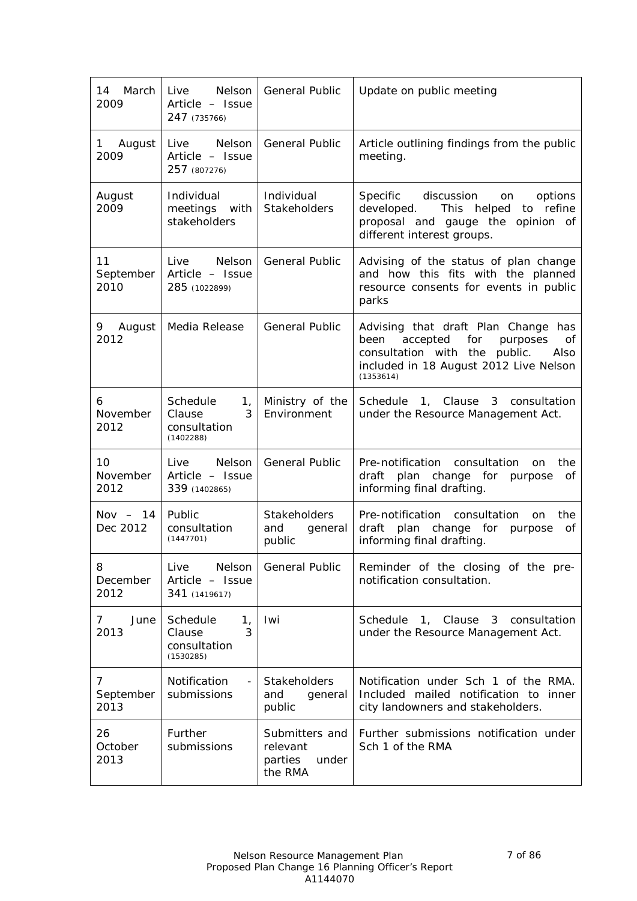| | | | |
|---|---|---|---|
| 14 March 2009 | Live Nelson Article – Issue 247 (735766) | General Public | Update on public meeting |
| 1 August 2009 | Live Nelson Article – Issue 257 (807276) | General Public | Article outlining findings from the public meeting. |
| August 2009 | Individual meetings with stakeholders | Individual Stakeholders | Specific discussion on options developed. This helped to refine proposal and gauge the opinion of different interest groups. |
| 11 September 2010 | Live Nelson Article – Issue 285 (1022899) | General Public | Advising of the status of plan change and how this fits with the planned resource consents for events in public parks |
| 9 August 2012 | Media Release | General Public | Advising that draft Plan Change has been accepted for purposes of consultation with the public. Also included in 18 August 2012 Live Nelson (1353614) |
| 6 November 2012 | Schedule 1, Clause 3 consultation (1402288) | Ministry of the Environment | Schedule 1, Clause 3 consultation under the Resource Management Act. |
| 10 November 2012 | Live Nelson Article – Issue 339 (1402865) | General Public | Pre-notification consultation on the draft plan change for purpose of informing final drafting. |
| Nov – 14 Dec 2012 | Public consultation (1447701) | Stakeholders and general public | Pre-notification consultation on the draft plan change for purpose of informing final drafting. |
| 8 December 2012 | Live Nelson Article – Issue 341 (1419617) | General Public | Reminder of the closing of the pre-notification consultation. |
| 7 June 2013 | Schedule 1, Clause 3 consultation (1530285) | Iwi | Schedule 1, Clause 3 consultation under the Resource Management Act. |
| 7 September 2013 | Notification - submissions | Stakeholders and general public | Notification under Sch 1 of the RMA. Included mailed notification to inner city landowners and stakeholders. |
| 26 October 2013 | Further submissions | Submitters and relevant parties under the RMA | Further submissions notification under Sch 1 of the RMA |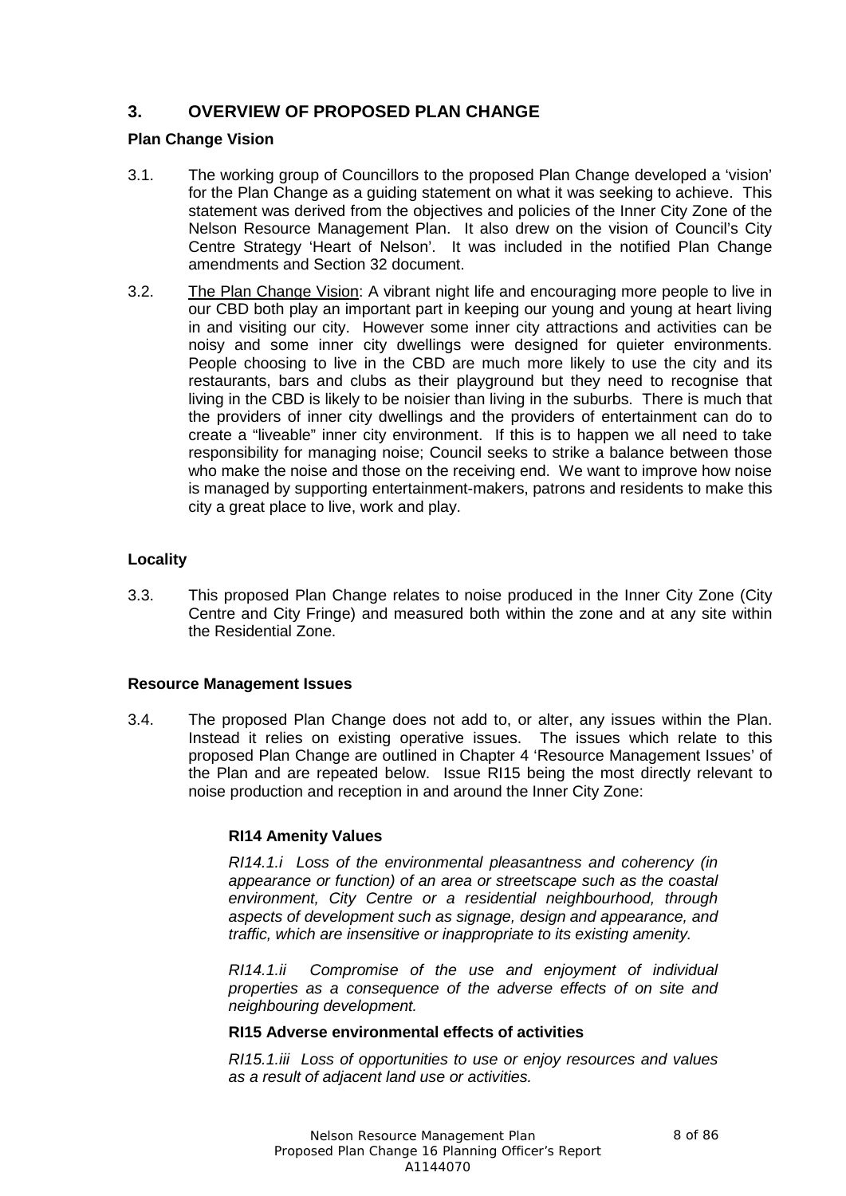## 3. OVERVIEW OF PROPOSED PLAN CHANGE

### Plan Change Vision

3.1. The working group of Councillors to the proposed Plan Change developed a 'vision' for the Plan Change as a guiding statement on what it was seeking to achieve. This statement was derived from the objectives and policies of the Inner City Zone of the Nelson Resource Management Plan. It also drew on the vision of Council's City Centre Strategy 'Heart of Nelson'. It was included in the notified Plan Change amendments and Section 32 document.

3.2. The Plan Change Vision: A vibrant night life and encouraging more people to live in our CBD both play an important part in keeping our young and young at heart living in and visiting our city. However some inner city attractions and activities can be noisy and some inner city dwellings were designed for quieter environments. People choosing to live in the CBD are much more likely to use the city and its restaurants, bars and clubs as their playground but they need to recognise that living in the CBD is likely to be noisier than living in the suburbs. There is much that the providers of inner city dwellings and the providers of entertainment can do to create a "liveable" inner city environment. If this is to happen we all need to take responsibility for managing noise; Council seeks to strike a balance between those who make the noise and those on the receiving end. We want to improve how noise is managed by supporting entertainment-makers, patrons and residents to make this city a great place to live, work and play.

### Locality

3.3. This proposed Plan Change relates to noise produced in the Inner City Zone (City Centre and City Fringe) and measured both within the zone and at any site within the Residential Zone.

### Resource Management Issues

3.4. The proposed Plan Change does not add to, or alter, any issues within the Plan. Instead it relies on existing operative issues. The issues which relate to this proposed Plan Change are outlined in Chapter 4 'Resource Management Issues' of the Plan and are repeated below. Issue RI15 being the most directly relevant to noise production and reception in and around the Inner City Zone:

> **RI14 Amenity Values**
>
> *RI14.1.i Loss of the environmental pleasantness and coherency (in appearance or function) of an area or streetscape such as the coastal environment, City Centre or a residential neighbourhood, through aspects of development such as signage, design and appearance, and traffic, which are insensitive or inappropriate to its existing amenity.*
>
> *RI14.1.ii Compromise of the use and enjoyment of individual properties as a consequence of the adverse effects of on site and neighbouring development.*
>
> **RI15 Adverse environmental effects of activities**
>
> *RI15.1.iii Loss of opportunities to use or enjoy resources and values as a result of adjacent land use or activities.*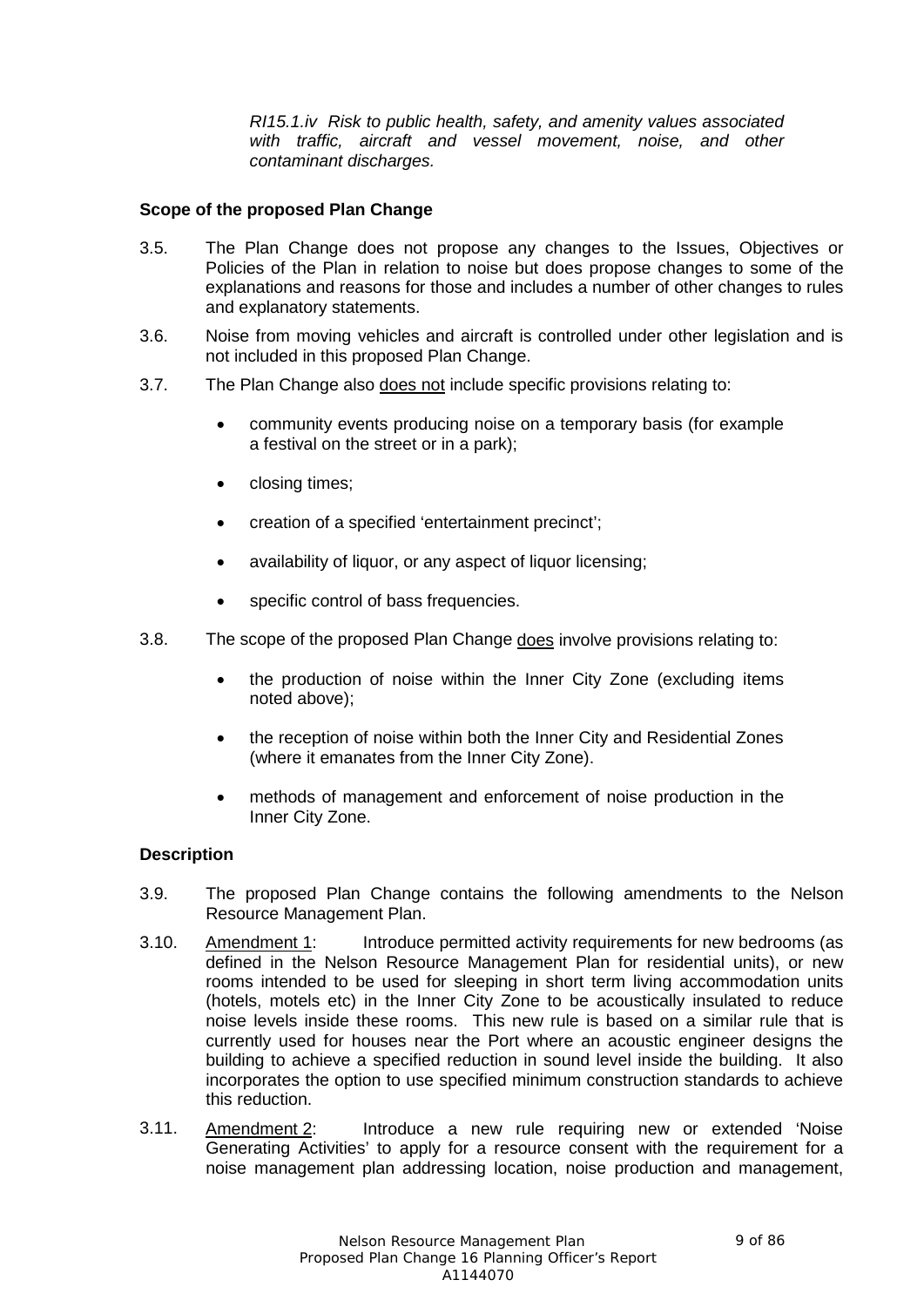*RI15.1.iv Risk to public health, safety, and amenity values associated with traffic, aircraft and vessel movement, noise, and other contaminant discharges.*

### Scope of the proposed Plan Change

3.5. The Plan Change does not propose any changes to the Issues, Objectives or Policies of the Plan in relation to noise but does propose changes to some of the explanations and reasons for those and includes a number of other changes to rules and explanatory statements.

3.6. Noise from moving vehicles and aircraft is controlled under other legislation and is not included in this proposed Plan Change.

3.7. The Plan Change also <u>does not</u> include specific provisions relating to:

- community events producing noise on a temporary basis (for example a festival on the street or in a park);
- closing times;
- creation of a specified 'entertainment precinct';
- availability of liquor, or any aspect of liquor licensing;
- specific control of bass frequencies.

3.8. The scope of the proposed Plan Change <u>does</u> involve provisions relating to:

- the production of noise within the Inner City Zone (excluding items noted above);
- the reception of noise within both the Inner City and Residential Zones (where it emanates from the Inner City Zone).
- methods of management and enforcement of noise production in the Inner City Zone.

### Description

3.9. The proposed Plan Change contains the following amendments to the Nelson Resource Management Plan.

3.10. <u>Amendment 1</u>: Introduce permitted activity requirements for new bedrooms (as defined in the Nelson Resource Management Plan for residential units), or new rooms intended to be used for sleeping in short term living accommodation units (hotels, motels etc) in the Inner City Zone to be acoustically insulated to reduce noise levels inside these rooms. This new rule is based on a similar rule that is currently used for houses near the Port where an acoustic engineer designs the building to achieve a specified reduction in sound level inside the building. It also incorporates the option to use specified minimum construction standards to achieve this reduction.

3.11. <u>Amendment 2</u>: Introduce a new rule requiring new or extended 'Noise Generating Activities' to apply for a resource consent with the requirement for a noise management plan addressing location, noise production and management,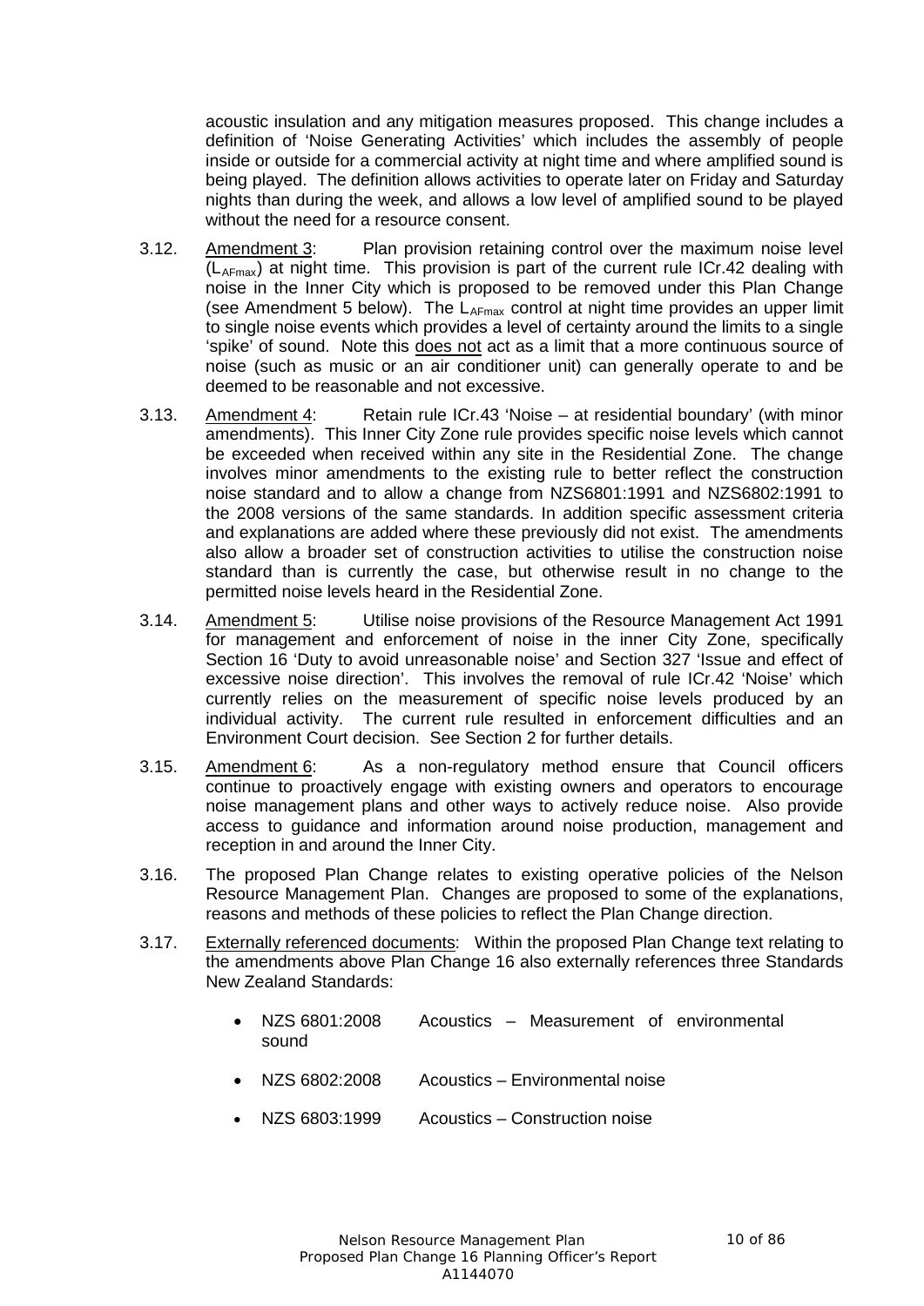acoustic insulation and any mitigation measures proposed. This change includes a definition of 'Noise Generating Activities' which includes the assembly of people inside or outside for a commercial activity at night time and where amplified sound is being played. The definition allows activities to operate later on Friday and Saturday nights than during the week, and allows a low level of amplified sound to be played without the need for a resource consent.

3.12. Amendment 3: Plan provision retaining control over the maximum noise level ($L_{AFmax}$) at night time. This provision is part of the current rule ICr.42 dealing with noise in the Inner City which is proposed to be removed under this Plan Change (see Amendment 5 below). The $L_{AFmax}$ control at night time provides an upper limit to single noise events which provides a level of certainty around the limits to a single 'spike' of sound. Note this does not act as a limit that a more continuous source of noise (such as music or an air conditioner unit) can generally operate to and be deemed to be reasonable and not excessive.

3.13. Amendment 4: Retain rule ICr.43 'Noise – at residential boundary' (with minor amendments). This Inner City Zone rule provides specific noise levels which cannot be exceeded when received within any site in the Residential Zone. The change involves minor amendments to the existing rule to better reflect the construction noise standard and to allow a change from NZS6801:1991 and NZS6802:1991 to the 2008 versions of the same standards. In addition specific assessment criteria and explanations are added where these previously did not exist. The amendments also allow a broader set of construction activities to utilise the construction noise standard than is currently the case, but otherwise result in no change to the permitted noise levels heard in the Residential Zone.

3.14. Amendment 5: Utilise noise provisions of the Resource Management Act 1991 for management and enforcement of noise in the inner City Zone, specifically Section 16 'Duty to avoid unreasonable noise' and Section 327 'Issue and effect of excessive noise direction'. This involves the removal of rule ICr.42 'Noise' which currently relies on the measurement of specific noise levels produced by an individual activity. The current rule resulted in enforcement difficulties and an Environment Court decision. See Section 2 for further details.

3.15. Amendment 6: As a non-regulatory method ensure that Council officers continue to proactively engage with existing owners and operators to encourage noise management plans and other ways to actively reduce noise. Also provide access to guidance and information around noise production, management and reception in and around the Inner City.

3.16. The proposed Plan Change relates to existing operative policies of the Nelson Resource Management Plan. Changes are proposed to some of the explanations, reasons and methods of these policies to reflect the Plan Change direction.

3.17. Externally referenced documents: Within the proposed Plan Change text relating to the amendments above Plan Change 16 also externally references three Standards New Zealand Standards:

- NZS 6801:2008 Acoustics – Measurement of environmental sound
- NZS 6802:2008 Acoustics – Environmental noise
- NZS 6803:1999 Acoustics – Construction noise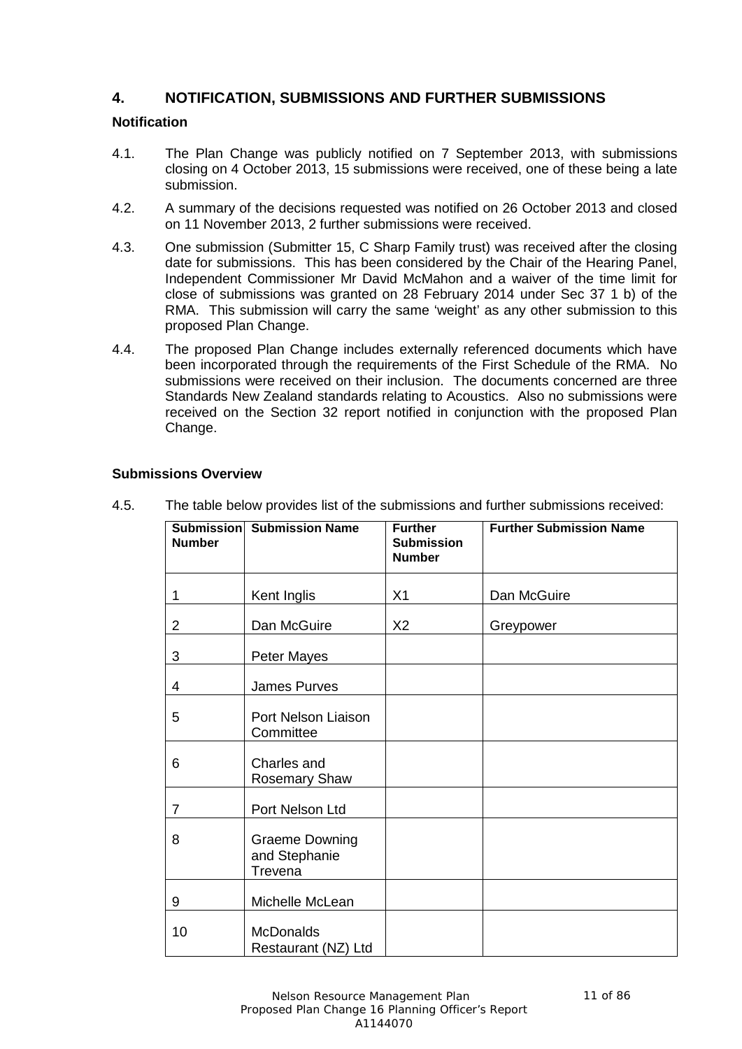## 4. NOTIFICATION, SUBMISSIONS AND FURTHER SUBMISSIONS

### Notification

4.1. The Plan Change was publicly notified on 7 September 2013, with submissions closing on 4 October 2013, 15 submissions were received, one of these being a late submission.

4.2. A summary of the decisions requested was notified on 26 October 2013 and closed on 11 November 2013, 2 further submissions were received.

4.3. One submission (Submitter 15, C Sharp Family trust) was received after the closing date for submissions. This has been considered by the Chair of the Hearing Panel, Independent Commissioner Mr David McMahon and a waiver of the time limit for close of submissions was granted on 28 February 2014 under Sec 37 1 b) of the RMA. This submission will carry the same 'weight' as any other submission to this proposed Plan Change.

4.4. The proposed Plan Change includes externally referenced documents which have been incorporated through the requirements of the First Schedule of the RMA. No submissions were received on their inclusion. The documents concerned are three Standards New Zealand standards relating to Acoustics. Also no submissions were received on the Section 32 report notified in conjunction with the proposed Plan Change.

### Submissions Overview

4.5. The table below provides list of the submissions and further submissions received:

| Submission Number | Submission Name | Further Submission Number | Further Submission Name |
|---|---|---|---|
| 1 | Kent Inglis | X1 | Dan McGuire |
| 2 | Dan McGuire | X2 | Greypower |
| 3 | Peter Mayes | | |
| 4 | James Purves | | |
| 5 | Port Nelson Liaison Committee | | |
| 6 | Charles and Rosemary Shaw | | |
| 7 | Port Nelson Ltd | | |
| 8 | Graeme Downing and Stephanie Trevena | | |
| 9 | Michelle McLean | | |
| 10 | McDonalds Restaurant (NZ) Ltd | | |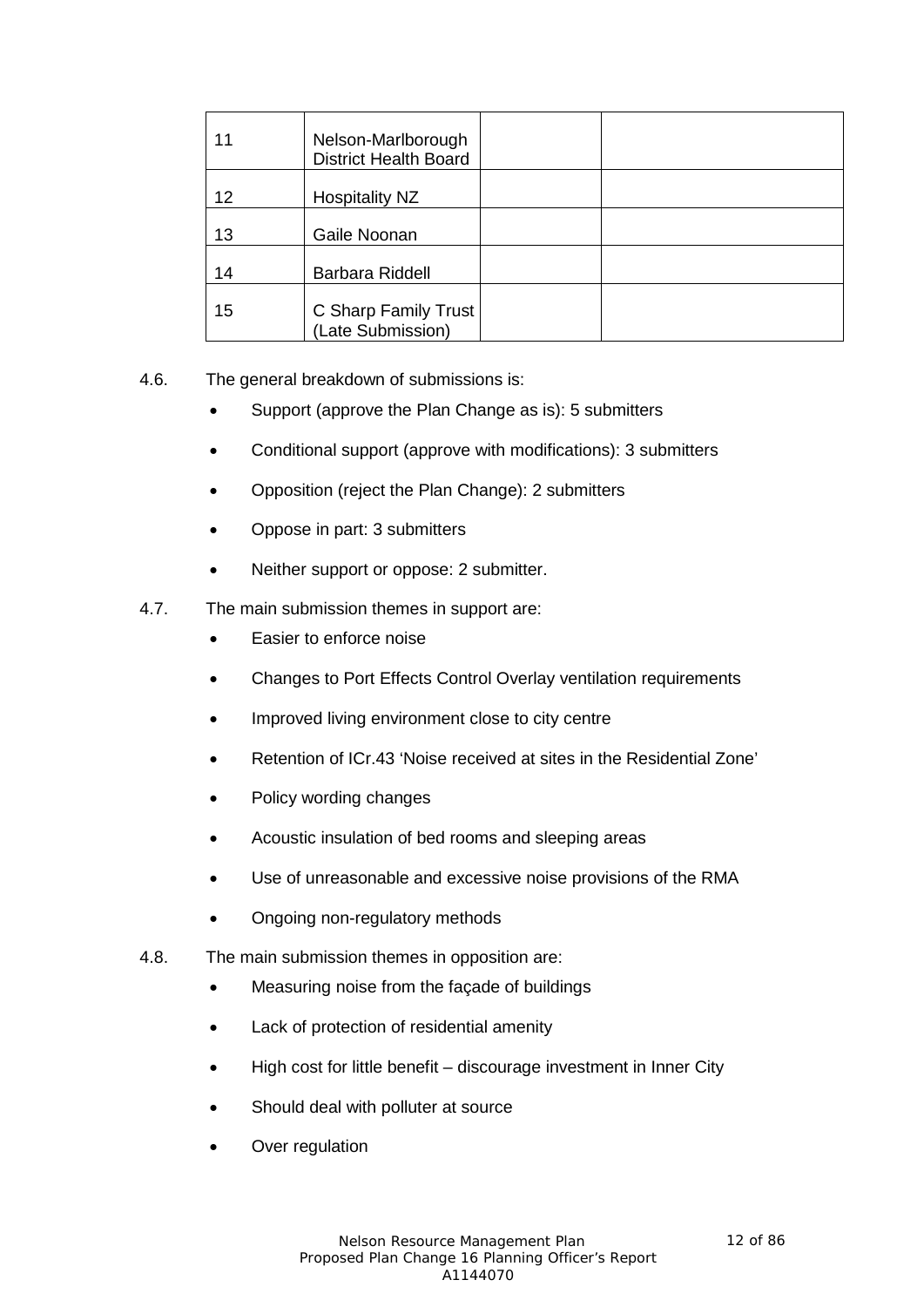| | | | |
|---|---|---|---|
| 11 | Nelson-Marlborough District Health Board | | |
| 12 | Hospitality NZ | | |
| 13 | Gaile Noonan | | |
| 14 | Barbara Riddell | | |
| 15 | C Sharp Family Trust (Late Submission) | | |

4.6. The general breakdown of submissions is:

- Support (approve the Plan Change as is): 5 submitters
- Conditional support (approve with modifications): 3 submitters
- Opposition (reject the Plan Change): 2 submitters
- Oppose in part: 3 submitters
- Neither support or oppose: 2 submitter.

4.7. The main submission themes in support are:

- Easier to enforce noise
- Changes to Port Effects Control Overlay ventilation requirements
- Improved living environment close to city centre
- Retention of ICr.43 'Noise received at sites in the Residential Zone'
- Policy wording changes
- Acoustic insulation of bed rooms and sleeping areas
- Use of unreasonable and excessive noise provisions of the RMA
- Ongoing non-regulatory methods

4.8. The main submission themes in opposition are:

- Measuring noise from the façade of buildings
- Lack of protection of residential amenity
- High cost for little benefit – discourage investment in Inner City
- Should deal with polluter at source
- Over regulation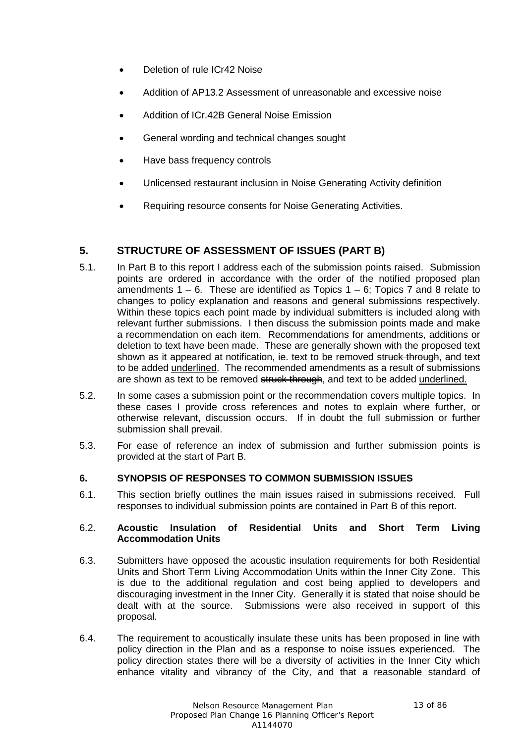- Deletion of rule ICr42 Noise
- Addition of AP13.2 Assessment of unreasonable and excessive noise
- Addition of ICr.42B General Noise Emission
- General wording and technical changes sought
- Have bass frequency controls
- Unlicensed restaurant inclusion in Noise Generating Activity definition
- Requiring resource consents for Noise Generating Activities.

## 5. STRUCTURE OF ASSESSMENT OF ISSUES (PART B)

5.1. In Part B to this report I address each of the submission points raised. Submission points are ordered in accordance with the order of the notified proposed plan amendments 1 – 6. These are identified as Topics 1 – 6; Topics 7 and 8 relate to changes to policy explanation and reasons and general submissions respectively. Within these topics each point made by individual submitters is included along with relevant further submissions. I then discuss the submission points made and make a recommendation on each item. Recommendations for amendments, additions or deletion to text have been made. These are generally shown with the proposed text shown as it appeared at notification, ie. text to be removed ~~struck through~~, and text to be added <u>underlined</u>. The recommended amendments as a result of submissions are shown as text to be removed ~~struck through~~, and text to be added <u>underlined.</u>

5.2. In some cases a submission point or the recommendation covers multiple topics. In these cases I provide cross references and notes to explain where further, or otherwise relevant, discussion occurs. If in doubt the full submission or further submission shall prevail.

5.3. For ease of reference an index of submission and further submission points is provided at the start of Part B.

### 6. SYNOPSIS OF RESPONSES TO COMMON SUBMISSION ISSUES

6.1. This section briefly outlines the main issues raised in submissions received. Full responses to individual submission points are contained in Part B of this report.

6.2. **Acoustic Insulation of Residential Units and Short Term Living Accommodation Units**

6.3. Submitters have opposed the acoustic insulation requirements for both Residential Units and Short Term Living Accommodation Units within the Inner City Zone. This is due to the additional regulation and cost being applied to developers and discouraging investment in the Inner City. Generally it is stated that noise should be dealt with at the source. Submissions were also received in support of this proposal.

6.4. The requirement to acoustically insulate these units has been proposed in line with policy direction in the Plan and as a response to noise issues experienced. The policy direction states there will be a diversity of activities in the Inner City which enhance vitality and vibrancy of the City, and that a reasonable standard of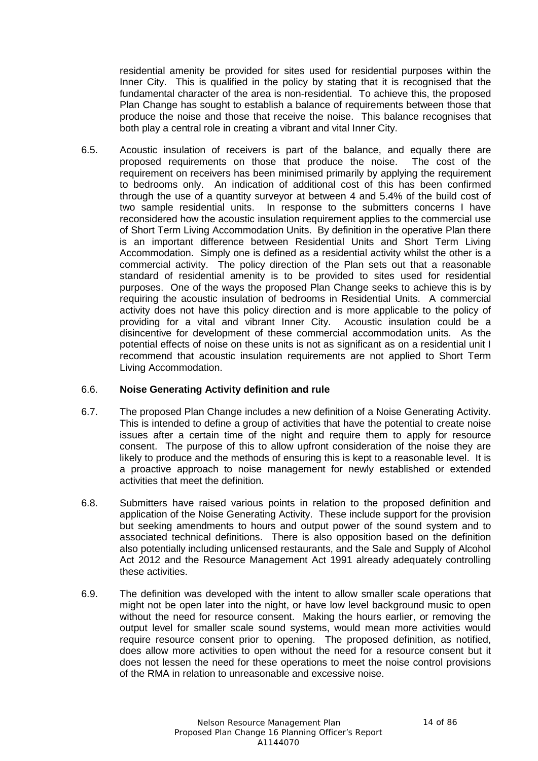residential amenity be provided for sites used for residential purposes within the Inner City. This is qualified in the policy by stating that it is recognised that the fundamental character of the area is non-residential. To achieve this, the proposed Plan Change has sought to establish a balance of requirements between those that produce the noise and those that receive the noise. This balance recognises that both play a central role in creating a vibrant and vital Inner City.

6.5. Acoustic insulation of receivers is part of the balance, and equally there are proposed requirements on those that produce the noise. The cost of the requirement on receivers has been minimised primarily by applying the requirement to bedrooms only. An indication of additional cost of this has been confirmed through the use of a quantity surveyor at between 4 and 5.4% of the build cost of two sample residential units. In response to the submitters concerns I have reconsidered how the acoustic insulation requirement applies to the commercial use of Short Term Living Accommodation Units. By definition in the operative Plan there is an important difference between Residential Units and Short Term Living Accommodation. Simply one is defined as a residential activity whilst the other is a commercial activity. The policy direction of the Plan sets out that a reasonable standard of residential amenity is to be provided to sites used for residential purposes. One of the ways the proposed Plan Change seeks to achieve this is by requiring the acoustic insulation of bedrooms in Residential Units. A commercial activity does not have this policy direction and is more applicable to the policy of providing for a vital and vibrant Inner City. Acoustic insulation could be a disincentive for development of these commercial accommodation units. As the potential effects of noise on these units is not as significant as on a residential unit I recommend that acoustic insulation requirements are not applied to Short Term Living Accommodation.

6.6. **Noise Generating Activity definition and rule**

6.7. The proposed Plan Change includes a new definition of a Noise Generating Activity. This is intended to define a group of activities that have the potential to create noise issues after a certain time of the night and require them to apply for resource consent. The purpose of this to allow upfront consideration of the noise they are likely to produce and the methods of ensuring this is kept to a reasonable level. It is a proactive approach to noise management for newly established or extended activities that meet the definition.

6.8. Submitters have raised various points in relation to the proposed definition and application of the Noise Generating Activity. These include support for the provision but seeking amendments to hours and output power of the sound system and to associated technical definitions. There is also opposition based on the definition also potentially including unlicensed restaurants, and the Sale and Supply of Alcohol Act 2012 and the Resource Management Act 1991 already adequately controlling these activities.

6.9. The definition was developed with the intent to allow smaller scale operations that might not be open later into the night, or have low level background music to open without the need for resource consent. Making the hours earlier, or removing the output level for smaller scale sound systems, would mean more activities would require resource consent prior to opening. The proposed definition, as notified, does allow more activities to open without the need for a resource consent but it does not lessen the need for these operations to meet the noise control provisions of the RMA in relation to unreasonable and excessive noise.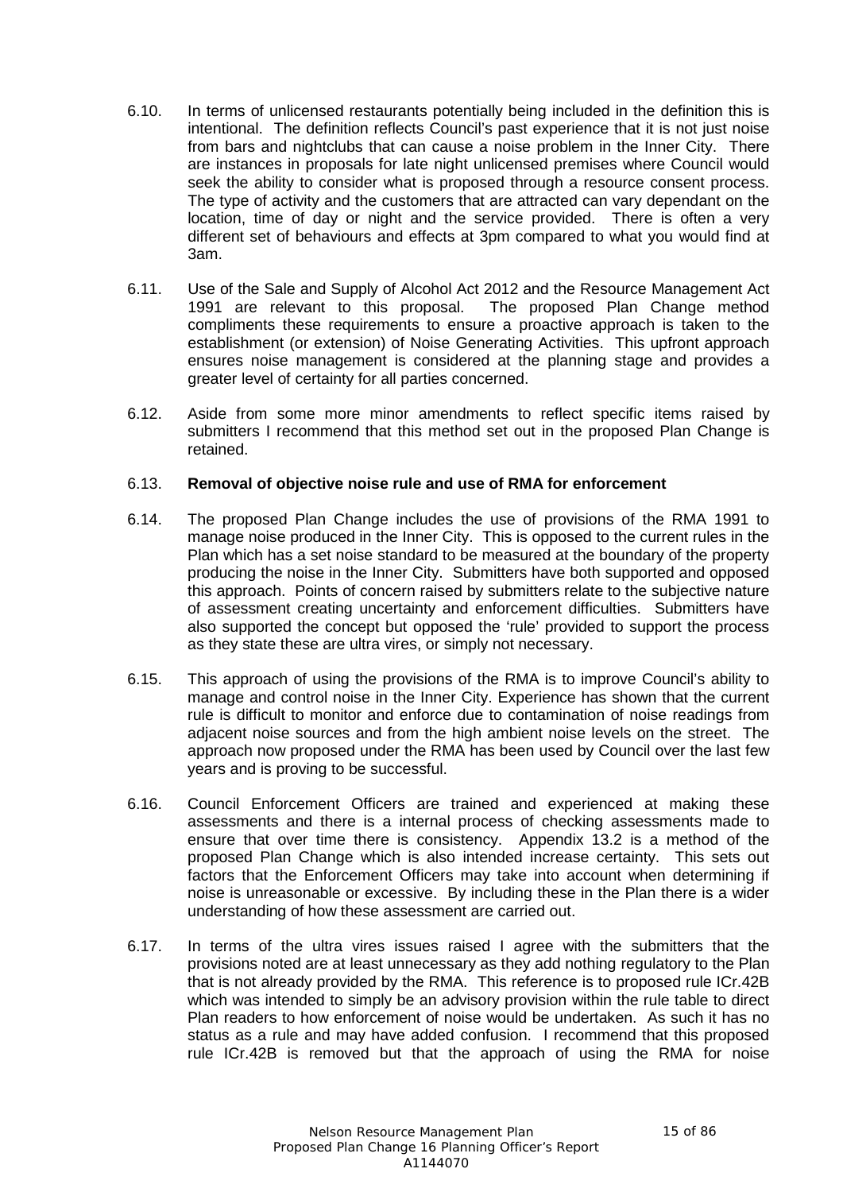6.10. In terms of unlicensed restaurants potentially being included in the definition this is intentional. The definition reflects Council's past experience that it is not just noise from bars and nightclubs that can cause a noise problem in the Inner City. There are instances in proposals for late night unlicensed premises where Council would seek the ability to consider what is proposed through a resource consent process. The type of activity and the customers that are attracted can vary dependant on the location, time of day or night and the service provided. There is often a very different set of behaviours and effects at 3pm compared to what you would find at 3am.

6.11. Use of the Sale and Supply of Alcohol Act 2012 and the Resource Management Act 1991 are relevant to this proposal. The proposed Plan Change method compliments these requirements to ensure a proactive approach is taken to the establishment (or extension) of Noise Generating Activities. This upfront approach ensures noise management is considered at the planning stage and provides a greater level of certainty for all parties concerned.

6.12. Aside from some more minor amendments to reflect specific items raised by submitters I recommend that this method set out in the proposed Plan Change is retained.

6.13. **Removal of objective noise rule and use of RMA for enforcement**

6.14. The proposed Plan Change includes the use of provisions of the RMA 1991 to manage noise produced in the Inner City. This is opposed to the current rules in the Plan which has a set noise standard to be measured at the boundary of the property producing the noise in the Inner City. Submitters have both supported and opposed this approach. Points of concern raised by submitters relate to the subjective nature of assessment creating uncertainty and enforcement difficulties. Submitters have also supported the concept but opposed the 'rule' provided to support the process as they state these are ultra vires, or simply not necessary.

6.15. This approach of using the provisions of the RMA is to improve Council's ability to manage and control noise in the Inner City. Experience has shown that the current rule is difficult to monitor and enforce due to contamination of noise readings from adjacent noise sources and from the high ambient noise levels on the street. The approach now proposed under the RMA has been used by Council over the last few years and is proving to be successful.

6.16. Council Enforcement Officers are trained and experienced at making these assessments and there is a internal process of checking assessments made to ensure that over time there is consistency. Appendix 13.2 is a method of the proposed Plan Change which is also intended increase certainty. This sets out factors that the Enforcement Officers may take into account when determining if noise is unreasonable or excessive. By including these in the Plan there is a wider understanding of how these assessment are carried out.

6.17. In terms of the ultra vires issues raised I agree with the submitters that the provisions noted are at least unnecessary as they add nothing regulatory to the Plan that is not already provided by the RMA. This reference is to proposed rule ICr.42B which was intended to simply be an advisory provision within the rule table to direct Plan readers to how enforcement of noise would be undertaken. As such it has no status as a rule and may have added confusion. I recommend that this proposed rule ICr.42B is removed but that the approach of using the RMA for noise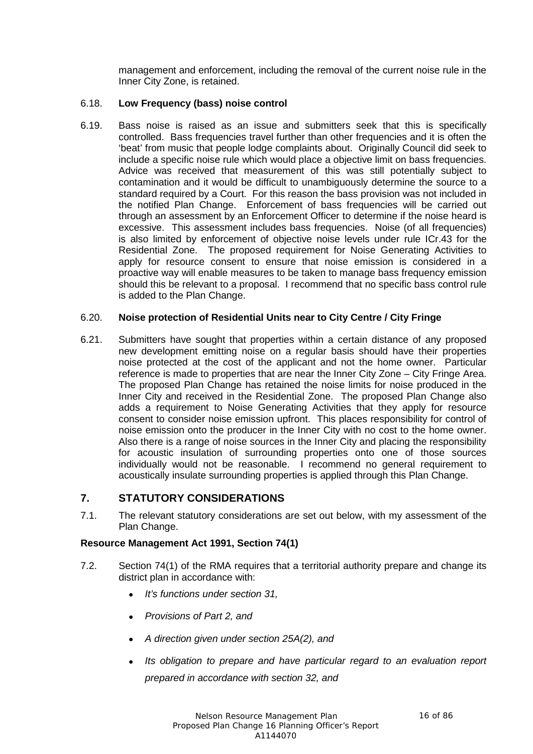management and enforcement, including the removal of the current noise rule in the Inner City Zone, is retained.

6.18. **Low Frequency (bass) noise control**

6.19. Bass noise is raised as an issue and submitters seek that this is specifically controlled. Bass frequencies travel further than other frequencies and it is often the 'beat' from music that people lodge complaints about. Originally Council did seek to include a specific noise rule which would place a objective limit on bass frequencies. Advice was received that measurement of this was still potentially subject to contamination and it would be difficult to unambiguously determine the source to a standard required by a Court. For this reason the bass provision was not included in the notified Plan Change. Enforcement of bass frequencies will be carried out through an assessment by an Enforcement Officer to determine if the noise heard is excessive. This assessment includes bass frequencies. Noise (of all frequencies) is also limited by enforcement of objective noise levels under rule ICr.43 for the Residential Zone. The proposed requirement for Noise Generating Activities to apply for resource consent to ensure that noise emission is considered in a proactive way will enable measures to be taken to manage bass frequency emission should this be relevant to a proposal. I recommend that no specific bass control rule is added to the Plan Change.

6.20. **Noise protection of Residential Units near to City Centre / City Fringe**

6.21. Submitters have sought that properties within a certain distance of any proposed new development emitting noise on a regular basis should have their properties noise protected at the cost of the applicant and not the home owner. Particular reference is made to properties that are near the Inner City Zone – City Fringe Area. The proposed Plan Change has retained the noise limits for noise produced in the Inner City and received in the Residential Zone. The proposed Plan Change also adds a requirement to Noise Generating Activities that they apply for resource consent to consider noise emission upfront. This places responsibility for control of noise emission onto the producer in the Inner City with no cost to the home owner. Also there is a range of noise sources in the Inner City and placing the responsibility for acoustic insulation of surrounding properties onto one of those sources individually would not be reasonable. I recommend no general requirement to acoustically insulate surrounding properties is applied through this Plan Change.

## 7. STATUTORY CONSIDERATIONS

7.1. The relevant statutory considerations are set out below, with my assessment of the Plan Change.

**Resource Management Act 1991, Section 74(1)**

7.2. Section 74(1) of the RMA requires that a territorial authority prepare and change its district plan in accordance with:

- *It's functions under section 31,*
- *Provisions of Part 2, and*
- *A direction given under section 25A(2), and*
- *Its obligation to prepare and have particular regard to an evaluation report prepared in accordance with section 32, and*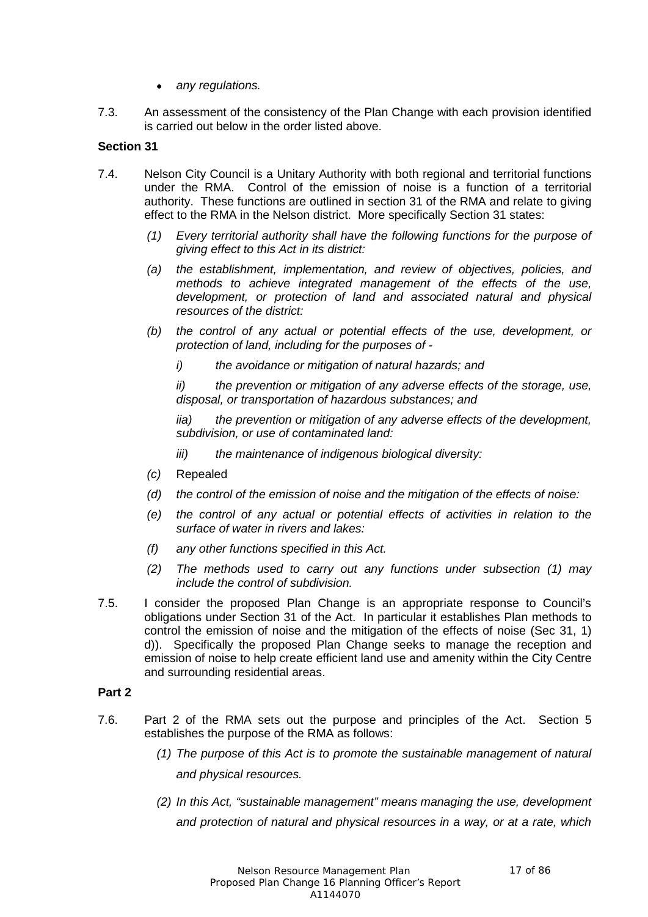- *any regulations.*

7.3. An assessment of the consistency of the Plan Change with each provision identified is carried out below in the order listed above.

**Section 31**

7.4. Nelson City Council is a Unitary Authority with both regional and territorial functions under the RMA. Control of the emission of noise is a function of a territorial authority. These functions are outlined in section 31 of the RMA and relate to giving effect to the RMA in the Nelson district. More specifically Section 31 states:

*(1) Every territorial authority shall have the following functions for the purpose of giving effect to this Act in its district:*

*(a) the establishment, implementation, and review of objectives, policies, and methods to achieve integrated management of the effects of the use, development, or protection of land and associated natural and physical resources of the district:*

*(b) the control of any actual or potential effects of the use, development, or protection of land, including for the purposes of -*

*i) the avoidance or mitigation of natural hazards; and*

*ii) the prevention or mitigation of any adverse effects of the storage, use, disposal, or transportation of hazardous substances; and*

*iia) the prevention or mitigation of any adverse effects of the development, subdivision, or use of contaminated land:*

*iii) the maintenance of indigenous biological diversity:*

*(c)* Repealed

*(d) the control of the emission of noise and the mitigation of the effects of noise:*

*(e) the control of any actual or potential effects of activities in relation to the surface of water in rivers and lakes:*

*(f) any other functions specified in this Act.*

*(2) The methods used to carry out any functions under subsection (1) may include the control of subdivision.*

7.5. I consider the proposed Plan Change is an appropriate response to Council's obligations under Section 31 of the Act. In particular it establishes Plan methods to control the emission of noise and the mitigation of the effects of noise (Sec 31, 1) d)). Specifically the proposed Plan Change seeks to manage the reception and emission of noise to help create efficient land use and amenity within the City Centre and surrounding residential areas.

**Part 2**

7.6. Part 2 of the RMA sets out the purpose and principles of the Act. Section 5 establishes the purpose of the RMA as follows:

*(1) The purpose of this Act is to promote the sustainable management of natural and physical resources.*

*(2) In this Act, "sustainable management" means managing the use, development and protection of natural and physical resources in a way, or at a rate, which*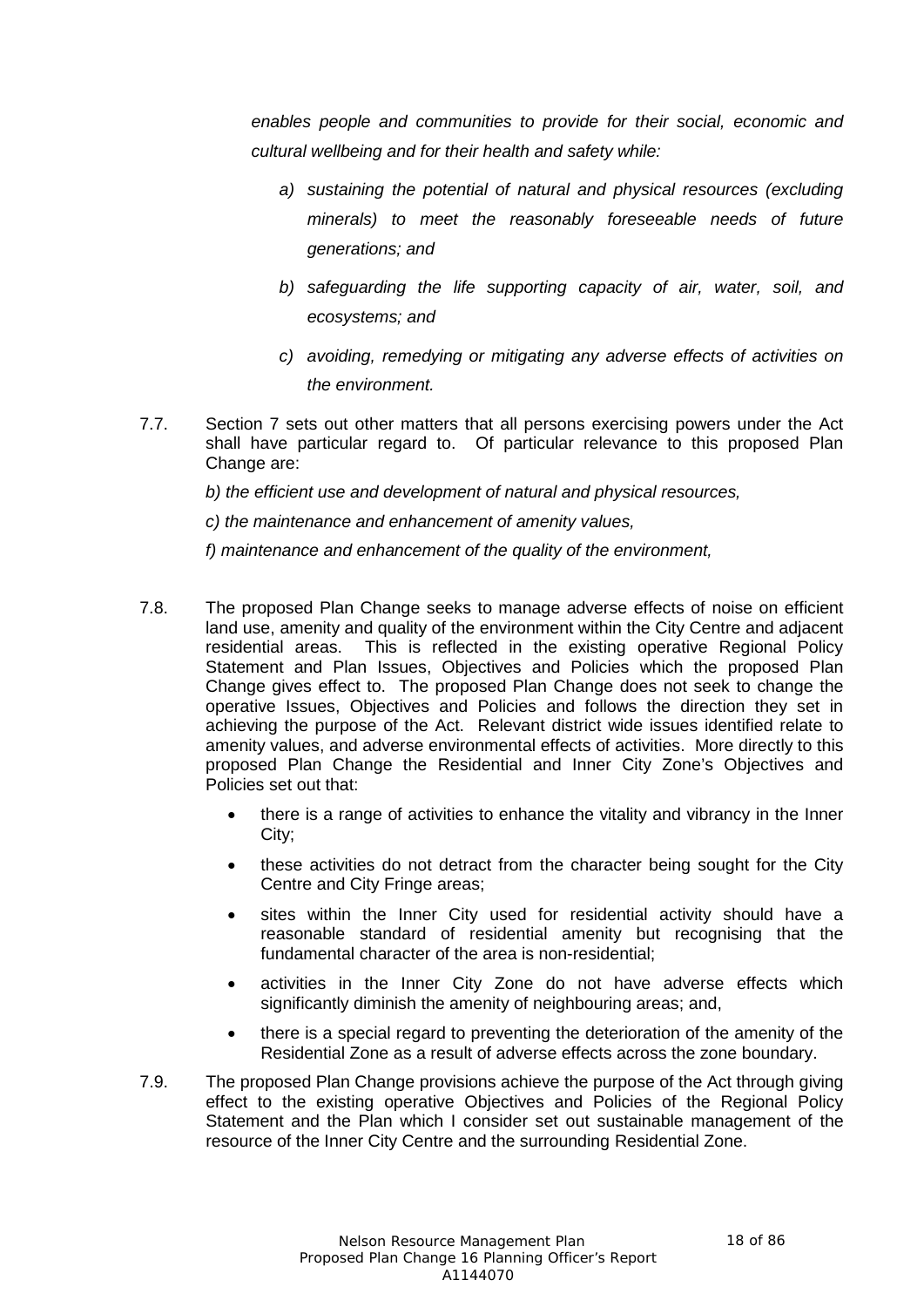*enables people and communities to provide for their social, economic and cultural wellbeing and for their health and safety while:*

> *a) sustaining the potential of natural and physical resources (excluding minerals) to meet the reasonably foreseeable needs of future generations; and*
>
> *b) safeguarding the life supporting capacity of air, water, soil, and ecosystems; and*
>
> *c) avoiding, remedying or mitigating any adverse effects of activities on the environment.*

7.7. Section 7 sets out other matters that all persons exercising powers under the Act shall have particular regard to. Of particular relevance to this proposed Plan Change are:

*b) the efficient use and development of natural and physical resources,*

*c) the maintenance and enhancement of amenity values,*

*f) maintenance and enhancement of the quality of the environment,*

7.8. The proposed Plan Change seeks to manage adverse effects of noise on efficient land use, amenity and quality of the environment within the City Centre and adjacent residential areas. This is reflected in the existing operative Regional Policy Statement and Plan Issues, Objectives and Policies which the proposed Plan Change gives effect to. The proposed Plan Change does not seek to change the operative Issues, Objectives and Policies and follows the direction they set in achieving the purpose of the Act. Relevant district wide issues identified relate to amenity values, and adverse environmental effects of activities. More directly to this proposed Plan Change the Residential and Inner City Zone's Objectives and Policies set out that:

- there is a range of activities to enhance the vitality and vibrancy in the Inner City;
- these activities do not detract from the character being sought for the City Centre and City Fringe areas;
- sites within the Inner City used for residential activity should have a reasonable standard of residential amenity but recognising that the fundamental character of the area is non-residential;
- activities in the Inner City Zone do not have adverse effects which significantly diminish the amenity of neighbouring areas; and,
- there is a special regard to preventing the deterioration of the amenity of the Residential Zone as a result of adverse effects across the zone boundary.

7.9. The proposed Plan Change provisions achieve the purpose of the Act through giving effect to the existing operative Objectives and Policies of the Regional Policy Statement and the Plan which I consider set out sustainable management of the resource of the Inner City Centre and the surrounding Residential Zone.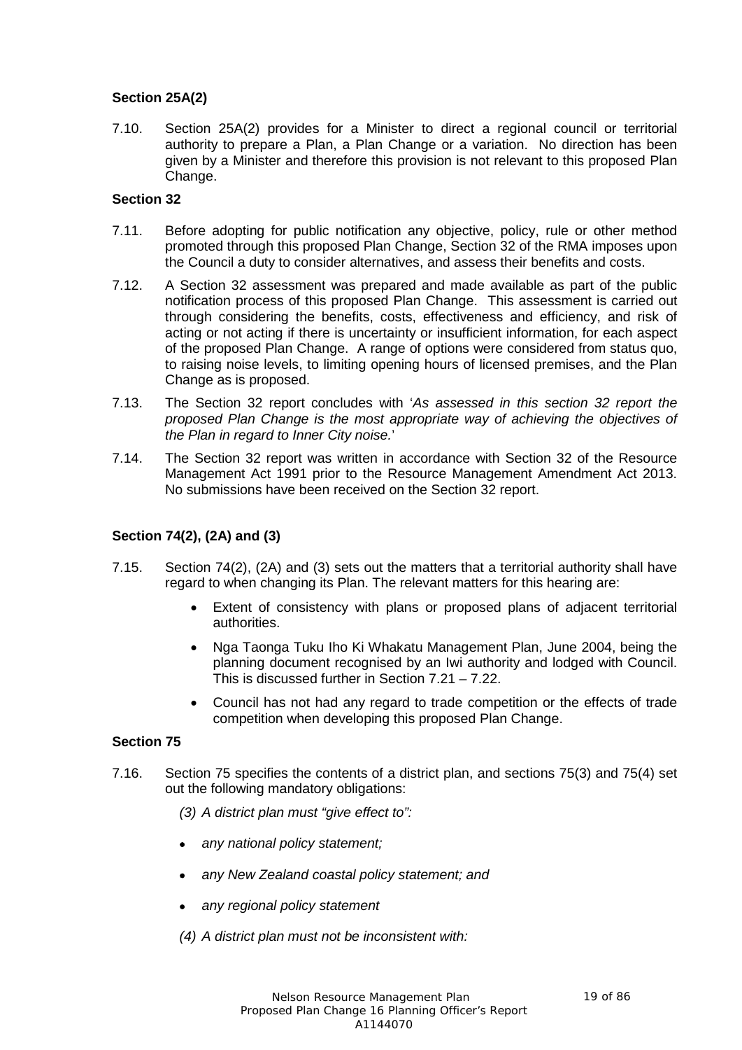**Section 25A(2)**

7.10. Section 25A(2) provides for a Minister to direct a regional council or territorial authority to prepare a Plan, a Plan Change or a variation. No direction has been given by a Minister and therefore this provision is not relevant to this proposed Plan Change.

**Section 32**

7.11. Before adopting for public notification any objective, policy, rule or other method promoted through this proposed Plan Change, Section 32 of the RMA imposes upon the Council a duty to consider alternatives, and assess their benefits and costs.

7.12. A Section 32 assessment was prepared and made available as part of the public notification process of this proposed Plan Change. This assessment is carried out through considering the benefits, costs, effectiveness and efficiency, and risk of acting or not acting if there is uncertainty or insufficient information, for each aspect of the proposed Plan Change. A range of options were considered from status quo, to raising noise levels, to limiting opening hours of licensed premises, and the Plan Change as is proposed.

7.13. The Section 32 report concludes with '*As assessed in this section 32 report the proposed Plan Change is the most appropriate way of achieving the objectives of the Plan in regard to Inner City noise.*'

7.14. The Section 32 report was written in accordance with Section 32 of the Resource Management Act 1991 prior to the Resource Management Amendment Act 2013. No submissions have been received on the Section 32 report.

**Section 74(2), (2A) and (3)**

7.15. Section 74(2), (2A) and (3) sets out the matters that a territorial authority shall have regard to when changing its Plan. The relevant matters for this hearing are:

- Extent of consistency with plans or proposed plans of adjacent territorial authorities.
- Nga Taonga Tuku Iho Ki Whakatu Management Plan, June 2004, being the planning document recognised by an Iwi authority and lodged with Council. This is discussed further in Section 7.21 – 7.22.
- Council has not had any regard to trade competition or the effects of trade competition when developing this proposed Plan Change.

**Section 75**

7.16. Section 75 specifies the contents of a district plan, and sections 75(3) and 75(4) set out the following mandatory obligations:

*(3) A district plan must "give effect to":*

- *any national policy statement;*
- *any New Zealand coastal policy statement; and*
- *any regional policy statement*

*(4) A district plan must not be inconsistent with:*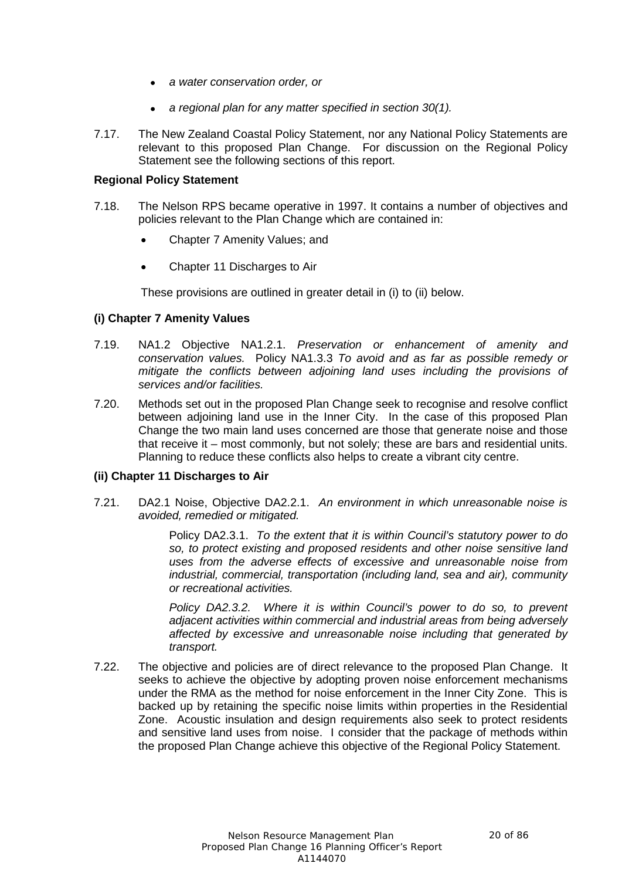- *a water conservation order, or*
- *a regional plan for any matter specified in section 30(1).*

7.17. The New Zealand Coastal Policy Statement, nor any National Policy Statements are relevant to this proposed Plan Change. For discussion on the Regional Policy Statement see the following sections of this report.

**Regional Policy Statement**

7.18. The Nelson RPS became operative in 1997. It contains a number of objectives and policies relevant to the Plan Change which are contained in:

- Chapter 7 Amenity Values; and
- Chapter 11 Discharges to Air

These provisions are outlined in greater detail in (i) to (ii) below.

**(i) Chapter 7 Amenity Values**

7.19. NA1.2 Objective NA1.2.1. *Preservation or enhancement of amenity and conservation values.* Policy NA1.3.3 *To avoid and as far as possible remedy or mitigate the conflicts between adjoining land uses including the provisions of services and/or facilities.*

7.20. Methods set out in the proposed Plan Change seek to recognise and resolve conflict between adjoining land use in the Inner City. In the case of this proposed Plan Change the two main land uses concerned are those that generate noise and those that receive it – most commonly, but not solely; these are bars and residential units. Planning to reduce these conflicts also helps to create a vibrant city centre.

**(ii) Chapter 11 Discharges to Air**

7.21. DA2.1 Noise, Objective DA2.2.1. *An environment in which unreasonable noise is avoided, remedied or mitigated.*

Policy DA2.3.1. *To the extent that it is within Council's statutory power to do so, to protect existing and proposed residents and other noise sensitive land uses from the adverse effects of excessive and unreasonable noise from industrial, commercial, transportation (including land, sea and air), community or recreational activities.*

*Policy DA2.3.2. Where it is within Council's power to do so, to prevent adjacent activities within commercial and industrial areas from being adversely affected by excessive and unreasonable noise including that generated by transport.*

7.22. The objective and policies are of direct relevance to the proposed Plan Change. It seeks to achieve the objective by adopting proven noise enforcement mechanisms under the RMA as the method for noise enforcement in the Inner City Zone. This is backed up by retaining the specific noise limits within properties in the Residential Zone. Acoustic insulation and design requirements also seek to protect residents and sensitive land uses from noise. I consider that the package of methods within the proposed Plan Change achieve this objective of the Regional Policy Statement.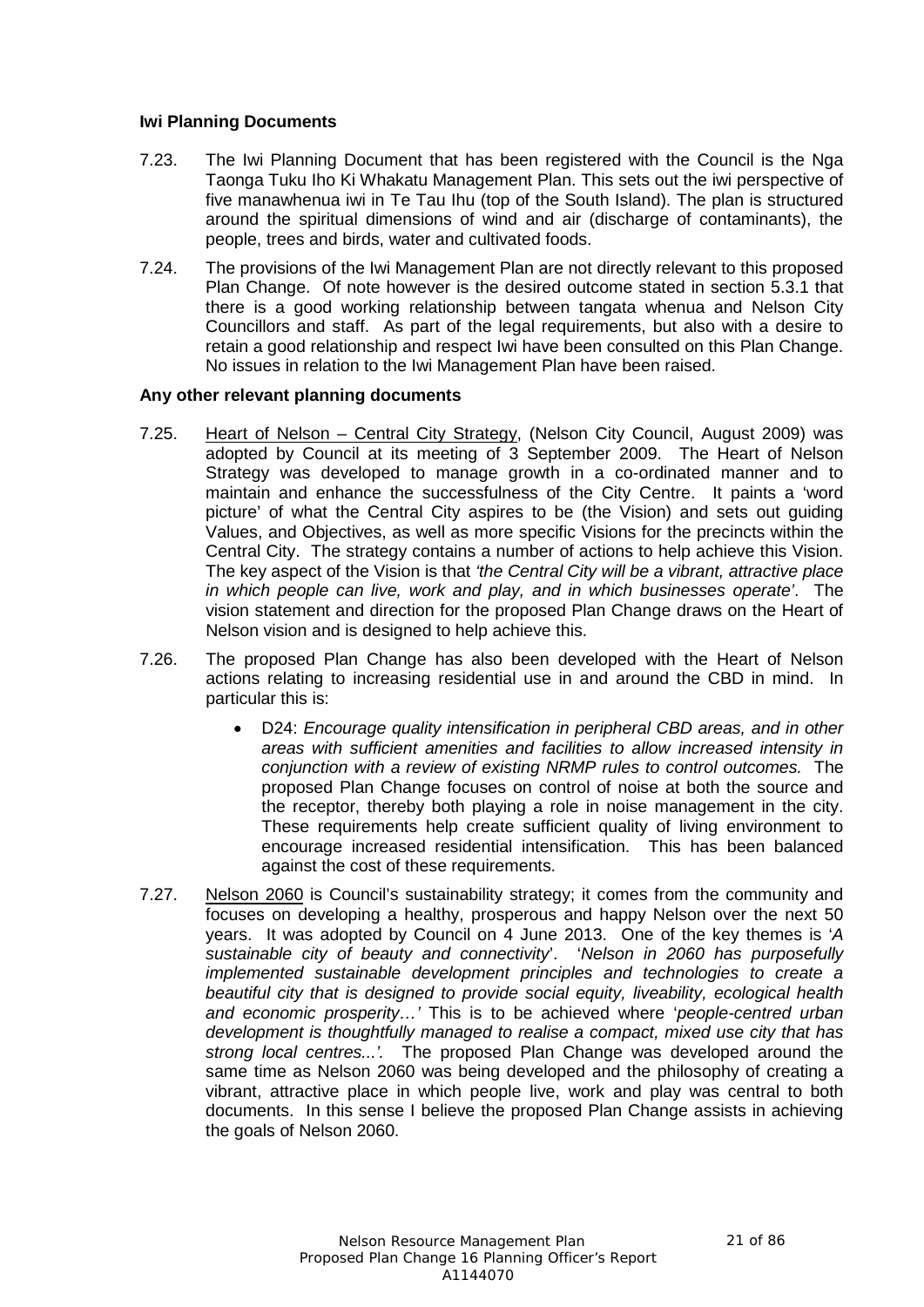**Iwi Planning Documents**

7.23. The Iwi Planning Document that has been registered with the Council is the Nga Taonga Tuku Iho Ki Whakatu Management Plan. This sets out the iwi perspective of five manawhenua iwi in Te Tau Ihu (top of the South Island). The plan is structured around the spiritual dimensions of wind and air (discharge of contaminants), the people, trees and birds, water and cultivated foods.

7.24. The provisions of the Iwi Management Plan are not directly relevant to this proposed Plan Change. Of note however is the desired outcome stated in section 5.3.1 that there is a good working relationship between tangata whenua and Nelson City Councillors and staff. As part of the legal requirements, but also with a desire to retain a good relationship and respect Iwi have been consulted on this Plan Change. No issues in relation to the Iwi Management Plan have been raised.

**Any other relevant planning documents**

7.25. Heart of Nelson – Central City Strategy, (Nelson City Council, August 2009) was adopted by Council at its meeting of 3 September 2009. The Heart of Nelson Strategy was developed to manage growth in a co-ordinated manner and to maintain and enhance the successfulness of the City Centre. It paints a 'word picture' of what the Central City aspires to be (the Vision) and sets out guiding Values, and Objectives, as well as more specific Visions for the precincts within the Central City. The strategy contains a number of actions to help achieve this Vision. The key aspect of the Vision is that *'the Central City will be a vibrant, attractive place in which people can live, work and play, and in which businesses operate'*. The vision statement and direction for the proposed Plan Change draws on the Heart of Nelson vision and is designed to help achieve this.

7.26. The proposed Plan Change has also been developed with the Heart of Nelson actions relating to increasing residential use in and around the CBD in mind. In particular this is:

- D24: *Encourage quality intensification in peripheral CBD areas, and in other areas with sufficient amenities and facilities to allow increased intensity in conjunction with a review of existing NRMP rules to control outcomes.* The proposed Plan Change focuses on control of noise at both the source and the receptor, thereby both playing a role in noise management in the city. These requirements help create sufficient quality of living environment to encourage increased residential intensification. This has been balanced against the cost of these requirements.

7.27. Nelson 2060 is Council's sustainability strategy; it comes from the community and focuses on developing a healthy, prosperous and happy Nelson over the next 50 years. It was adopted by Council on 4 June 2013. One of the key themes is '*A sustainable city of beauty and connectivity*'. '*Nelson in 2060 has purposefully implemented sustainable development principles and technologies to create a beautiful city that is designed to provide social equity, liveability, ecological health and economic prosperity…'* This is to be achieved where '*people-centred urban development is thoughtfully managed to realise a compact, mixed use city that has strong local centres...'*. The proposed Plan Change was developed around the same time as Nelson 2060 was being developed and the philosophy of creating a vibrant, attractive place in which people live, work and play was central to both documents. In this sense I believe the proposed Plan Change assists in achieving the goals of Nelson 2060.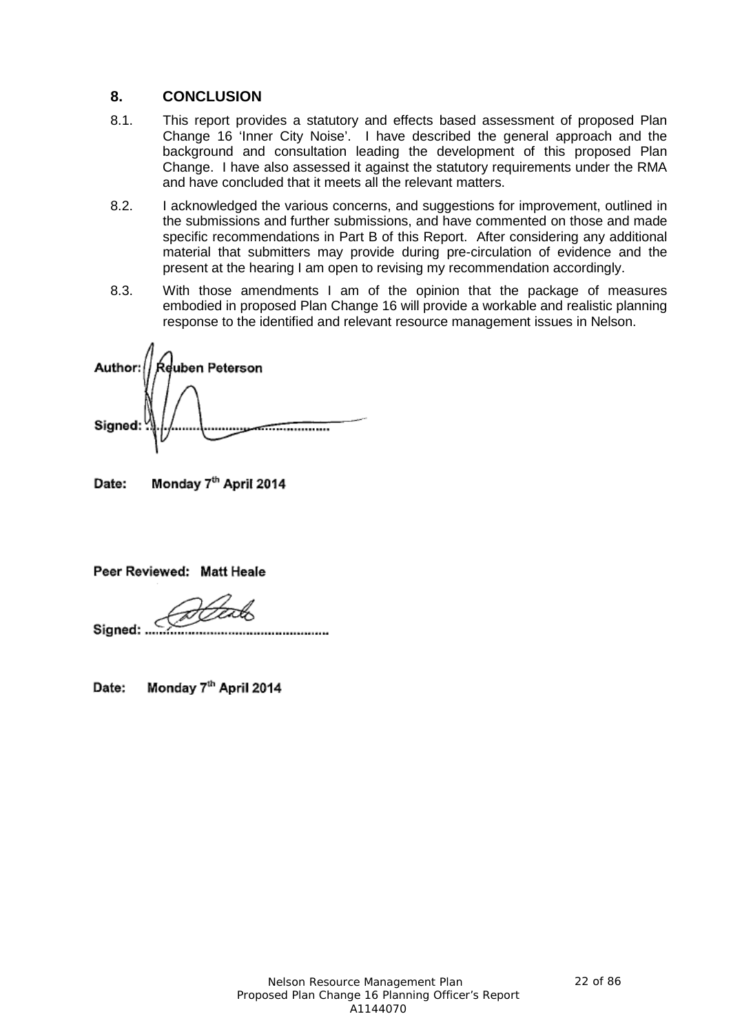## 8. CONCLUSION

8.1. This report provides a statutory and effects based assessment of proposed Plan Change 16 'Inner City Noise'. I have described the general approach and the background and consultation leading the development of this proposed Plan Change. I have also assessed it against the statutory requirements under the RMA and have concluded that it meets all the relevant matters.

8.2. I acknowledged the various concerns, and suggestions for improvement, outlined in the submissions and further submissions, and have commented on those and made specific recommendations in Part B of this Report. After considering any additional material that submitters may provide during pre-circulation of evidence and the present at the hearing I am open to revising my recommendation accordingly.

8.3. With those amendments I am of the opinion that the package of measures embodied in proposed Plan Change 16 will provide a workable and realistic planning response to the identified and relevant resource management issues in Nelson.

**Author:** Reuben Peterson

**Signed:** ..............................................

**Date:** Monday 7th April 2014

**Peer Reviewed:** Matt Heale

**Signed:** ..............................................

**Date:** Monday 7th April 2014

Nelson Resource Management Plan
Proposed Plan Change 16 Planning Officer's Report
A1144070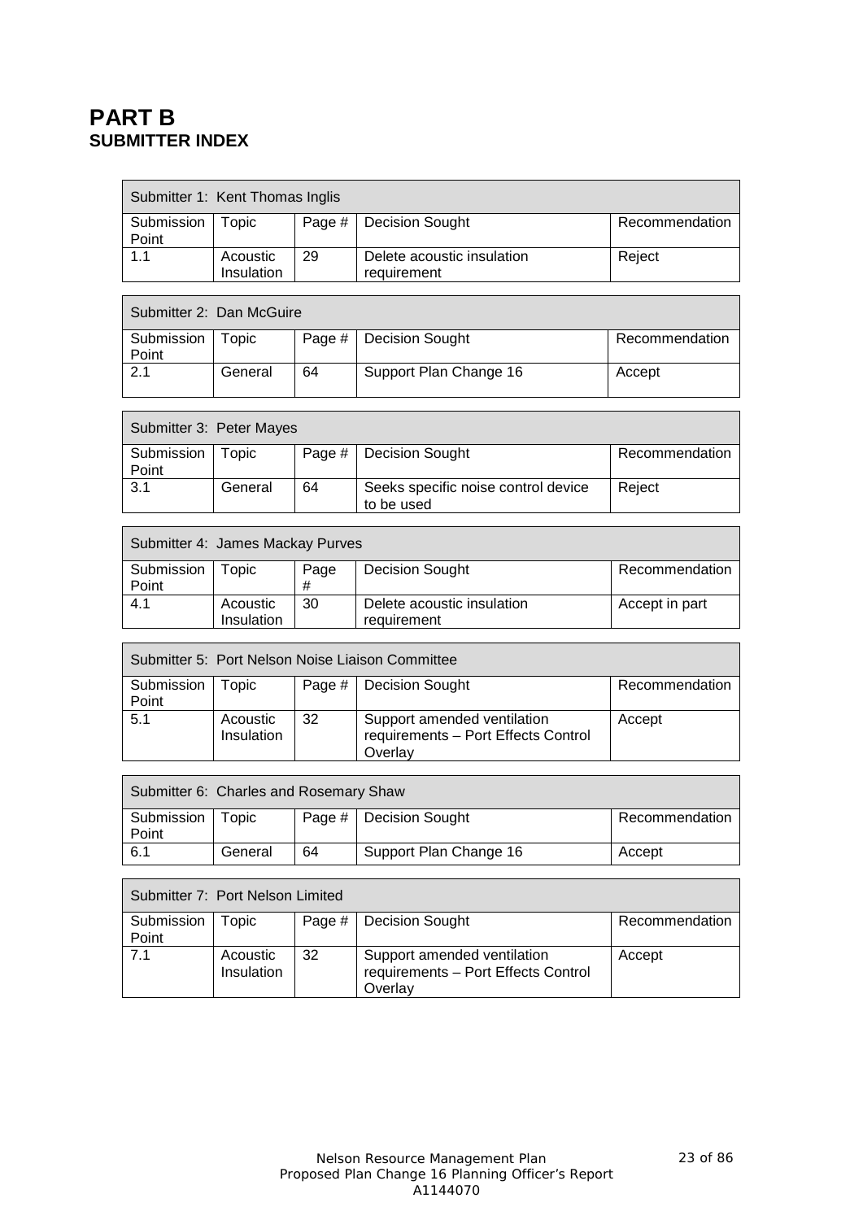# PART B
## SUBMITTER INDEX

| Submitter 1: Kent Thomas Inglis | | | | |
|---|---|---|---|---|
| Submission Point | Topic | Page # | Decision Sought | Recommendation |
| 1.1 | Acoustic Insulation | 29 | Delete acoustic insulation requirement | Reject |

| Submitter 2: Dan McGuire | | | | |
|---|---|---|---|---|
| Submission Point | Topic | Page # | Decision Sought | Recommendation |
| 2.1 | General | 64 | Support Plan Change 16 | Accept |

| Submitter 3: Peter Mayes | | | | |
|---|---|---|---|---|
| Submission Point | Topic | Page # | Decision Sought | Recommendation |
| 3.1 | General | 64 | Seeks specific noise control device to be used | Reject |

| Submitter 4: James Mackay Purves | | | | |
|---|---|---|---|---|
| Submission Point | Topic | Page # | Decision Sought | Recommendation |
| 4.1 | Acoustic Insulation | 30 | Delete acoustic insulation requirement | Accept in part |

| Submitter 5: Port Nelson Noise Liaison Committee | | | | |
|---|---|---|---|---|
| Submission Point | Topic | Page # | Decision Sought | Recommendation |
| 5.1 | Acoustic Insulation | 32 | Support amended ventilation requirements – Port Effects Control Overlay | Accept |

| Submitter 6: Charles and Rosemary Shaw | | | | |
|---|---|---|---|---|
| Submission Point | Topic | Page # | Decision Sought | Recommendation |
| 6.1 | General | 64 | Support Plan Change 16 | Accept |

| Submitter 7: Port Nelson Limited | | | | |
|---|---|---|---|---|
| Submission Point | Topic | Page # | Decision Sought | Recommendation |
| 7.1 | Acoustic Insulation | 32 | Support amended ventilation requirements – Port Effects Control Overlay | Accept |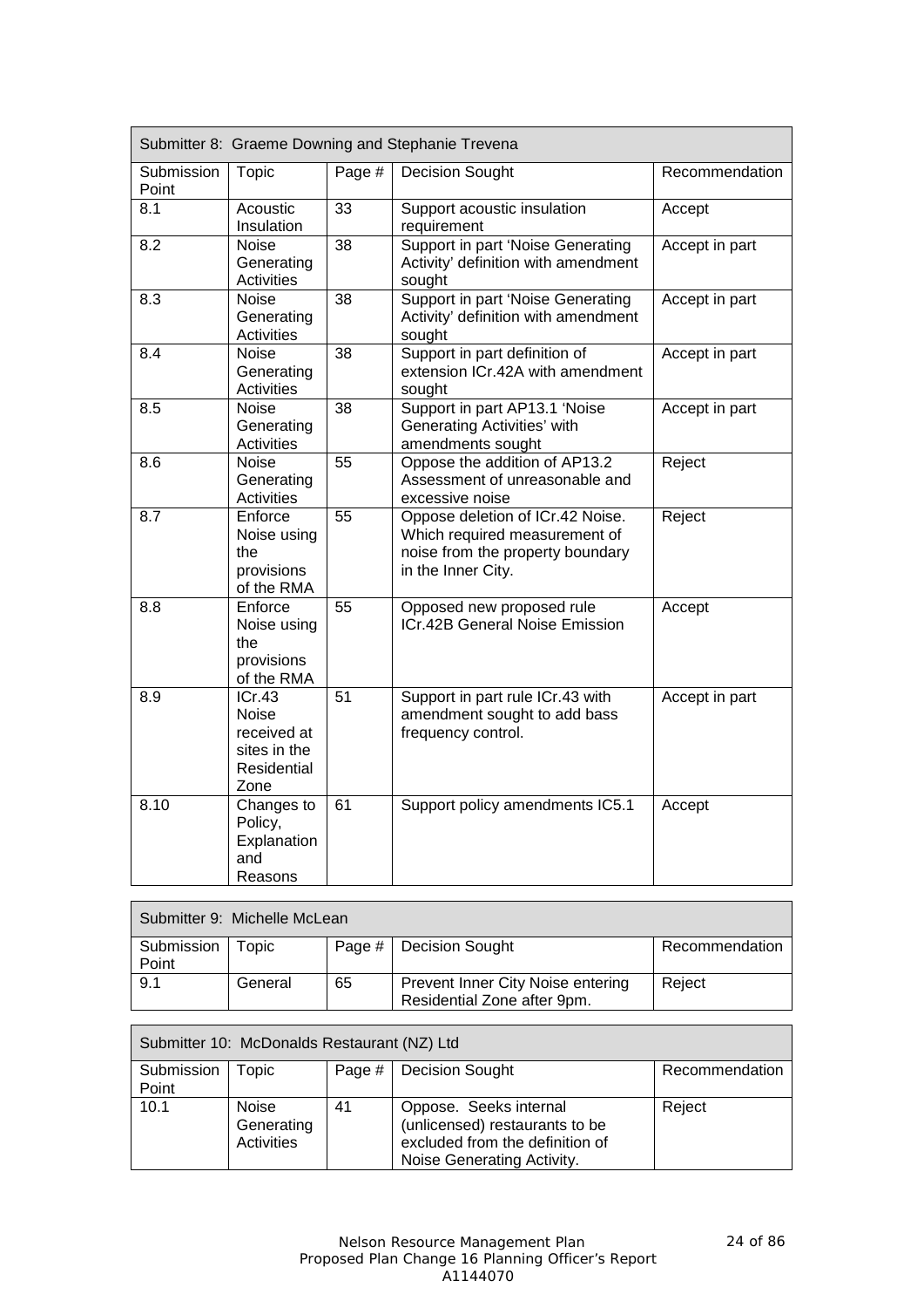| Submitter 8: Graeme Downing and Stephanie Trevena | | | | |
|---|---|---|---|---|
| Submission Point | Topic | Page # | Decision Sought | Recommendation |
| 8.1 | Acoustic Insulation | 33 | Support acoustic insulation requirement | Accept |
| 8.2 | Noise Generating Activities | 38 | Support in part 'Noise Generating Activity' definition with amendment sought | Accept in part |
| 8.3 | Noise Generating Activities | 38 | Support in part 'Noise Generating Activity' definition with amendment sought | Accept in part |
| 8.4 | Noise Generating Activities | 38 | Support in part definition of extension ICr.42A with amendment sought | Accept in part |
| 8.5 | Noise Generating Activities | 38 | Support in part AP13.1 'Noise Generating Activities' with amendments sought | Accept in part |
| 8.6 | Noise Generating Activities | 55 | Oppose the addition of AP13.2 Assessment of unreasonable and excessive noise | Reject |
| 8.7 | Enforce Noise using the provisions of the RMA | 55 | Oppose deletion of ICr.42 Noise. Which required measurement of noise from the property boundary in the Inner City. | Reject |
| 8.8 | Enforce Noise using the provisions of the RMA | 55 | Opposed new proposed rule ICr.42B General Noise Emission | Accept |
| 8.9 | ICr.43 Noise received at sites in the Residential Zone | 51 | Support in part rule ICr.43 with amendment sought to add bass frequency control. | Accept in part |
| 8.10 | Changes to Policy, Explanation and Reasons | 61 | Support policy amendments IC5.1 | Accept |

| Submitter 9: Michelle McLean | | | | |
|---|---|---|---|---|
| Submission Point | Topic | Page # | Decision Sought | Recommendation |
| 9.1 | General | 65 | Prevent Inner City Noise entering Residential Zone after 9pm. | Reject |

| Submitter 10: McDonalds Restaurant (NZ) Ltd | | | | |
|---|---|---|---|---|
| Submission Point | Topic | Page # | Decision Sought | Recommendation |
| 10.1 | Noise Generating Activities | 41 | Oppose. Seeks internal (unlicensed) restaurants to be excluded from the definition of Noise Generating Activity. | Reject |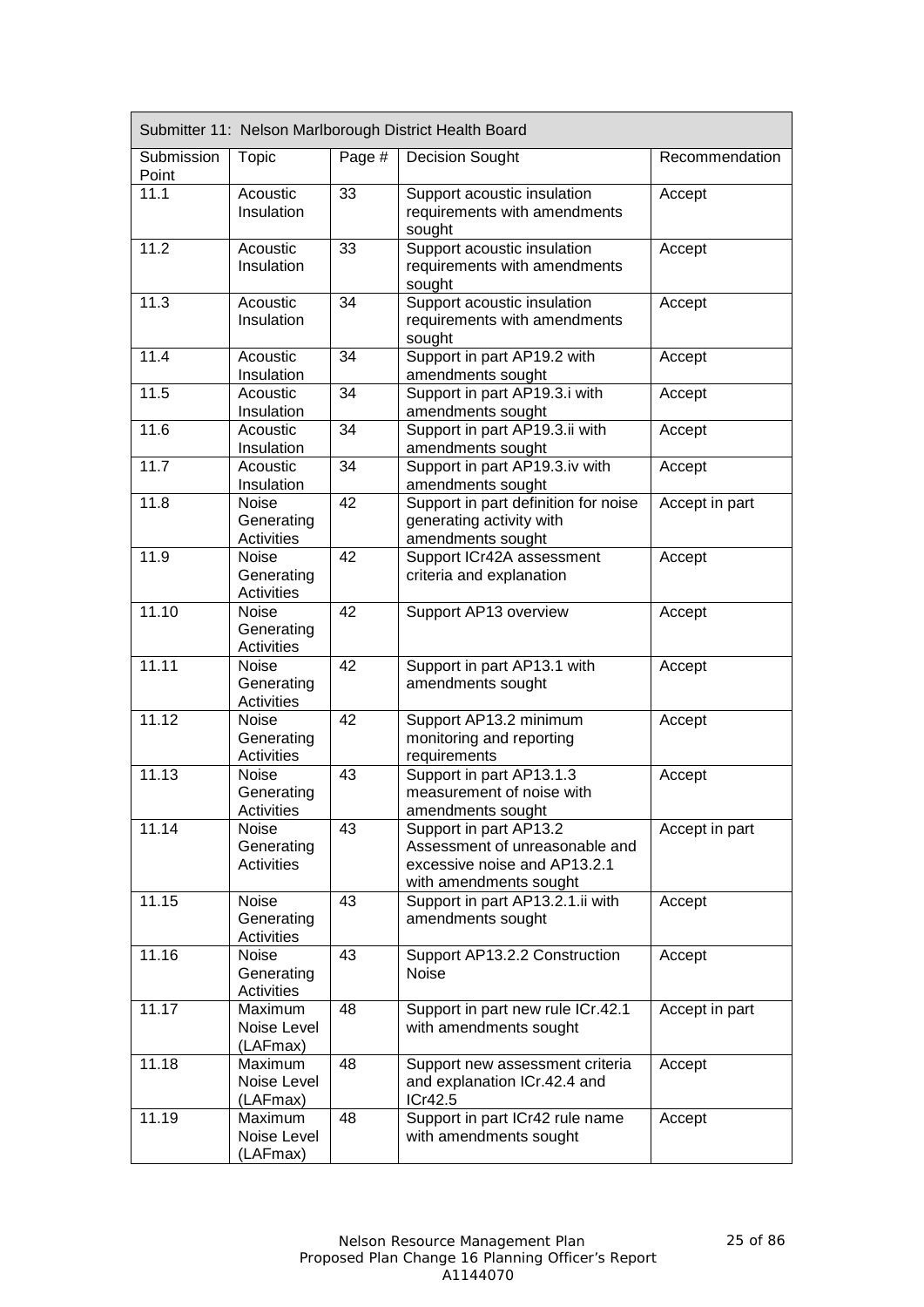| Submitter 11: Nelson Marlborough District Health Board | | | | |
|---|---|---|---|---|
| Submission Point | Topic | Page # | Decision Sought | Recommendation |
| 11.1 | Acoustic Insulation | 33 | Support acoustic insulation requirements with amendments sought | Accept |
| 11.2 | Acoustic Insulation | 33 | Support acoustic insulation requirements with amendments sought | Accept |
| 11.3 | Acoustic Insulation | 34 | Support acoustic insulation requirements with amendments sought | Accept |
| 11.4 | Acoustic Insulation | 34 | Support in part AP19.2 with amendments sought | Accept |
| 11.5 | Acoustic Insulation | 34 | Support in part AP19.3.i with amendments sought | Accept |
| 11.6 | Acoustic Insulation | 34 | Support in part AP19.3.ii with amendments sought | Accept |
| 11.7 | Acoustic Insulation | 34 | Support in part AP19.3.iv with amendments sought | Accept |
| 11.8 | Noise Generating Activities | 42 | Support in part definition for noise generating activity with amendments sought | Accept in part |
| 11.9 | Noise Generating Activities | 42 | Support ICr42A assessment criteria and explanation | Accept |
| 11.10 | Noise Generating Activities | 42 | Support AP13 overview | Accept |
| 11.11 | Noise Generating Activities | 42 | Support in part AP13.1 with amendments sought | Accept |
| 11.12 | Noise Generating Activities | 42 | Support AP13.2 minimum monitoring and reporting requirements | Accept |
| 11.13 | Noise Generating Activities | 43 | Support in part AP13.1.3 measurement of noise with amendments sought | Accept |
| 11.14 | Noise Generating Activities | 43 | Support in part AP13.2 Assessment of unreasonable and excessive noise and AP13.2.1 with amendments sought | Accept in part |
| 11.15 | Noise Generating Activities | 43 | Support in part AP13.2.1.ii with amendments sought | Accept |
| 11.16 | Noise Generating Activities | 43 | Support AP13.2.2 Construction Noise | Accept |
| 11.17 | Maximum Noise Level (LAFmax) | 48 | Support in part new rule ICr.42.1 with amendments sought | Accept in part |
| 11.18 | Maximum Noise Level (LAFmax) | 48 | Support new assessment criteria and explanation ICr.42.4 and ICr42.5 | Accept |
| 11.19 | Maximum Noise Level (LAFmax) | 48 | Support in part ICr42 rule name with amendments sought | Accept |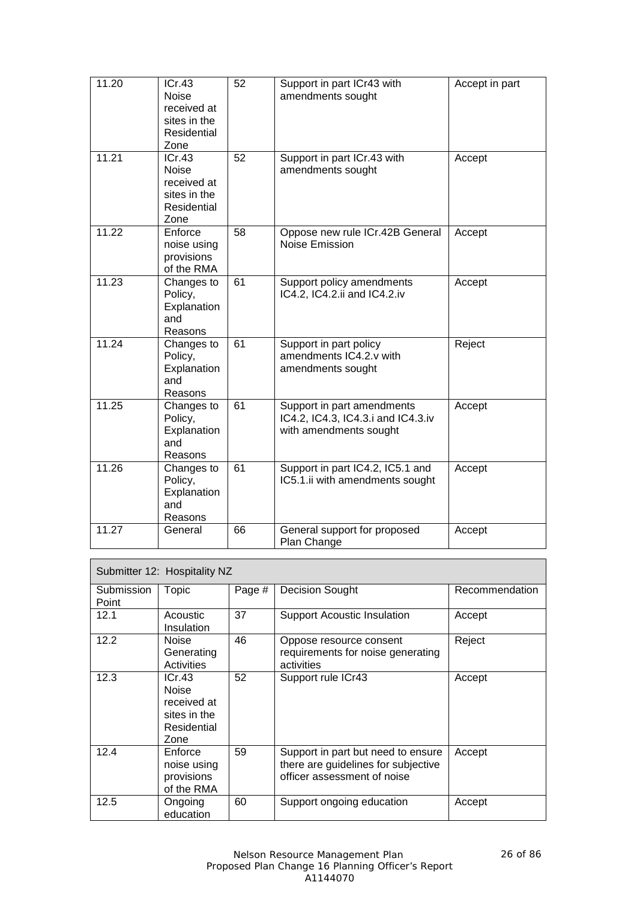| 11.20 | ICr.43 Noise received at sites in the Residential Zone | 52 | Support in part ICr43 with amendments sought | Accept in part |
|---|---|---|---|---|
| 11.21 | ICr.43 Noise received at sites in the Residential Zone | 52 | Support in part ICr.43 with amendments sought | Accept |
| 11.22 | Enforce noise using provisions of the RMA | 58 | Oppose new rule ICr.42B General Noise Emission | Accept |
| 11.23 | Changes to Policy, Explanation and Reasons | 61 | Support policy amendments IC4.2, IC4.2.ii and IC4.2.iv | Accept |
| 11.24 | Changes to Policy, Explanation and Reasons | 61 | Support in part policy amendments IC4.2.v with amendments sought | Reject |
| 11.25 | Changes to Policy, Explanation and Reasons | 61 | Support in part amendments IC4.2, IC4.3, IC4.3.i and IC4.3.iv with amendments sought | Accept |
| 11.26 | Changes to Policy, Explanation and Reasons | 61 | Support in part IC4.2, IC5.1 and IC5.1.ii with amendments sought | Accept |
| 11.27 | General | 66 | General support for proposed Plan Change | Accept |

| Submitter 12: Hospitality NZ | | | | |
|---|---|---|---|---|
| Submission Point | Topic | Page # | Decision Sought | Recommendation |
| 12.1 | Acoustic Insulation | 37 | Support Acoustic Insulation | Accept |
| 12.2 | Noise Generating Activities | 46 | Oppose resource consent requirements for noise generating activities | Reject |
| 12.3 | ICr.43 Noise received at sites in the Residential Zone | 52 | Support rule ICr43 | Accept |
| 12.4 | Enforce noise using provisions of the RMA | 59 | Support in part but need to ensure there are guidelines for subjective officer assessment of noise | Accept |
| 12.5 | Ongoing education | 60 | Support ongoing education | Accept |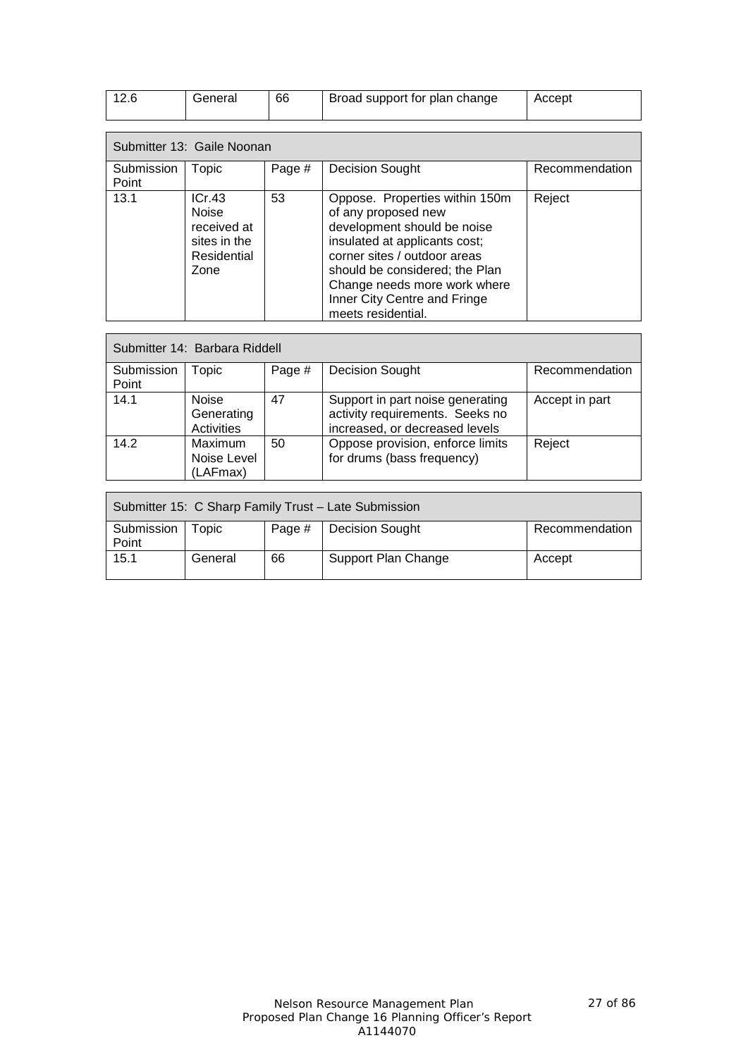| 12.6 | General | 66 | Broad support for plan change | Accept |
|---|---|---|---|---|

| Submitter 13: Gaile Noonan | | | | |
|---|---|---|---|---|
| Submission Point | Topic | Page # | Decision Sought | Recommendation |
| 13.1 | ICr.43 Noise received at sites in the Residential Zone | 53 | Oppose. Properties within 150m of any proposed new development should be noise insulated at applicants cost; corner sites / outdoor areas should be considered; the Plan Change needs more work where Inner City Centre and Fringe meets residential. | Reject |

| Submitter 14: Barbara Riddell | | | | |
|---|---|---|---|---|
| Submission Point | Topic | Page # | Decision Sought | Recommendation |
| 14.1 | Noise Generating Activities | 47 | Support in part noise generating activity requirements. Seeks no increased, or decreased levels | Accept in part |
| 14.2 | Maximum Noise Level (LAFmax) | 50 | Oppose provision, enforce limits for drums (bass frequency) | Reject |

| Submitter 15: C Sharp Family Trust – Late Submission | | | | |
|---|---|---|---|---|
| Submission Point | Topic | Page # | Decision Sought | Recommendation |
| 15.1 | General | 66 | Support Plan Change | Accept |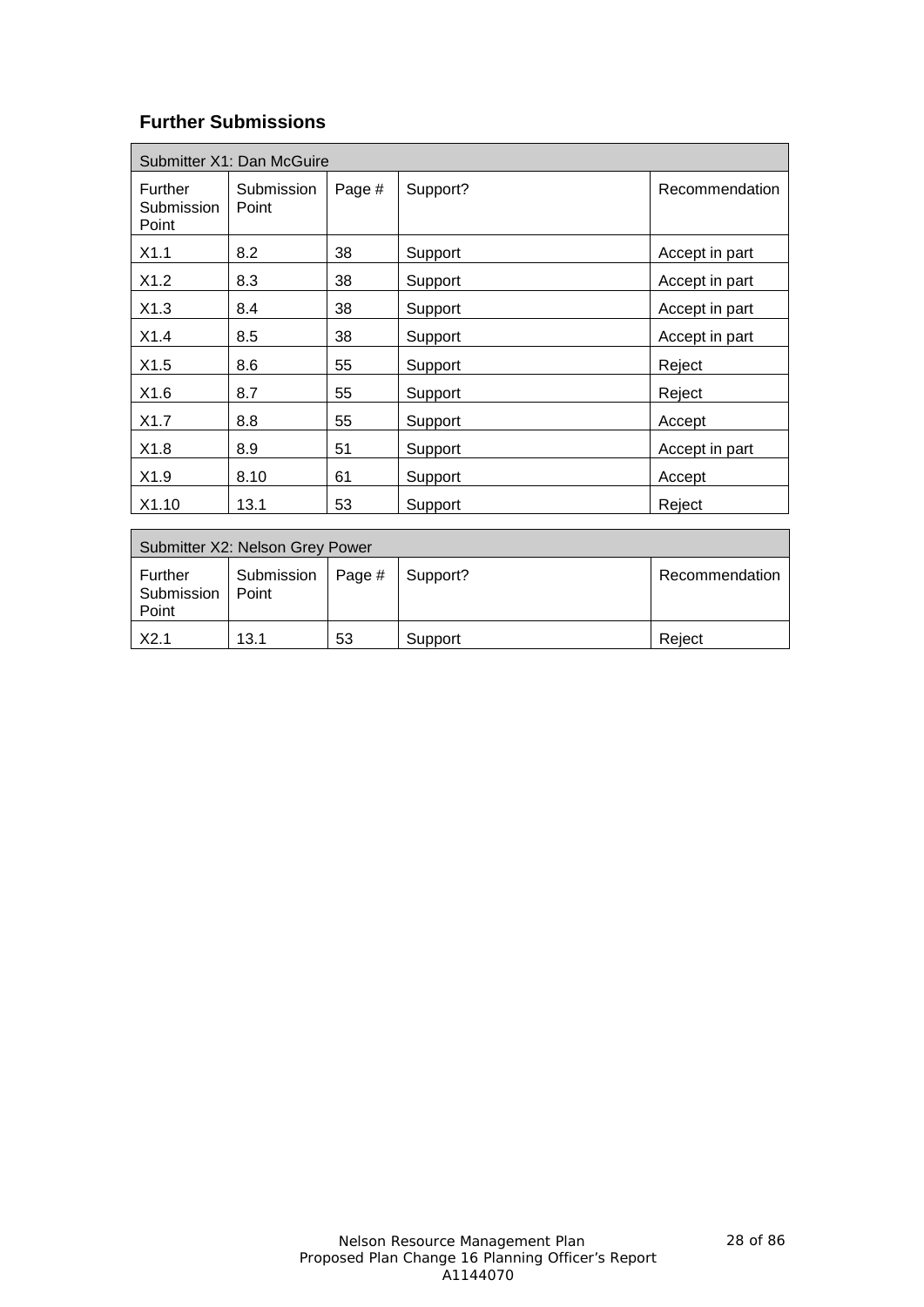## Further Submissions

| Submitter X1: Dan McGuire | | | | |
|---|---|---|---|---|
| Further Submission Point | Submission Point | Page # | Support? | Recommendation |
| X1.1 | 8.2 | 38 | Support | Accept in part |
| X1.2 | 8.3 | 38 | Support | Accept in part |
| X1.3 | 8.4 | 38 | Support | Accept in part |
| X1.4 | 8.5 | 38 | Support | Accept in part |
| X1.5 | 8.6 | 55 | Support | Reject |
| X1.6 | 8.7 | 55 | Support | Reject |
| X1.7 | 8.8 | 55 | Support | Accept |
| X1.8 | 8.9 | 51 | Support | Accept in part |
| X1.9 | 8.10 | 61 | Support | Accept |
| X1.10 | 13.1 | 53 | Support | Reject |

| Submitter X2: Nelson Grey Power | | | | |
|---|---|---|---|---|
| Further Submission Point | Submission Point | Page # | Support? | Recommendation |
| X2.1 | 13.1 | 53 | Support | Reject |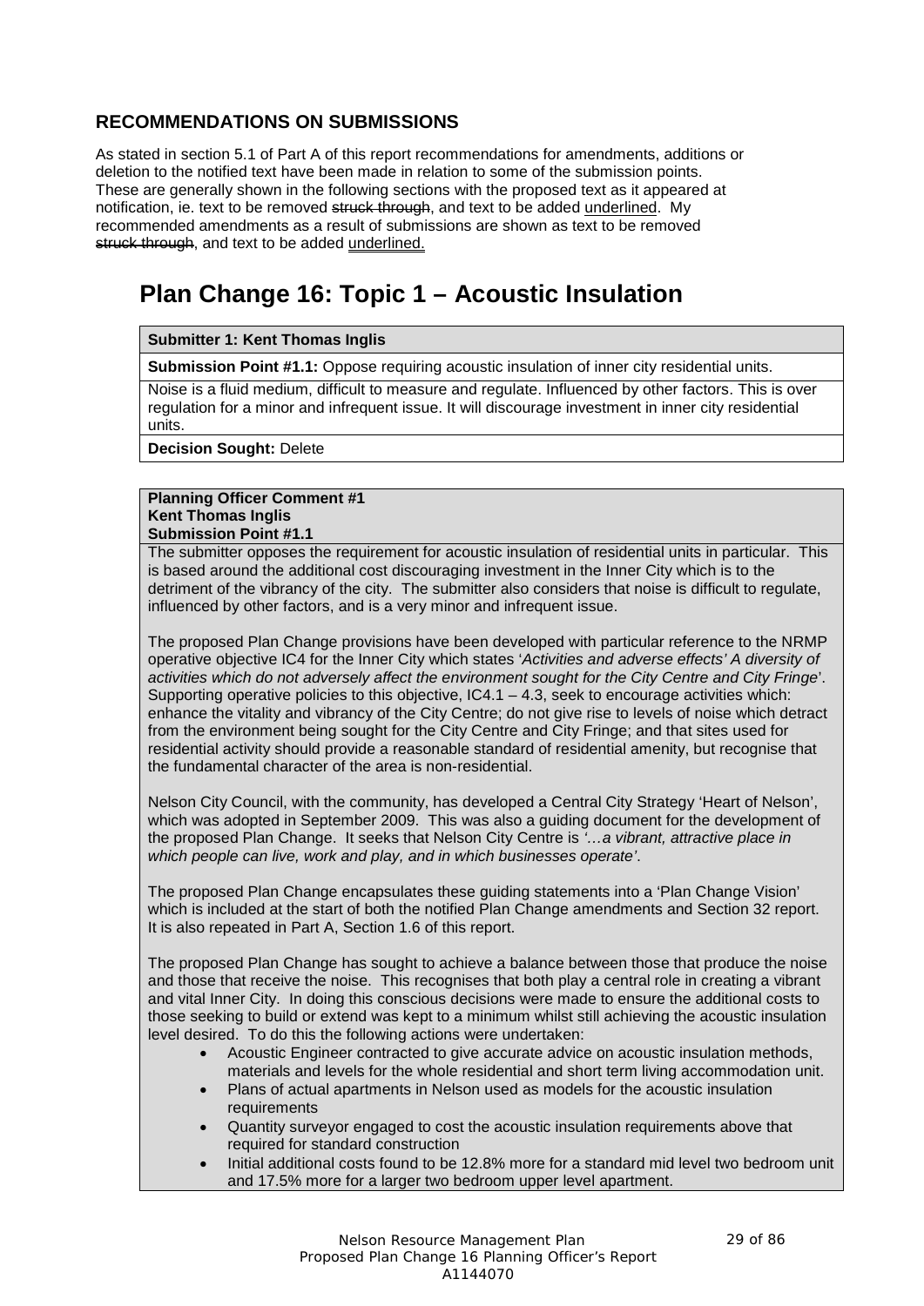## RECOMMENDATIONS ON SUBMISSIONS

As stated in section 5.1 of Part A of this report recommendations for amendments, additions or deletion to the notified text have been made in relation to some of the submission points. These are generally shown in the following sections with the proposed text as it appeared at notification, ie. text to be removed ~~struck through~~, and text to be added <u>underlined</u>. My recommended amendments as a result of submissions are shown as text to be removed ~~struck through~~, and text to be added <u>underlined.</u>

# Plan Change 16: Topic 1 – Acoustic Insulation

| **Submitter 1: Kent Thomas Inglis** |
|---|
| **Submission Point #1.1:** Oppose requiring acoustic insulation of inner city residential units. |
| Noise is a fluid medium, difficult to measure and regulate. Influenced by other factors. This is over regulation for a minor and infrequent issue. It will discourage investment in inner city residential units. |
| **Decision Sought:** Delete |

**Planning Officer Comment #1**
**Kent Thomas Inglis**
**Submission Point #1.1**

The submitter opposes the requirement for acoustic insulation of residential units in particular. This is based around the additional cost discouraging investment in the Inner City which is to the detriment of the vibrancy of the city. The submitter also considers that noise is difficult to regulate, influenced by other factors, and is a very minor and infrequent issue.

The proposed Plan Change provisions have been developed with particular reference to the NRMP operative objective IC4 for the Inner City which states '*Activities and adverse effects' A diversity of activities which do not adversely affect the environment sought for the City Centre and City Fringe*'. Supporting operative policies to this objective, IC4.1 – 4.3, seek to encourage activities which: enhance the vitality and vibrancy of the City Centre; do not give rise to levels of noise which detract from the environment being sought for the City Centre and City Fringe; and that sites used for residential activity should provide a reasonable standard of residential amenity, but recognise that the fundamental character of the area is non-residential.

Nelson City Council, with the community, has developed a Central City Strategy 'Heart of Nelson', which was adopted in September 2009. This was also a guiding document for the development of the proposed Plan Change. It seeks that Nelson City Centre is *'…a vibrant, attractive place in which people can live, work and play, and in which businesses operate'*.

The proposed Plan Change encapsulates these guiding statements into a 'Plan Change Vision' which is included at the start of both the notified Plan Change amendments and Section 32 report. It is also repeated in Part A, Section 1.6 of this report.

The proposed Plan Change has sought to achieve a balance between those that produce the noise and those that receive the noise. This recognises that both play a central role in creating a vibrant and vital Inner City. In doing this conscious decisions were made to ensure the additional costs to those seeking to build or extend was kept to a minimum whilst still achieving the acoustic insulation level desired. To do this the following actions were undertaken:

- Acoustic Engineer contracted to give accurate advice on acoustic insulation methods, materials and levels for the whole residential and short term living accommodation unit.
- Plans of actual apartments in Nelson used as models for the acoustic insulation requirements
- Quantity surveyor engaged to cost the acoustic insulation requirements above that required for standard construction
- Initial additional costs found to be 12.8% more for a standard mid level two bedroom unit and 17.5% more for a larger two bedroom upper level apartment.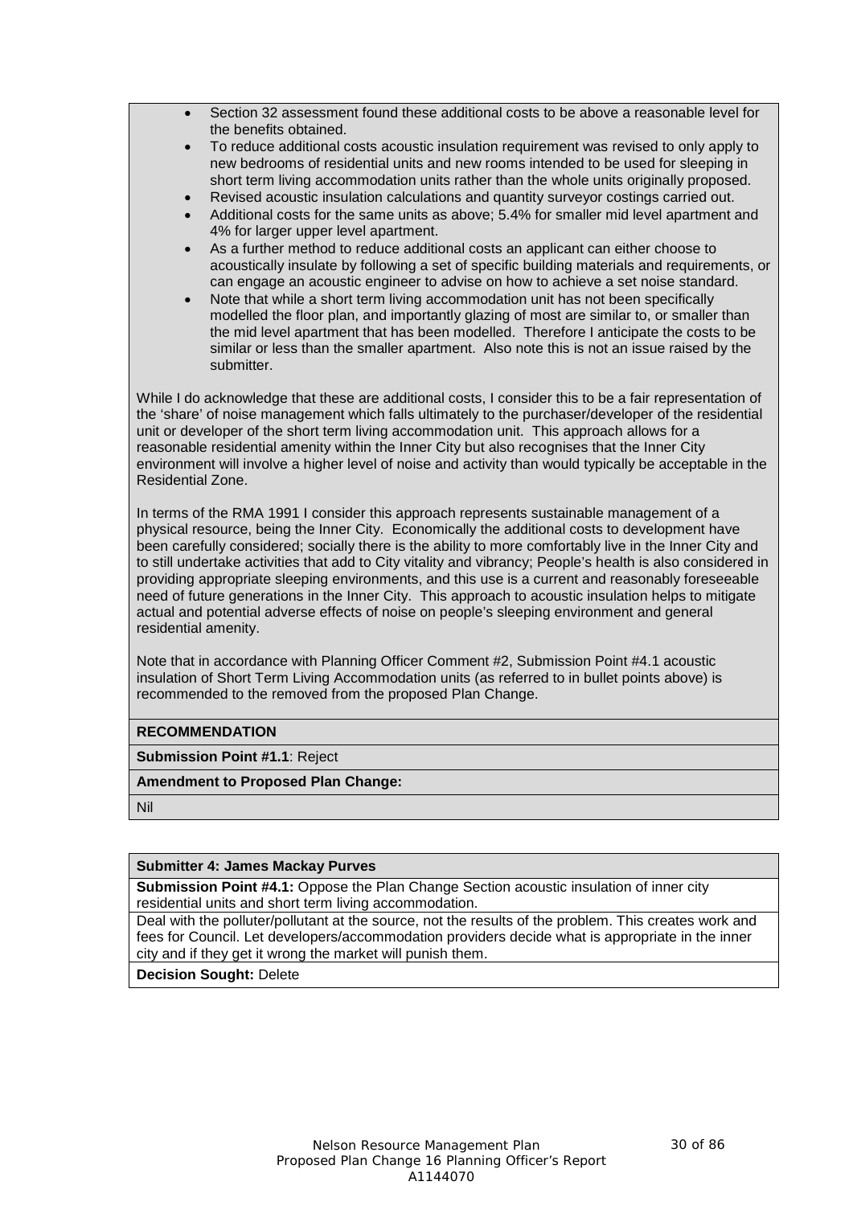- Section 32 assessment found these additional costs to be above a reasonable level for the benefits obtained.
- To reduce additional costs acoustic insulation requirement was revised to only apply to new bedrooms of residential units and new rooms intended to be used for sleeping in short term living accommodation units rather than the whole units originally proposed.
- Revised acoustic insulation calculations and quantity surveyor costings carried out.
- Additional costs for the same units as above; 5.4% for smaller mid level apartment and 4% for larger upper level apartment.
- As a further method to reduce additional costs an applicant can either choose to acoustically insulate by following a set of specific building materials and requirements, or can engage an acoustic engineer to advise on how to achieve a set noise standard.
- Note that while a short term living accommodation unit has not been specifically modelled the floor plan, and importantly glazing of most are similar to, or smaller than the mid level apartment that has been modelled. Therefore I anticipate the costs to be similar or less than the smaller apartment. Also note this is not an issue raised by the submitter.

While I do acknowledge that these are additional costs, I consider this to be a fair representation of the 'share' of noise management which falls ultimately to the purchaser/developer of the residential unit or developer of the short term living accommodation unit. This approach allows for a reasonable residential amenity within the Inner City but also recognises that the Inner City environment will involve a higher level of noise and activity than would typically be acceptable in the Residential Zone.

In terms of the RMA 1991 I consider this approach represents sustainable management of a physical resource, being the Inner City. Economically the additional costs to development have been carefully considered; socially there is the ability to more comfortably live in the Inner City and to still undertake activities that add to City vitality and vibrancy; People's health is also considered in providing appropriate sleeping environments, and this use is a current and reasonably foreseeable need of future generations in the Inner City. This approach to acoustic insulation helps to mitigate actual and potential adverse effects of noise on people's sleeping environment and general residential amenity.

Note that in accordance with Planning Officer Comment #2, Submission Point #4.1 acoustic insulation of Short Term Living Accommodation units (as referred to in bullet points above) is recommended to the removed from the proposed Plan Change.

**RECOMMENDATION**

**Submission Point #1.1**: Reject

**Amendment to Proposed Plan Change:**

Nil

**Submitter 4: James Mackay Purves**

**Submission Point #4.1:** Oppose the Plan Change Section acoustic insulation of inner city residential units and short term living accommodation.

Deal with the polluter/pollutant at the source, not the results of the problem. This creates work and fees for Council. Let developers/accommodation providers decide what is appropriate in the inner city and if they get it wrong the market will punish them.

**Decision Sought:** Delete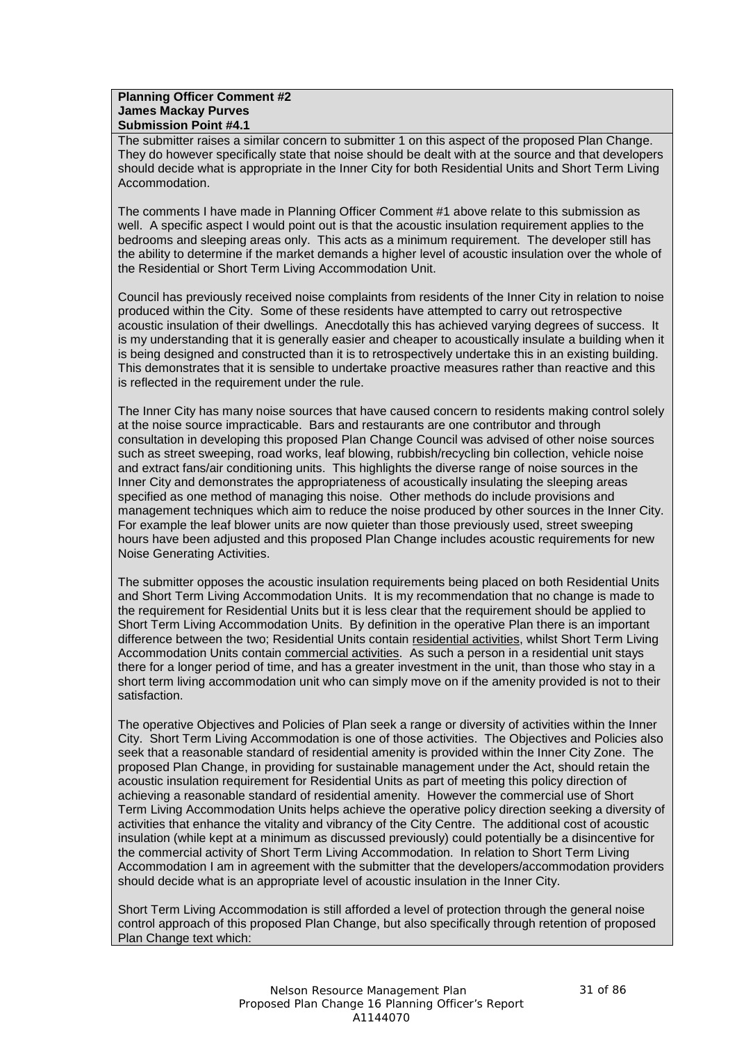**Planning Officer Comment #2**
**James Mackay Purves**
**Submission Point #4.1**

The submitter raises a similar concern to submitter 1 on this aspect of the proposed Plan Change. They do however specifically state that noise should be dealt with at the source and that developers should decide what is appropriate in the Inner City for both Residential Units and Short Term Living Accommodation.

The comments I have made in Planning Officer Comment #1 above relate to this submission as well. A specific aspect I would point out is that the acoustic insulation requirement applies to the bedrooms and sleeping areas only. This acts as a minimum requirement. The developer still has the ability to determine if the market demands a higher level of acoustic insulation over the whole of the Residential or Short Term Living Accommodation Unit.

Council has previously received noise complaints from residents of the Inner City in relation to noise produced within the City. Some of these residents have attempted to carry out retrospective acoustic insulation of their dwellings. Anecdotally this has achieved varying degrees of success. It is my understanding that it is generally easier and cheaper to acoustically insulate a building when it is being designed and constructed than it is to retrospectively undertake this in an existing building. This demonstrates that it is sensible to undertake proactive measures rather than reactive and this is reflected in the requirement under the rule.

The Inner City has many noise sources that have caused concern to residents making control solely at the noise source impracticable. Bars and restaurants are one contributor and through consultation in developing this proposed Plan Change Council was advised of other noise sources such as street sweeping, road works, leaf blowing, rubbish/recycling bin collection, vehicle noise and extract fans/air conditioning units. This highlights the diverse range of noise sources in the Inner City and demonstrates the appropriateness of acoustically insulating the sleeping areas specified as one method of managing this noise. Other methods do include provisions and management techniques which aim to reduce the noise produced by other sources in the Inner City. For example the leaf blower units are now quieter than those previously used, street sweeping hours have been adjusted and this proposed Plan Change includes acoustic requirements for new Noise Generating Activities.

The submitter opposes the acoustic insulation requirements being placed on both Residential Units and Short Term Living Accommodation Units. It is my recommendation that no change is made to the requirement for Residential Units but it is less clear that the requirement should be applied to Short Term Living Accommodation Units. By definition in the operative Plan there is an important difference between the two; Residential Units contain residential activities, whilst Short Term Living Accommodation Units contain commercial activities. As such a person in a residential unit stays there for a longer period of time, and has a greater investment in the unit, than those who stay in a short term living accommodation unit who can simply move on if the amenity provided is not to their satisfaction.

The operative Objectives and Policies of Plan seek a range or diversity of activities within the Inner City. Short Term Living Accommodation is one of those activities. The Objectives and Policies also seek that a reasonable standard of residential amenity is provided within the Inner City Zone. The proposed Plan Change, in providing for sustainable management under the Act, should retain the acoustic insulation requirement for Residential Units as part of meeting this policy direction of achieving a reasonable standard of residential amenity. However the commercial use of Short Term Living Accommodation Units helps achieve the operative policy direction seeking a diversity of activities that enhance the vitality and vibrancy of the City Centre. The additional cost of acoustic insulation (while kept at a minimum as discussed previously) could potentially be a disincentive for the commercial activity of Short Term Living Accommodation. In relation to Short Term Living Accommodation I am in agreement with the submitter that the developers/accommodation providers should decide what is an appropriate level of acoustic insulation in the Inner City.

Short Term Living Accommodation is still afforded a level of protection through the general noise control approach of this proposed Plan Change, but also specifically through retention of proposed Plan Change text which: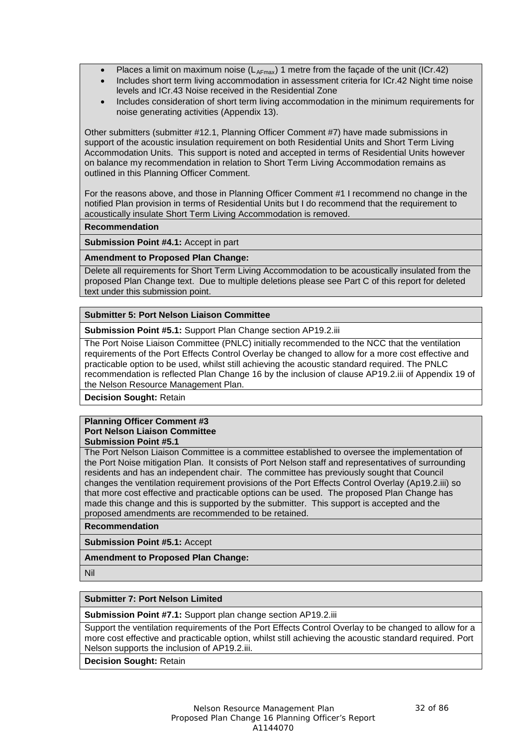- Places a limit on maximum noise ($L_{AFmax}$) 1 metre from the façade of the unit (ICr.42)
- Includes short term living accommodation in assessment criteria for ICr.42 Night time noise levels and ICr.43 Noise received in the Residential Zone
- Includes consideration of short term living accommodation in the minimum requirements for noise generating activities (Appendix 13).

Other submitters (submitter #12.1, Planning Officer Comment #7) have made submissions in support of the acoustic insulation requirement on both Residential Units and Short Term Living Accommodation Units. This support is noted and accepted in terms of Residential Units however on balance my recommendation in relation to Short Term Living Accommodation remains as outlined in this Planning Officer Comment.

For the reasons above, and those in Planning Officer Comment #1 I recommend no change in the notified Plan provision in terms of Residential Units but I do recommend that the requirement to acoustically insulate Short Term Living Accommodation is removed.

**Recommendation**

**Submission Point #4.1:** Accept in part

**Amendment to Proposed Plan Change:**

Delete all requirements for Short Term Living Accommodation to be acoustically insulated from the proposed Plan Change text. Due to multiple deletions please see Part C of this report for deleted text under this submission point.

**Submitter 5: Port Nelson Liaison Committee**

**Submission Point #5.1:** Support Plan Change section AP19.2.iii

The Port Noise Liaison Committee (PNLC) initially recommended to the NCC that the ventilation requirements of the Port Effects Control Overlay be changed to allow for a more cost effective and practicable option to be used, whilst still achieving the acoustic standard required. The PNLC recommendation is reflected Plan Change 16 by the inclusion of clause AP19.2.iii of Appendix 19 of the Nelson Resource Management Plan.

**Decision Sought:** Retain

**Planning Officer Comment #3**
**Port Nelson Liaison Committee**
**Submission Point #5.1**

The Port Nelson Liaison Committee is a committee established to oversee the implementation of the Port Noise mitigation Plan. It consists of Port Nelson staff and representatives of surrounding residents and has an independent chair. The committee has previously sought that Council changes the ventilation requirement provisions of the Port Effects Control Overlay (Ap19.2.iii) so that more cost effective and practicable options can be used. The proposed Plan Change has made this change and this is supported by the submitter. This support is accepted and the proposed amendments are recommended to be retained.

**Recommendation**

**Submission Point #5.1:** Accept

**Amendment to Proposed Plan Change:**

Nil

**Submitter 7: Port Nelson Limited**

**Submission Point #7.1:** Support plan change section AP19.2.iii

Support the ventilation requirements of the Port Effects Control Overlay to be changed to allow for a more cost effective and practicable option, whilst still achieving the acoustic standard required. Port Nelson supports the inclusion of AP19.2.iii.

**Decision Sought:** Retain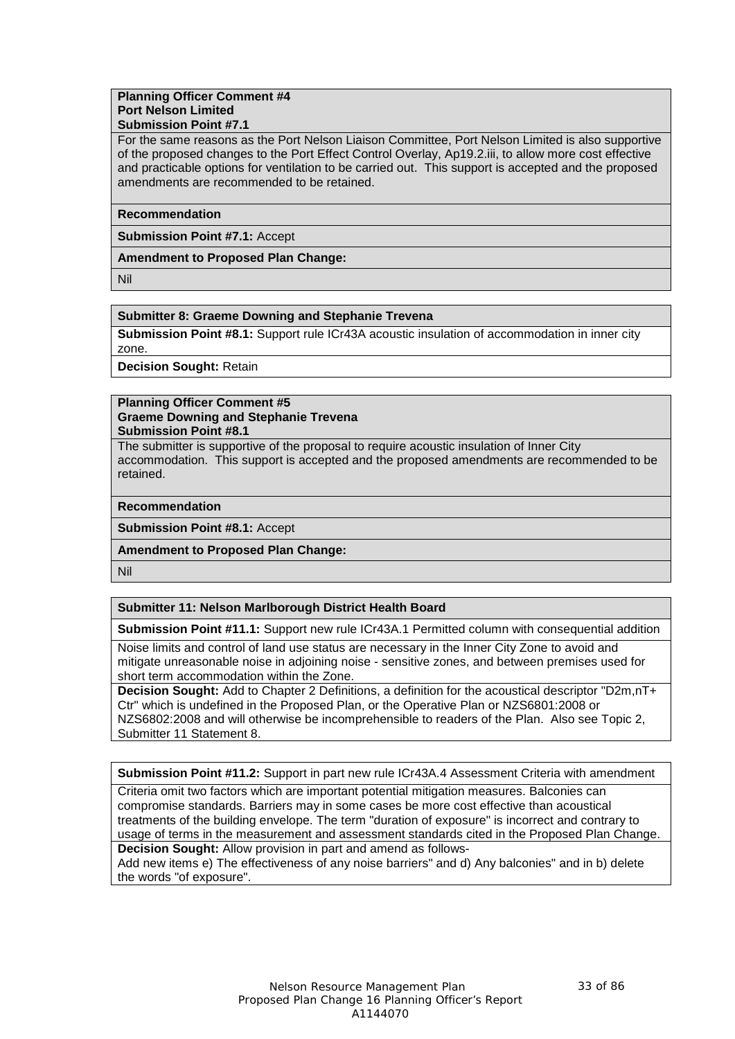**Planning Officer Comment #4**
**Port Nelson Limited**
**Submission Point #7.1**

For the same reasons as the Port Nelson Liaison Committee, Port Nelson Limited is also supportive of the proposed changes to the Port Effect Control Overlay, Ap19.2.iii, to allow more cost effective and practicable options for ventilation to be carried out. This support is accepted and the proposed amendments are recommended to be retained.

**Recommendation**

**Submission Point #7.1:** Accept

**Amendment to Proposed Plan Change:**

Nil

**Submitter 8: Graeme Downing and Stephanie Trevena**

**Submission Point #8.1:** Support rule ICr43A acoustic insulation of accommodation in inner city zone.

**Decision Sought:** Retain

**Planning Officer Comment #5**
**Graeme Downing and Stephanie Trevena**
**Submission Point #8.1**

The submitter is supportive of the proposal to require acoustic insulation of Inner City accommodation. This support is accepted and the proposed amendments are recommended to be retained.

**Recommendation**

**Submission Point #8.1:** Accept

**Amendment to Proposed Plan Change:**

Nil

**Submitter 11: Nelson Marlborough District Health Board**

**Submission Point #11.1:** Support new rule ICr43A.1 Permitted column with consequential addition

Noise limits and control of land use status are necessary in the Inner City Zone to avoid and mitigate unreasonable noise in adjoining noise - sensitive zones, and between premises used for short term accommodation within the Zone.

**Decision Sought:** Add to Chapter 2 Definitions, a definition for the acoustical descriptor "D2m,nT+ Ctr" which is undefined in the Proposed Plan, or the Operative Plan or NZS6801:2008 or NZS6802:2008 and will otherwise be incomprehensible to readers of the Plan. Also see Topic 2, Submitter 11 Statement 8.

**Submission Point #11.2:** Support in part new rule ICr43A.4 Assessment Criteria with amendment

Criteria omit two factors which are important potential mitigation measures. Balconies can compromise standards. Barriers may in some cases be more cost effective than acoustical treatments of the building envelope. The term "duration of exposure" is incorrect and contrary to usage of terms in the measurement and assessment standards cited in the Proposed Plan Change.

**Decision Sought:** Allow provision in part and amend as follows-
Add new items e) The effectiveness of any noise barriers" and d) Any balconies" and in b) delete the words "of exposure".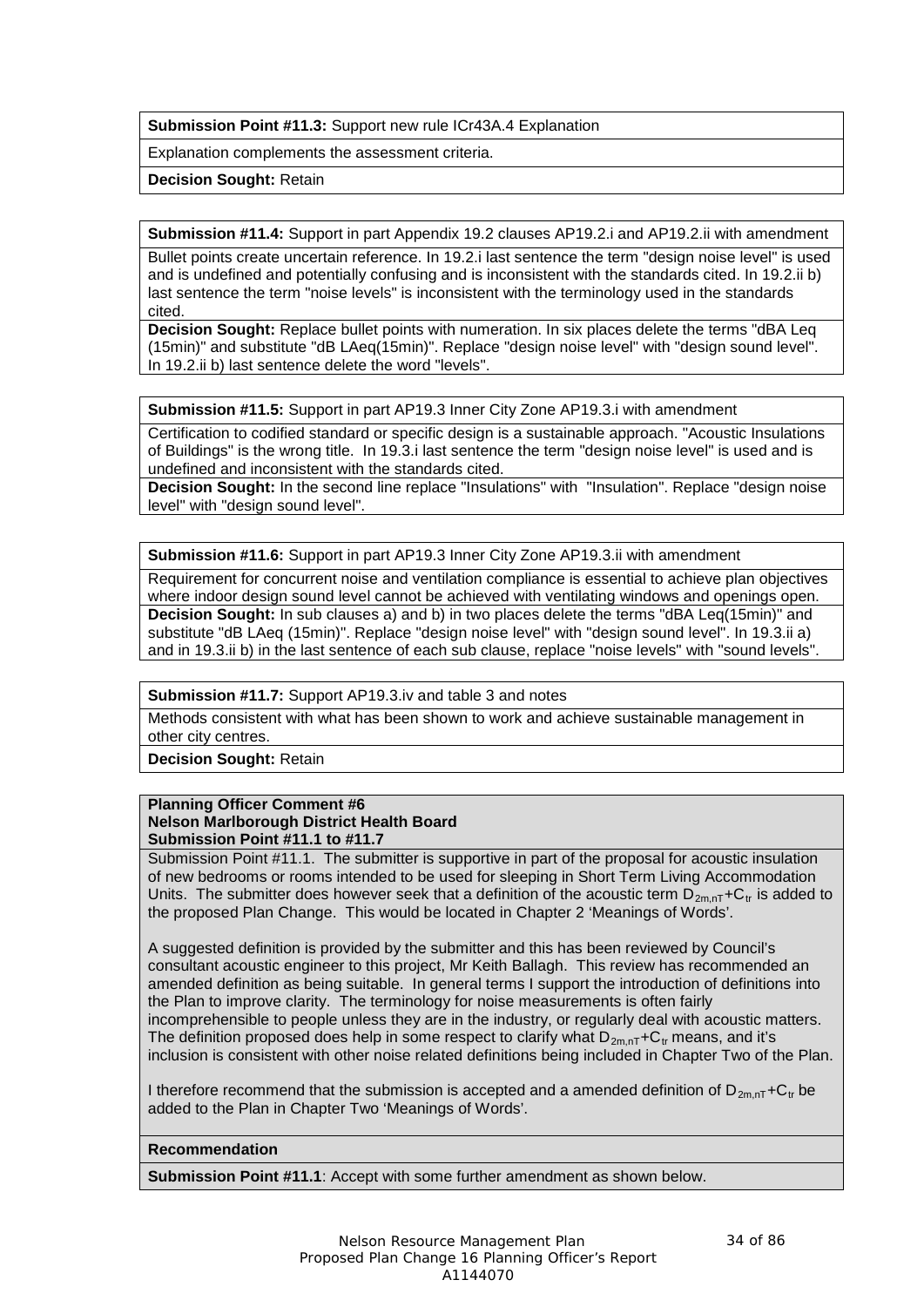**Submission Point #11.3:** Support new rule ICr43A.4 Explanation

Explanation complements the assessment criteria.

**Decision Sought:** Retain

**Submission #11.4:** Support in part Appendix 19.2 clauses AP19.2.i and AP19.2.ii with amendment

Bullet points create uncertain reference. In 19.2.i last sentence the term "design noise level" is used and is undefined and potentially confusing and is inconsistent with the standards cited. In 19.2.ii b) last sentence the term "noise levels" is inconsistent with the terminology used in the standards cited.

**Decision Sought:** Replace bullet points with numeration. In six places delete the terms "dBA Leq (15min)" and substitute "dB LAeq(15min)". Replace "design noise level" with "design sound level". In 19.2.ii b) last sentence delete the word "levels".

**Submission #11.5:** Support in part AP19.3 Inner City Zone AP19.3.i with amendment

Certification to codified standard or specific design is a sustainable approach. "Acoustic Insulations of Buildings" is the wrong title. In 19.3.i last sentence the term "design noise level" is used and is undefined and inconsistent with the standards cited.

**Decision Sought:** In the second line replace "Insulations" with "Insulation". Replace "design noise level" with "design sound level".

**Submission #11.6:** Support in part AP19.3 Inner City Zone AP19.3.ii with amendment

Requirement for concurrent noise and ventilation compliance is essential to achieve plan objectives where indoor design sound level cannot be achieved with ventilating windows and openings open.

**Decision Sought:** In sub clauses a) and b) in two places delete the terms "dBA Leq(15min)" and substitute "dB LAeq (15min)". Replace "design noise level" with "design sound level". In 19.3.ii a) and in 19.3.ii b) in the last sentence of each sub clause, replace "noise levels" with "sound levels".

**Submission #11.7:** Support AP19.3.iv and table 3 and notes

Methods consistent with what has been shown to work and achieve sustainable management in other city centres.

**Decision Sought:** Retain

**Planning Officer Comment #6**
**Nelson Marlborough District Health Board**
**Submission Point #11.1 to #11.7**

Submission Point #11.1. The submitter is supportive in part of the proposal for acoustic insulation of new bedrooms or rooms intended to be used for sleeping in Short Term Living Accommodation Units. The submitter does however seek that a definition of the acoustic term $D_{2m,nT}+C_{tr}$ is added to the proposed Plan Change. This would be located in Chapter 2 'Meanings of Words'.

A suggested definition is provided by the submitter and this has been reviewed by Council's consultant acoustic engineer to this project, Mr Keith Ballagh. This review has recommended an amended definition as being suitable. In general terms I support the introduction of definitions into the Plan to improve clarity. The terminology for noise measurements is often fairly incomprehensible to people unless they are in the industry, or regularly deal with acoustic matters. The definition proposed does help in some respect to clarify what $D_{2m,nT}+C_{tr}$ means, and it's inclusion is consistent with other noise related definitions being included in Chapter Two of the Plan.

I therefore recommend that the submission is accepted and a amended definition of $D_{2m,nT}+C_{tr}$ be added to the Plan in Chapter Two 'Meanings of Words'.

**Recommendation**

**Submission Point #11.1**: Accept with some further amendment as shown below.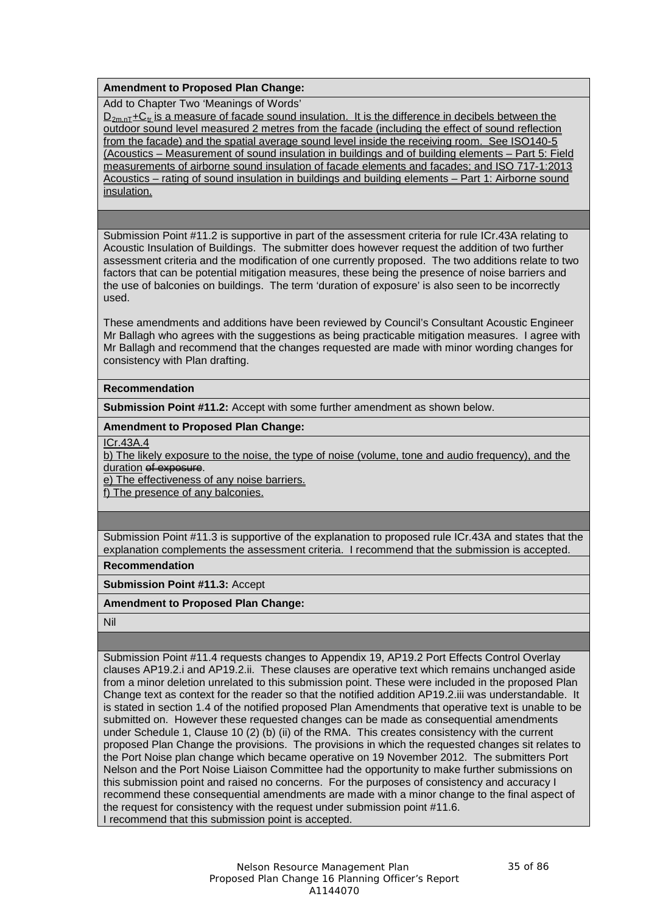**Amendment to Proposed Plan Change:**

Add to Chapter Two 'Meanings of Words'

<u>$D_{2m,nT}+C_{tr}$ is a measure of facade sound insulation. It is the difference in decibels between the outdoor sound level measured 2 metres from the facade (including the effect of sound reflection from the facade) and the spatial average sound level inside the receiving room. See ISO140-5 (Acoustics – Measurement of sound insulation in buildings and of building elements – Part 5: Field measurements of airborne sound insulation of facade elements and facades; and ISO 717-1:2013 Acoustics – rating of sound insulation in buildings and building elements – Part 1: Airborne sound insulation.</u>

---

Submission Point #11.2 is supportive in part of the assessment criteria for rule ICr.43A relating to Acoustic Insulation of Buildings. The submitter does however request the addition of two further assessment criteria and the modification of one currently proposed. The two additions relate to two factors that can be potential mitigation measures, these being the presence of noise barriers and the use of balconies on buildings. The term 'duration of exposure' is also seen to be incorrectly used.

These amendments and additions have been reviewed by Council's Consultant Acoustic Engineer Mr Ballagh who agrees with the suggestions as being practicable mitigation measures. I agree with Mr Ballagh and recommend that the changes requested are made with minor wording changes for consistency with Plan drafting.

**Recommendation**

**Submission Point #11.2:** Accept with some further amendment as shown below.

**Amendment to Proposed Plan Change:**

<u>ICr.43A.4</u>

<u>b) The likely exposure to the noise, the type of noise (volume, tone and audio frequency), and the duration</u> ~~of exposure~~.

<u>e) The effectiveness of any noise barriers.</u>

<u>f) The presence of any balconies.</u>

---

Submission Point #11.3 is supportive of the explanation to proposed rule ICr.43A and states that the explanation complements the assessment criteria. I recommend that the submission is accepted.

**Recommendation**

**Submission Point #11.3:** Accept

**Amendment to Proposed Plan Change:**

Nil

---

Submission Point #11.4 requests changes to Appendix 19, AP19.2 Port Effects Control Overlay clauses AP19.2.i and AP19.2.ii. These clauses are operative text which remains unchanged aside from a minor deletion unrelated to this submission point. These were included in the proposed Plan Change text as context for the reader so that the notified addition AP19.2.iii was understandable. It is stated in section 1.4 of the notified proposed Plan Amendments that operative text is unable to be submitted on. However these requested changes can be made as consequential amendments under Schedule 1, Clause 10 (2) (b) (ii) of the RMA. This creates consistency with the current proposed Plan Change the provisions. The provisions in which the requested changes sit relates to the Port Noise plan change which became operative on 19 November 2012. The submitters Port Nelson and the Port Noise Liaison Committee had the opportunity to make further submissions on this submission point and raised no concerns. For the purposes of consistency and accuracy I recommend these consequential amendments are made with a minor change to the final aspect of the request for consistency with the request under submission point #11.6.
I recommend that this submission point is accepted.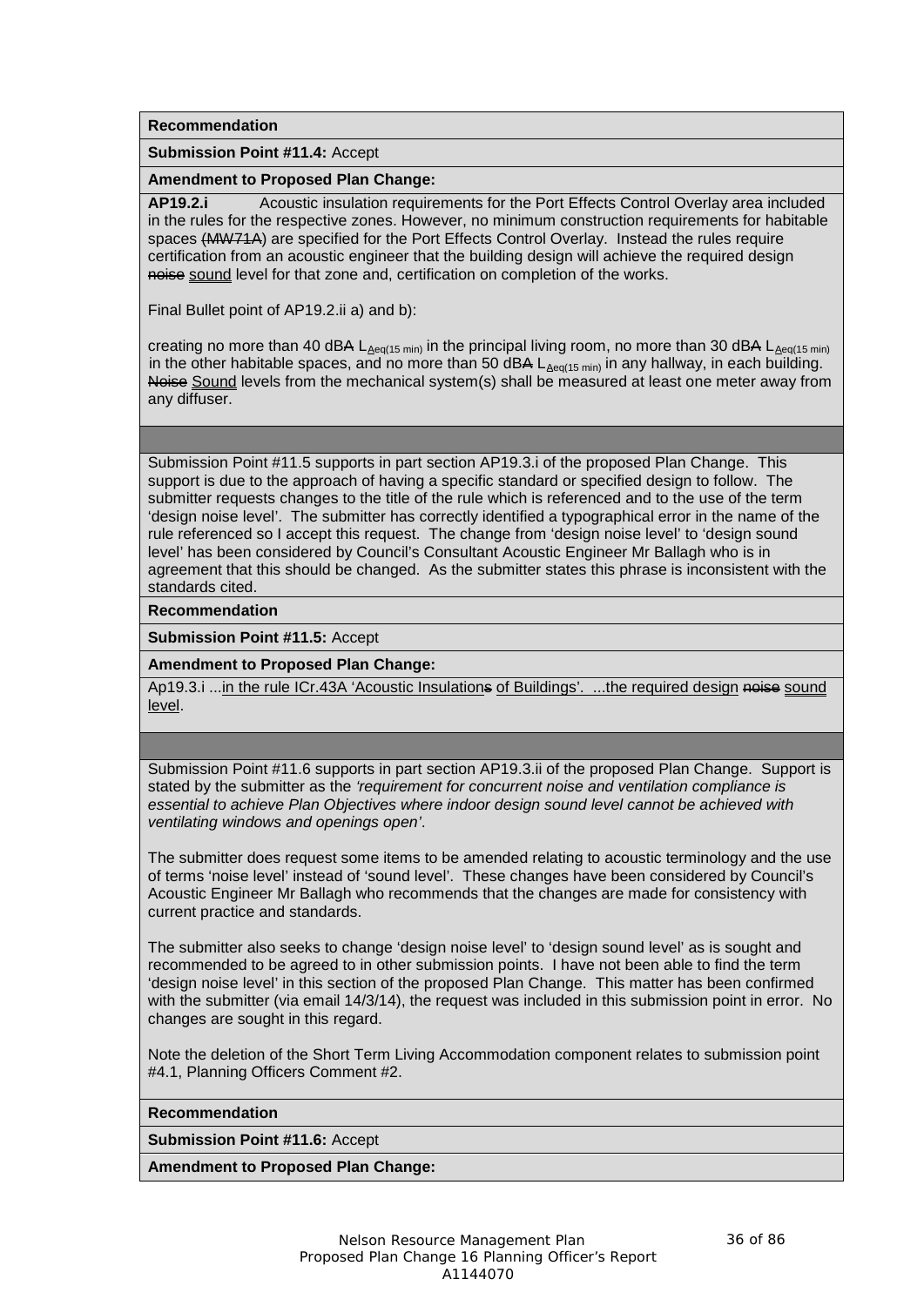**Recommendation**

**Submission Point #11.4:** Accept

**Amendment to Proposed Plan Change:**

**AP19.2.i** Acoustic insulation requirements for the Port Effects Control Overlay area included in the rules for the respective zones. However, no minimum construction requirements for habitable spaces ~~(MW71A)~~ are specified for the Port Effects Control Overlay. Instead the rules require certification from an acoustic engineer that the building design will achieve the required design ~~noise~~ sound level for that zone and, certification on completion of the works.

Final Bullet point of AP19.2.ii a) and b):

creating no more than 40 dB~~A~~ $L_{Aeq(15\ min)}$ in the principal living room, no more than 30 dB~~A~~ $L_{Aeq(15\ min)}$ in the other habitable spaces, and no more than 50 dB~~A~~ $L_{Aeq(15\ min)}$ in any hallway, in each building. ~~Noise~~ Sound levels from the mechanical system(s) shall be measured at least one meter away from any diffuser.

---

Submission Point #11.5 supports in part section AP19.3.i of the proposed Plan Change. This support is due to the approach of having a specific standard or specified design to follow. The submitter requests changes to the title of the rule which is referenced and to the use of the term 'design noise level'. The submitter has correctly identified a typographical error in the name of the rule referenced so I accept this request. The change from 'design noise level' to 'design sound level' has been considered by Council's Consultant Acoustic Engineer Mr Ballagh who is in agreement that this should be changed. As the submitter states this phrase is inconsistent with the standards cited.

**Recommendation**

**Submission Point #11.5:** Accept

**Amendment to Proposed Plan Change:**

Ap19.3.i ...in the rule ICr.43A 'Acoustic Insulation~~s~~ of Buildings'. ...the required design ~~noise~~ sound level.

---

Submission Point #11.6 supports in part section AP19.3.ii of the proposed Plan Change. Support is stated by the submitter as the *'requirement for concurrent noise and ventilation compliance is essential to achieve Plan Objectives where indoor design sound level cannot be achieved with ventilating windows and openings open'*.

The submitter does request some items to be amended relating to acoustic terminology and the use of terms 'noise level' instead of 'sound level'. These changes have been considered by Council's Acoustic Engineer Mr Ballagh who recommends that the changes are made for consistency with current practice and standards.

The submitter also seeks to change 'design noise level' to 'design sound level' as is sought and recommended to be agreed to in other submission points. I have not been able to find the term 'design noise level' in this section of the proposed Plan Change. This matter has been confirmed with the submitter (via email 14/3/14), the request was included in this submission point in error. No changes are sought in this regard.

Note the deletion of the Short Term Living Accommodation component relates to submission point #4.1, Planning Officers Comment #2.

**Recommendation**

**Submission Point #11.6:** Accept

**Amendment to Proposed Plan Change:**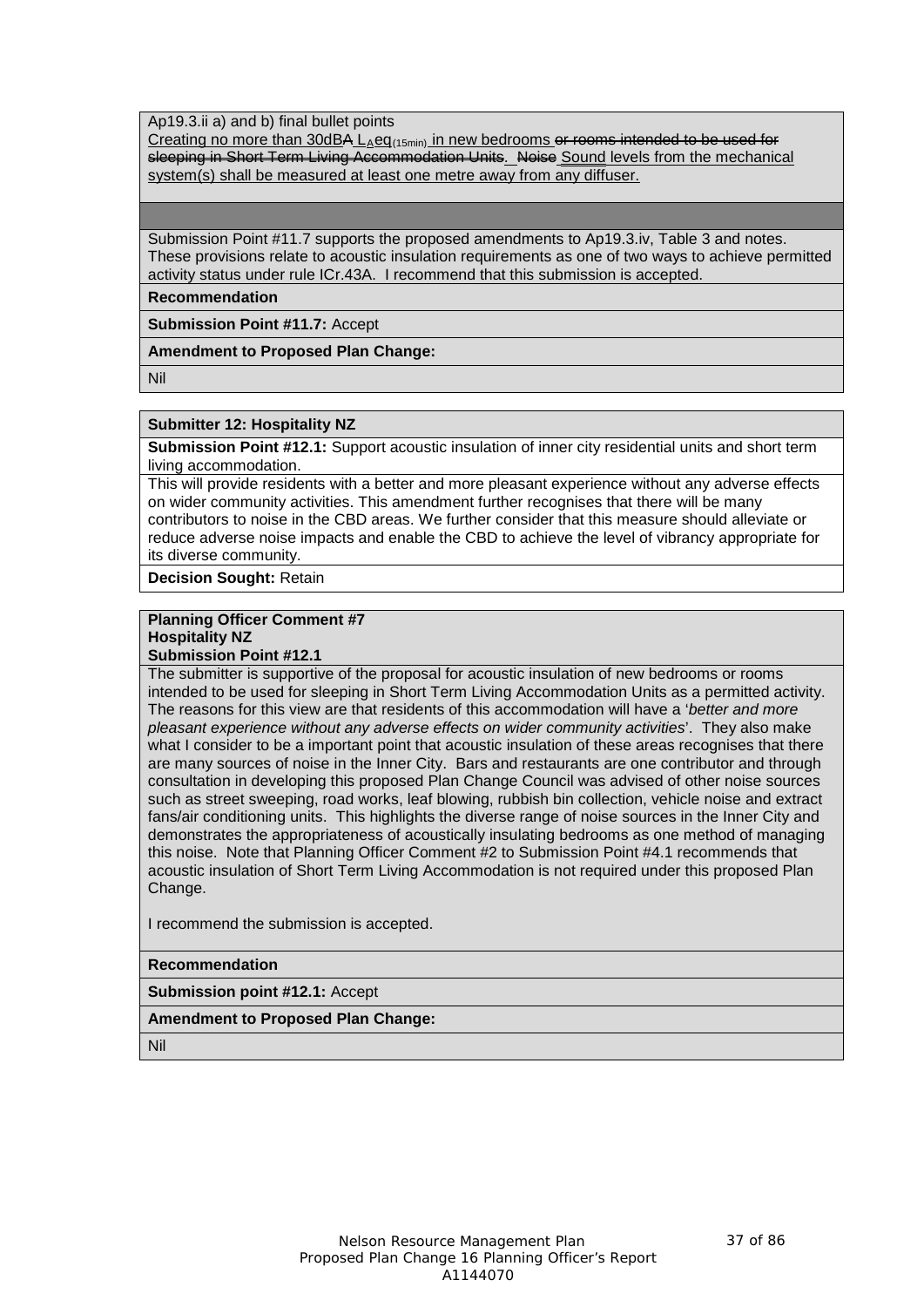Ap19.3.ii a) and b) final bullet points

<u>Creating no more than 30dB</u>~~A~~ <u>$L_{A}eq_{(15min)}$ in new bedrooms</u> ~~or rooms intended to be used for sleeping in Short Term Living Accommodation Units~~<u>.</u> ~~Noise~~ <u>Sound levels from the mechanical system(s) shall be measured at least one metre away from any diffuser.</u>

Submission Point #11.7 supports the proposed amendments to Ap19.3.iv, Table 3 and notes. These provisions relate to acoustic insulation requirements as one of two ways to achieve permitted activity status under rule ICr.43A. I recommend that this submission is accepted.

**Recommendation**

**Submission Point #11.7:** Accept

**Amendment to Proposed Plan Change:**

Nil

**Submitter 12: Hospitality NZ**

**Submission Point #12.1:** Support acoustic insulation of inner city residential units and short term living accommodation.

This will provide residents with a better and more pleasant experience without any adverse effects on wider community activities. This amendment further recognises that there will be many contributors to noise in the CBD areas. We further consider that this measure should alleviate or reduce adverse noise impacts and enable the CBD to achieve the level of vibrancy appropriate for its diverse community.

**Decision Sought:** Retain

**Planning Officer Comment #7**
**Hospitality NZ**
**Submission Point #12.1**

The submitter is supportive of the proposal for acoustic insulation of new bedrooms or rooms intended to be used for sleeping in Short Term Living Accommodation Units as a permitted activity. The reasons for this view are that residents of this accommodation will have a '*better and more pleasant experience without any adverse effects on wider community activities*'. They also make what I consider to be a important point that acoustic insulation of these areas recognises that there are many sources of noise in the Inner City. Bars and restaurants are one contributor and through consultation in developing this proposed Plan Change Council was advised of other noise sources such as street sweeping, road works, leaf blowing, rubbish bin collection, vehicle noise and extract fans/air conditioning units. This highlights the diverse range of noise sources in the Inner City and demonstrates the appropriateness of acoustically insulating bedrooms as one method of managing this noise. Note that Planning Officer Comment #2 to Submission Point #4.1 recommends that acoustic insulation of Short Term Living Accommodation is not required under this proposed Plan Change.

I recommend the submission is accepted.

**Recommendation**

**Submission point #12.1:** Accept

**Amendment to Proposed Plan Change:**

Nil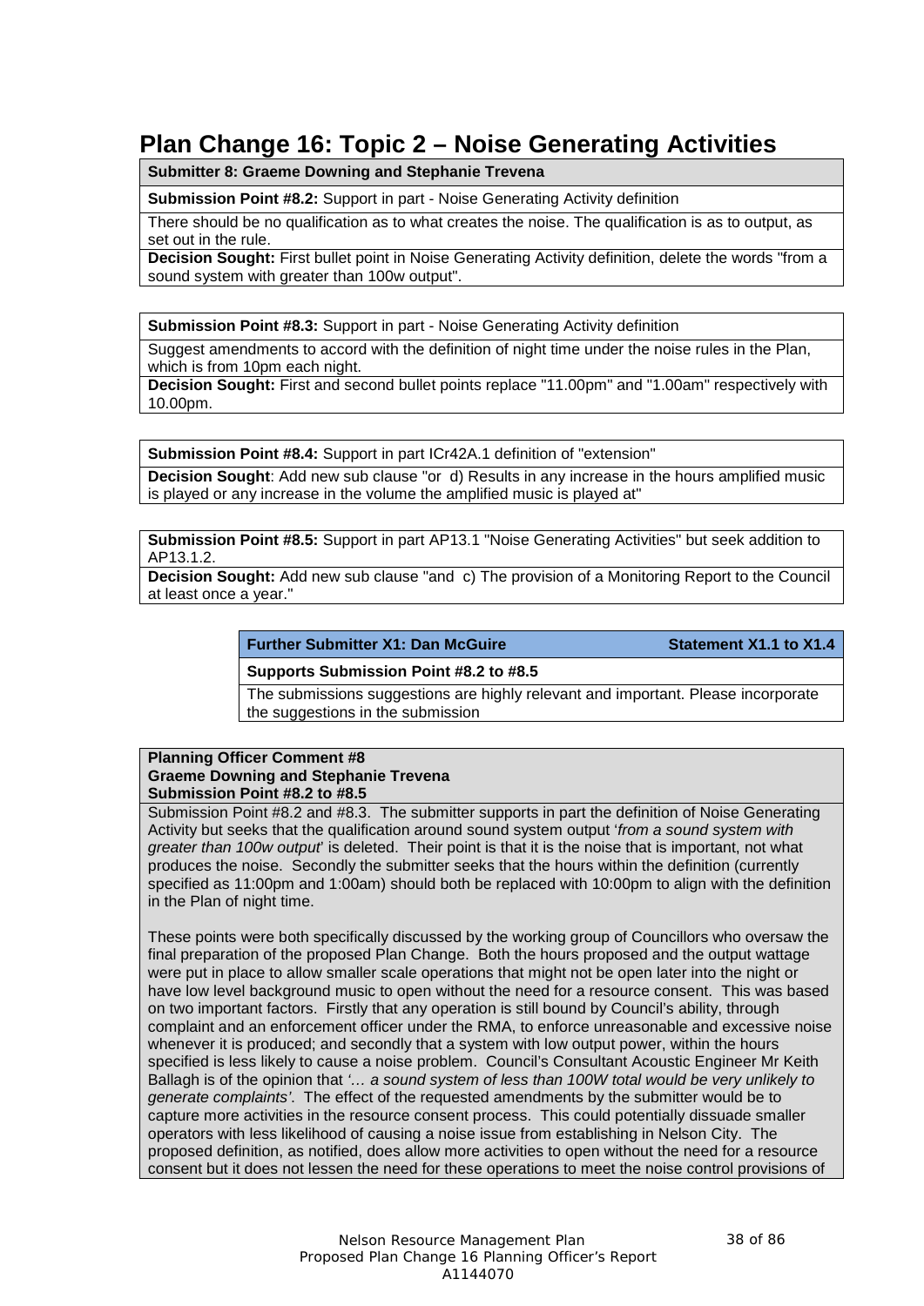# Plan Change 16: Topic 2 – Noise Generating Activities

**Submitter 8: Graeme Downing and Stephanie Trevena**

**Submission Point #8.2:** Support in part - Noise Generating Activity definition

There should be no qualification as to what creates the noise. The qualification is as to output, as set out in the rule.

**Decision Sought:** First bullet point in Noise Generating Activity definition, delete the words "from a sound system with greater than 100w output".

**Submission Point #8.3:** Support in part - Noise Generating Activity definition

Suggest amendments to accord with the definition of night time under the noise rules in the Plan, which is from 10pm each night.

**Decision Sought:** First and second bullet points replace "11.00pm" and "1.00am" respectively with 10.00pm.

**Submission Point #8.4:** Support in part ICr42A.1 definition of "extension"

**Decision Sought**: Add new sub clause "or d) Results in any increase in the hours amplified music is played or any increase in the volume the amplified music is played at"

**Submission Point #8.5:** Support in part AP13.1 "Noise Generating Activities" but seek addition to AP13.1.2.

**Decision Sought:** Add new sub clause "and c) The provision of a Monitoring Report to the Council at least once a year."

| **Further Submitter X1: Dan McGuire** | **Statement X1.1 to X1.4** |
|---|---|
| **Supports Submission Point #8.2 to #8.5** | |
| The submissions suggestions are highly relevant and important. Please incorporate the suggestions in the submission | |

**Planning Officer Comment #8**
**Graeme Downing and Stephanie Trevena**
**Submission Point #8.2 to #8.5**

Submission Point #8.2 and #8.3. The submitter supports in part the definition of Noise Generating Activity but seeks that the qualification around sound system output '*from a sound system with greater than 100w output*' is deleted. Their point is that it is the noise that is important, not what produces the noise. Secondly the submitter seeks that the hours within the definition (currently specified as 11:00pm and 1:00am) should both be replaced with 10:00pm to align with the definition in the Plan of night time.

These points were both specifically discussed by the working group of Councillors who oversaw the final preparation of the proposed Plan Change. Both the hours proposed and the output wattage were put in place to allow smaller scale operations that might not be open later into the night or have low level background music to open without the need for a resource consent. This was based on two important factors. Firstly that any operation is still bound by Council's ability, through complaint and an enforcement officer under the RMA, to enforce unreasonable and excessive noise whenever it is produced; and secondly that a system with low output power, within the hours specified is less likely to cause a noise problem. Council's Consultant Acoustic Engineer Mr Keith Ballagh is of the opinion that *'… a sound system of less than 100W total would be very unlikely to generate complaints'*. The effect of the requested amendments by the submitter would be to capture more activities in the resource consent process. This could potentially dissuade smaller operators with less likelihood of causing a noise issue from establishing in Nelson City. The proposed definition, as notified, does allow more activities to open without the need for a resource consent but it does not lessen the need for these operations to meet the noise control provisions of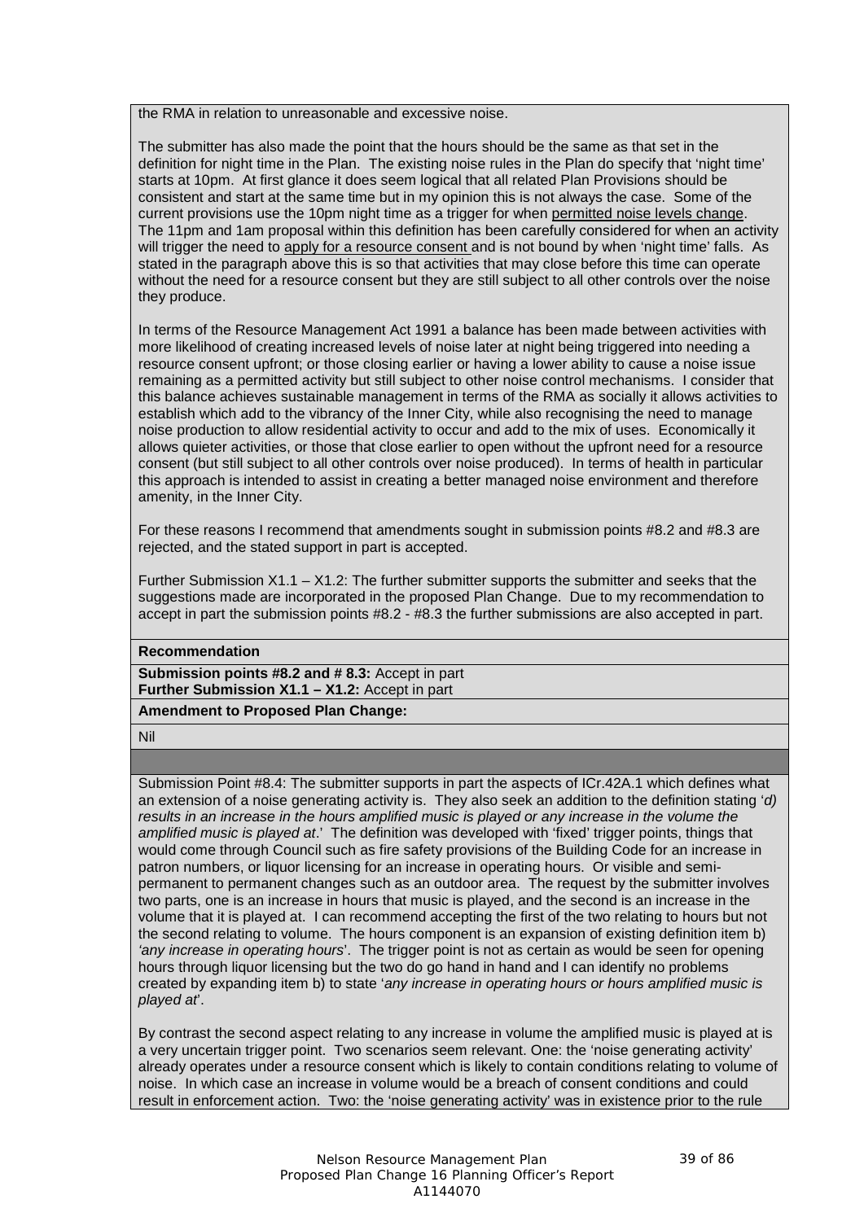the RMA in relation to unreasonable and excessive noise.

The submitter has also made the point that the hours should be the same as that set in the definition for night time in the Plan. The existing noise rules in the Plan do specify that 'night time' starts at 10pm. At first glance it does seem logical that all related Plan Provisions should be consistent and start at the same time but in my opinion this is not always the case. Some of the current provisions use the 10pm night time as a trigger for when <u>permitted noise levels change</u>. The 11pm and 1am proposal within this definition has been carefully considered for when an activity will trigger the need to <u>apply for a resource consent</u> and is not bound by when 'night time' falls. As stated in the paragraph above this is so that activities that may close before this time can operate without the need for a resource consent but they are still subject to all other controls over the noise they produce.

In terms of the Resource Management Act 1991 a balance has been made between activities with more likelihood of creating increased levels of noise later at night being triggered into needing a resource consent upfront; or those closing earlier or having a lower ability to cause a noise issue remaining as a permitted activity but still subject to other noise control mechanisms. I consider that this balance achieves sustainable management in terms of the RMA as socially it allows activities to establish which add to the vibrancy of the Inner City, while also recognising the need to manage noise production to allow residential activity to occur and add to the mix of uses. Economically it allows quieter activities, or those that close earlier to open without the upfront need for a resource consent (but still subject to all other controls over noise produced). In terms of health in particular this approach is intended to assist in creating a better managed noise environment and therefore amenity, in the Inner City.

For these reasons I recommend that amendments sought in submission points #8.2 and #8.3 are rejected, and the stated support in part is accepted.

Further Submission X1.1 – X1.2: The further submitter supports the submitter and seeks that the suggestions made are incorporated in the proposed Plan Change. Due to my recommendation to accept in part the submission points #8.2 - #8.3 the further submissions are also accepted in part.

**Recommendation**

**Submission points #8.2 and # 8.3:** Accept in part
**Further Submission X1.1 – X1.2:** Accept in part

**Amendment to Proposed Plan Change:**

Nil

Submission Point #8.4: The submitter supports in part the aspects of ICr.42A.1 which defines what an extension of a noise generating activity is. They also seek an addition to the definition stating '*d) results in an increase in the hours amplified music is played or any increase in the volume the amplified music is played at*.' The definition was developed with 'fixed' trigger points, things that would come through Council such as fire safety provisions of the Building Code for an increase in patron numbers, or liquor licensing for an increase in operating hours. Or visible and semi-permanent to permanent changes such as an outdoor area. The request by the submitter involves two parts, one is an increase in hours that music is played, and the second is an increase in the volume that it is played at. I can recommend accepting the first of the two relating to hours but not the second relating to volume. The hours component is an expansion of existing definition item b) '*any increase in operating hours*'. The trigger point is not as certain as would be seen for opening hours through liquor licensing but the two do go hand in hand and I can identify no problems created by expanding item b) to state '*any increase in operating hours or hours amplified music is played at*'.

By contrast the second aspect relating to any increase in volume the amplified music is played at is a very uncertain trigger point. Two scenarios seem relevant. One: the 'noise generating activity' already operates under a resource consent which is likely to contain conditions relating to volume of noise. In which case an increase in volume would be a breach of consent conditions and could result in enforcement action. Two: the 'noise generating activity' was in existence prior to the rule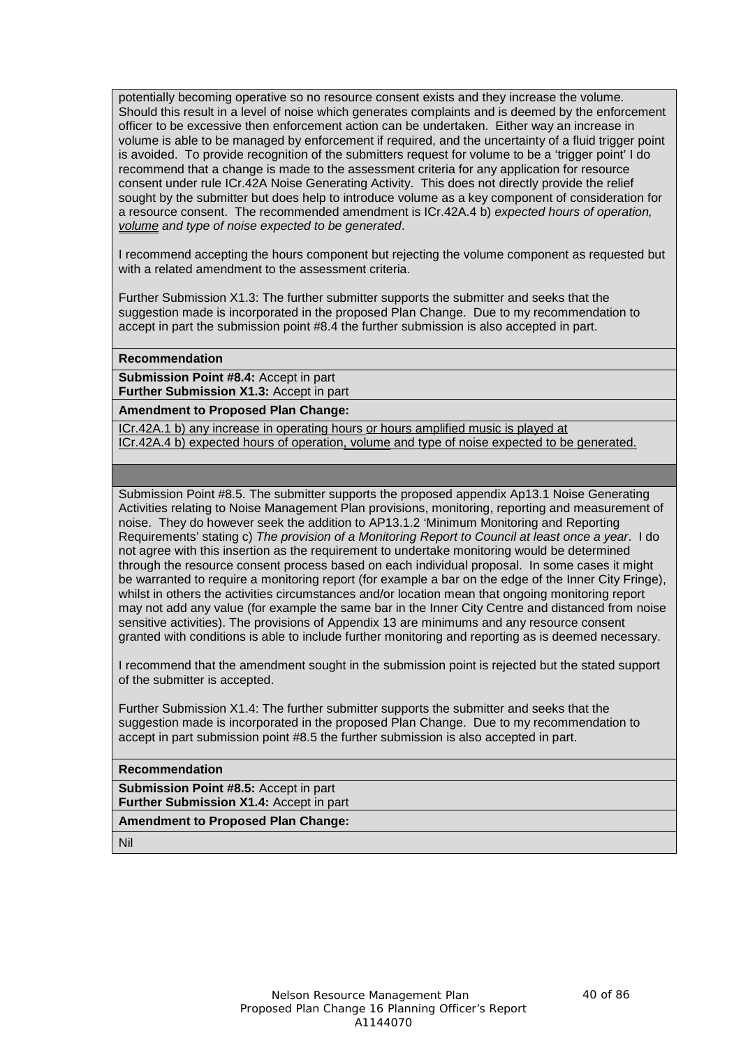potentially becoming operative so no resource consent exists and they increase the volume. Should this result in a level of noise which generates complaints and is deemed by the enforcement officer to be excessive then enforcement action can be undertaken. Either way an increase in volume is able to be managed by enforcement if required, and the uncertainty of a fluid trigger point is avoided. To provide recognition of the submitters request for volume to be a 'trigger point' I do recommend that a change is made to the assessment criteria for any application for resource consent under rule ICr.42A Noise Generating Activity. This does not directly provide the relief sought by the submitter but does help to introduce volume as a key component of consideration for a resource consent. The recommended amendment is ICr.42A.4 b) *expected hours of operation, <u>volume</u> and type of noise expected to be generated*.

I recommend accepting the hours component but rejecting the volume component as requested but with a related amendment to the assessment criteria.

Further Submission X1.3: The further submitter supports the submitter and seeks that the suggestion made is incorporated in the proposed Plan Change. Due to my recommendation to accept in part the submission point #8.4 the further submission is also accepted in part.

**Recommendation**

**Submission Point #8.4:** Accept in part
**Further Submission X1.3:** Accept in part

**Amendment to Proposed Plan Change:**

<u>ICr.42A.1 b) any increase in operating hours or hours amplified music is played at</u>
<u>ICr.42A.4 b) expected hours of operation, volume and type of noise expected to be generated.</u>

---

Submission Point #8.5. The submitter supports the proposed appendix Ap13.1 Noise Generating Activities relating to Noise Management Plan provisions, monitoring, reporting and measurement of noise. They do however seek the addition to AP13.1.2 'Minimum Monitoring and Reporting Requirements' stating c) *The provision of a Monitoring Report to Council at least once a year*. I do not agree with this insertion as the requirement to undertake monitoring would be determined through the resource consent process based on each individual proposal. In some cases it might be warranted to require a monitoring report (for example a bar on the edge of the Inner City Fringe), whilst in others the activities circumstances and/or location mean that ongoing monitoring report may not add any value (for example the same bar in the Inner City Centre and distanced from noise sensitive activities). The provisions of Appendix 13 are minimums and any resource consent granted with conditions is able to include further monitoring and reporting as is deemed necessary.

I recommend that the amendment sought in the submission point is rejected but the stated support of the submitter is accepted.

Further Submission X1.4: The further submitter supports the submitter and seeks that the suggestion made is incorporated in the proposed Plan Change. Due to my recommendation to accept in part submission point #8.5 the further submission is also accepted in part.

**Recommendation**

**Submission Point #8.5:** Accept in part
**Further Submission X1.4:** Accept in part

**Amendment to Proposed Plan Change:**

Nil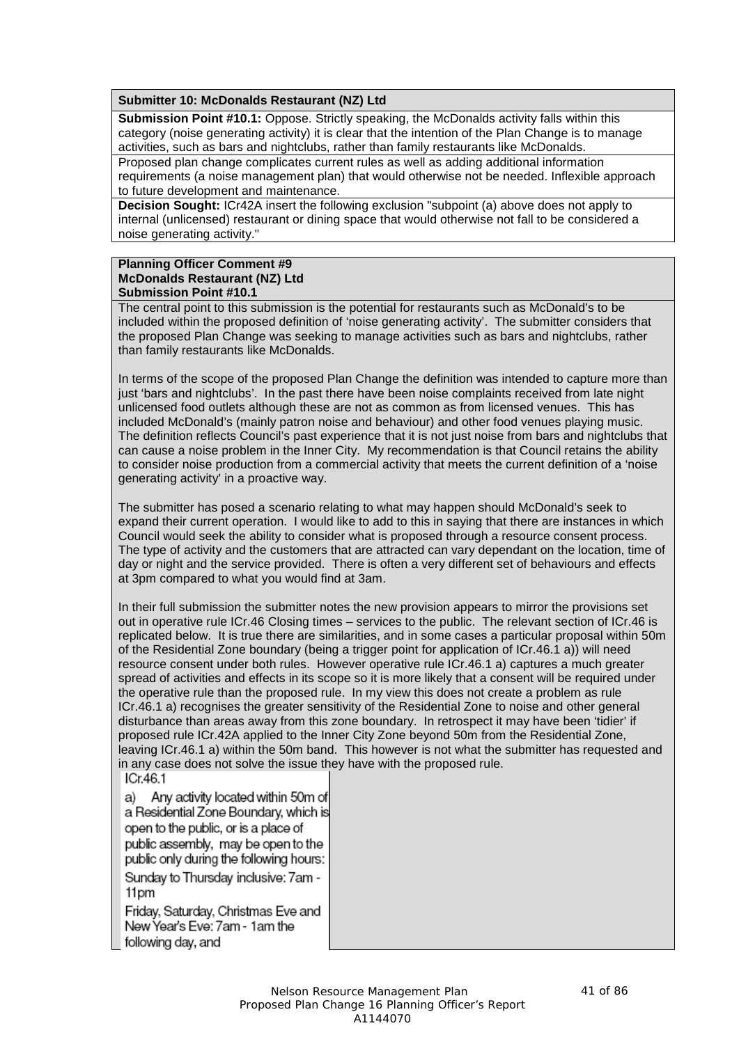**Submitter 10: McDonalds Restaurant (NZ) Ltd**

**Submission Point #10.1:** Oppose. Strictly speaking, the McDonalds activity falls within this category (noise generating activity) it is clear that the intention of the Plan Change is to manage activities, such as bars and nightclubs, rather than family restaurants like McDonalds.

Proposed plan change complicates current rules as well as adding additional information requirements (a noise management plan) that would otherwise not be needed. Inflexible approach to future development and maintenance.

**Decision Sought:** ICr42A insert the following exclusion "subpoint (a) above does not apply to internal (unlicensed) restaurant or dining space that would otherwise not fall to be considered a noise generating activity."

**Planning Officer Comment #9**
**McDonalds Restaurant (NZ) Ltd**
**Submission Point #10.1**

The central point to this submission is the potential for restaurants such as McDonald's to be included within the proposed definition of 'noise generating activity'. The submitter considers that the proposed Plan Change was seeking to manage activities such as bars and nightclubs, rather than family restaurants like McDonalds.

In terms of the scope of the proposed Plan Change the definition was intended to capture more than just 'bars and nightclubs'. In the past there have been noise complaints received from late night unlicensed food outlets although these are not as common as from licensed venues. This has included McDonald's (mainly patron noise and behaviour) and other food venues playing music. The definition reflects Council's past experience that it is not just noise from bars and nightclubs that can cause a noise problem in the Inner City. My recommendation is that Council retains the ability to consider noise production from a commercial activity that meets the current definition of a 'noise generating activity' in a proactive way.

The submitter has posed a scenario relating to what may happen should McDonald's seek to expand their current operation. I would like to add to this in saying that there are instances in which Council would seek the ability to consider what is proposed through a resource consent process. The type of activity and the customers that are attracted can vary dependant on the location, time of day or night and the service provided. There is often a very different set of behaviours and effects at 3pm compared to what you would find at 3am.

In their full submission the submitter notes the new provision appears to mirror the provisions set out in operative rule ICr.46 Closing times – services to the public. The relevant section of ICr.46 is replicated below. It is true there are similarities, and in some cases a particular proposal within 50m of the Residential Zone boundary (being a trigger point for application of ICr.46.1 a)) will need resource consent under both rules. However operative rule ICr.46.1 a) captures a much greater spread of activities and effects in its scope so it is more likely that a consent will be required under the operative rule than the proposed rule. In my view this does not create a problem as rule ICr.46.1 a) recognises the greater sensitivity of the Residential Zone to noise and other general disturbance than areas away from this zone boundary. In retrospect it may have been 'tidier' if proposed rule ICr.42A applied to the Inner City Zone beyond 50m from the Residential Zone, leaving ICr.46.1 a) within the 50m band. This however is not what the submitter has requested and in any case does not solve the issue they have with the proposed rule.

ICr.46.1

a) Any activity located within 50m of a Residential Zone Boundary, which is open to the public, or is a place of public assembly, may be open to the public only during the following hours:

Sunday to Thursday inclusive: 7am - 11pm

Friday, Saturday, Christmas Eve and New Year's Eve: 7am - 1am the following day, and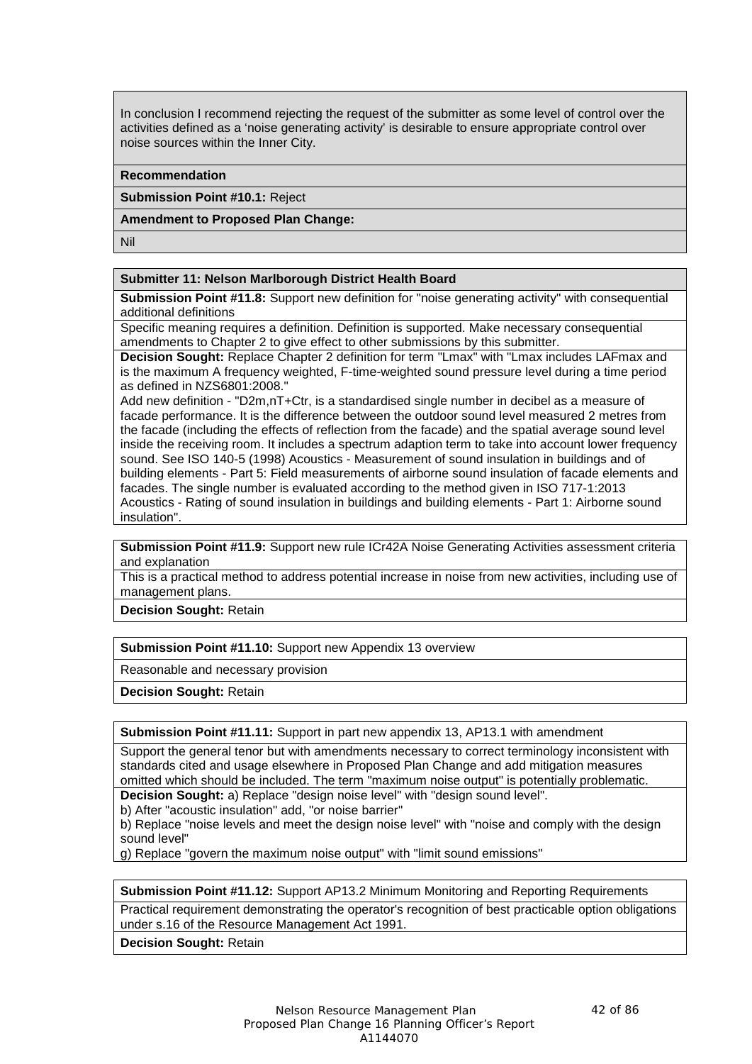In conclusion I recommend rejecting the request of the submitter as some level of control over the activities defined as a 'noise generating activity' is desirable to ensure appropriate control over noise sources within the Inner City.

**Recommendation**

**Submission Point #10.1:** Reject

**Amendment to Proposed Plan Change:**

Nil

**Submitter 11: Nelson Marlborough District Health Board**

**Submission Point #11.8:** Support new definition for "noise generating activity" with consequential additional definitions

Specific meaning requires a definition. Definition is supported. Make necessary consequential amendments to Chapter 2 to give effect to other submissions by this submitter.

**Decision Sought:** Replace Chapter 2 definition for term "Lmax" with "Lmax includes LAFmax and is the maximum A frequency weighted, F-time-weighted sound pressure level during a time period as defined in NZS6801:2008."

Add new definition - "D2m,nT+Ctr, is a standardised single number in decibel as a measure of facade performance. It is the difference between the outdoor sound level measured 2 metres from the facade (including the effects of reflection from the facade) and the spatial average sound level inside the receiving room. It includes a spectrum adaption term to take into account lower frequency sound. See ISO 140-5 (1998) Acoustics - Measurement of sound insulation in buildings and of building elements - Part 5: Field measurements of airborne sound insulation of facade elements and facades. The single number is evaluated according to the method given in ISO 717-1:2013 Acoustics - Rating of sound insulation in buildings and building elements - Part 1: Airborne sound insulation".

**Submission Point #11.9:** Support new rule ICr42A Noise Generating Activities assessment criteria and explanation

This is a practical method to address potential increase in noise from new activities, including use of management plans.

**Decision Sought:** Retain

**Submission Point #11.10:** Support new Appendix 13 overview

Reasonable and necessary provision

**Decision Sought:** Retain

**Submission Point #11.11:** Support in part new appendix 13, AP13.1 with amendment

Support the general tenor but with amendments necessary to correct terminology inconsistent with standards cited and usage elsewhere in Proposed Plan Change and add mitigation measures omitted which should be included. The term "maximum noise output" is potentially problematic.

**Decision Sought:** a) Replace "design noise level" with "design sound level".

b) After "acoustic insulation" add, "or noise barrier"

b) Replace "noise levels and meet the design noise level" with "noise and comply with the design sound level"

g) Replace "govern the maximum noise output" with "limit sound emissions"

**Submission Point #11.12:** Support AP13.2 Minimum Monitoring and Reporting Requirements

Practical requirement demonstrating the operator's recognition of best practicable option obligations under s.16 of the Resource Management Act 1991.

**Decision Sought:** Retain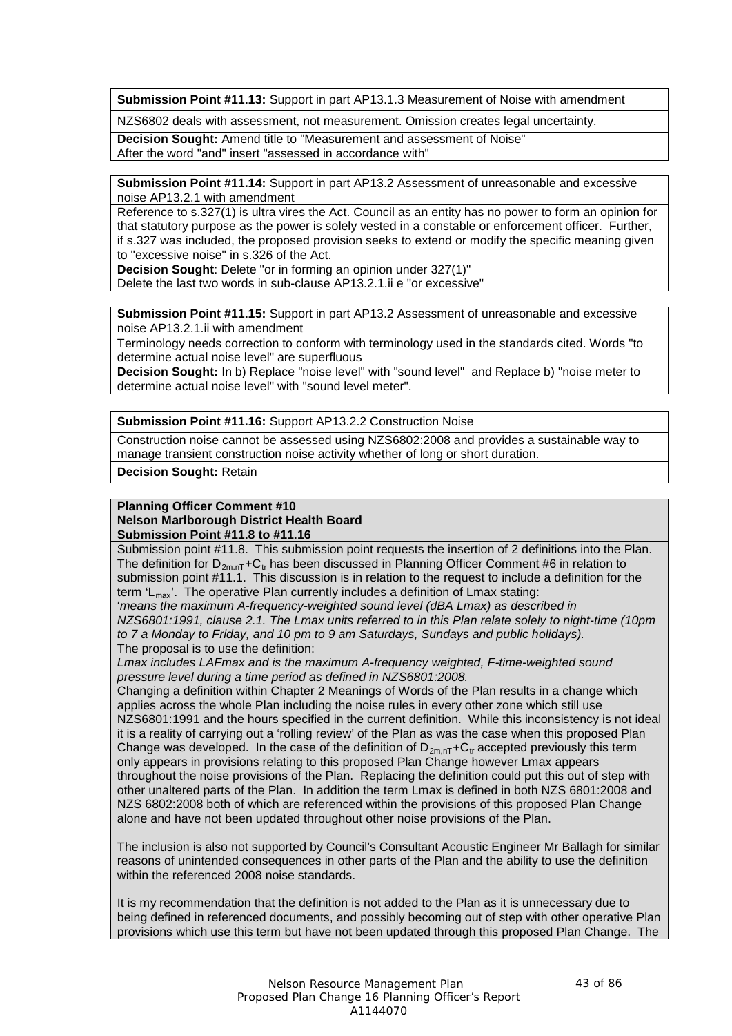**Submission Point #11.13:** Support in part AP13.1.3 Measurement of Noise with amendment

NZS6802 deals with assessment, not measurement. Omission creates legal uncertainty.

**Decision Sought:** Amend title to "Measurement and assessment of Noise"
After the word "and" insert "assessed in accordance with"

**Submission Point #11.14:** Support in part AP13.2 Assessment of unreasonable and excessive noise AP13.2.1 with amendment

Reference to s.327(1) is ultra vires the Act. Council as an entity has no power to form an opinion for that statutory purpose as the power is solely vested in a constable or enforcement officer. Further, if s.327 was included, the proposed provision seeks to extend or modify the specific meaning given to "excessive noise" in s.326 of the Act.

**Decision Sought**: Delete "or in forming an opinion under 327(1)"
Delete the last two words in sub-clause AP13.2.1.ii e "or excessive"

**Submission Point #11.15:** Support in part AP13.2 Assessment of unreasonable and excessive noise AP13.2.1.ii with amendment

Terminology needs correction to conform with terminology used in the standards cited. Words "to determine actual noise level" are superfluous

**Decision Sought:** In b) Replace "noise level" with "sound level" and Replace b) "noise meter to determine actual noise level" with "sound level meter".

**Submission Point #11.16:** Support AP13.2.2 Construction Noise

Construction noise cannot be assessed using NZS6802:2008 and provides a sustainable way to manage transient construction noise activity whether of long or short duration.

**Decision Sought:** Retain

**Planning Officer Comment #10**
**Nelson Marlborough District Health Board**
**Submission Point #11.8 to #11.16**

Submission point #11.8. This submission point requests the insertion of 2 definitions into the Plan. The definition for $D_{2m,nT}+C_{tr}$ has been discussed in Planning Officer Comment #6 in relation to submission point #11.1. This discussion is in relation to the request to include a definition for the term '$L_{max}$'. The operative Plan currently includes a definition of Lmax stating:

'*means the maximum A-frequency-weighted sound level (dBA Lmax) as described in NZS6801:1991, clause 2.1. The Lmax units referred to in this Plan relate solely to night-time (10pm to 7 a Monday to Friday, and 10 pm to 9 am Saturdays, Sundays and public holidays).*

The proposal is to use the definition:

*Lmax includes LAFmax and is the maximum A-frequency weighted, F-time-weighted sound pressure level during a time period as defined in NZS6801:2008.*

Changing a definition within Chapter 2 Meanings of Words of the Plan results in a change which applies across the whole Plan including the noise rules in every other zone which still use NZS6801:1991 and the hours specified in the current definition. While this inconsistency is not ideal it is a reality of carrying out a 'rolling review' of the Plan as was the case when this proposed Plan Change was developed. In the case of the definition of $D_{2m,nT}+C_{tr}$ accepted previously this term only appears in provisions relating to this proposed Plan Change however Lmax appears throughout the noise provisions of the Plan. Replacing the definition could put this out of step with other unaltered parts of the Plan. In addition the term Lmax is defined in both NZS 6801:2008 and NZS 6802:2008 both of which are referenced within the provisions of this proposed Plan Change alone and have not been updated throughout other noise provisions of the Plan.

The inclusion is also not supported by Council's Consultant Acoustic Engineer Mr Ballagh for similar reasons of unintended consequences in other parts of the Plan and the ability to use the definition within the referenced 2008 noise standards.

It is my recommendation that the definition is not added to the Plan as it is unnecessary due to being defined in referenced documents, and possibly becoming out of step with other operative Plan provisions which use this term but have not been updated through this proposed Plan Change. The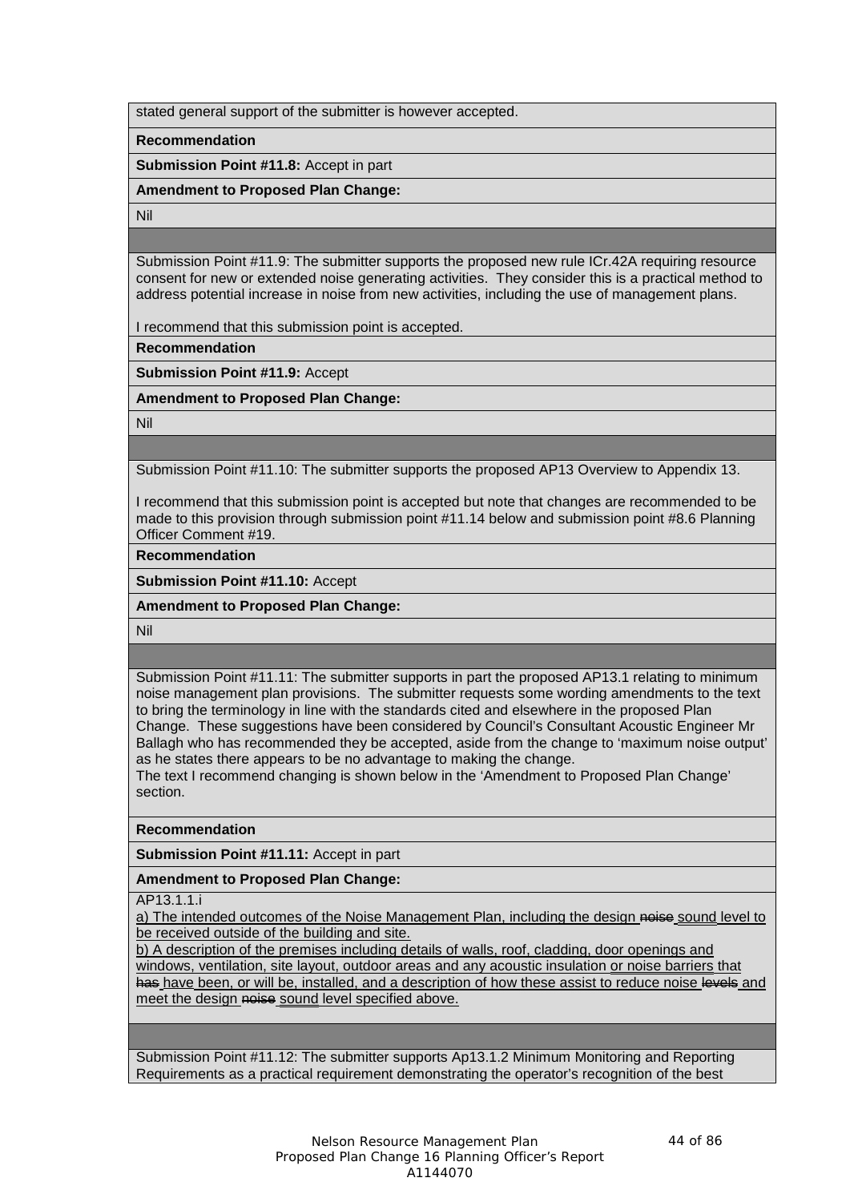stated general support of the submitter is however accepted.

**Recommendation**

**Submission Point #11.8:** Accept in part

**Amendment to Proposed Plan Change:**

Nil

---

Submission Point #11.9: The submitter supports the proposed new rule ICr.42A requiring resource consent for new or extended noise generating activities. They consider this is a practical method to address potential increase in noise from new activities, including the use of management plans.

I recommend that this submission point is accepted.

**Recommendation**

**Submission Point #11.9:** Accept

**Amendment to Proposed Plan Change:**

Nil

---

Submission Point #11.10: The submitter supports the proposed AP13 Overview to Appendix 13.

I recommend that this submission point is accepted but note that changes are recommended to be made to this provision through submission point #11.14 below and submission point #8.6 Planning Officer Comment #19.

**Recommendation**

**Submission Point #11.10:** Accept

**Amendment to Proposed Plan Change:**

Nil

---

Submission Point #11.11: The submitter supports in part the proposed AP13.1 relating to minimum noise management plan provisions. The submitter requests some wording amendments to the text to bring the terminology in line with the standards cited and elsewhere in the proposed Plan Change. These suggestions have been considered by Council's Consultant Acoustic Engineer Mr Ballagh who has recommended they be accepted, aside from the change to 'maximum noise output' as he states there appears to be no advantage to making the change.

The text I recommend changing is shown below in the 'Amendment to Proposed Plan Change' section.

**Recommendation**

**Submission Point #11.11:** Accept in part

**Amendment to Proposed Plan Change:**

AP13.1.1.i

<u>a) The intended outcomes of the Noise Management Plan, including the design ~~noise~~ sound level to be received outside of the building and site.</u>

<u>b) A description of the premises including details of walls, roof, cladding, door openings and windows, ventilation, site layout, outdoor areas and any acoustic insulation or noise barriers that ~~has~~ have been, or will be, installed, and a description of how these assist to reduce noise ~~levels~~ and meet the design ~~noise~~ sound level specified above.</u>

---

Submission Point #11.12: The submitter supports Ap13.1.2 Minimum Monitoring and Reporting Requirements as a practical requirement demonstrating the operator's recognition of the best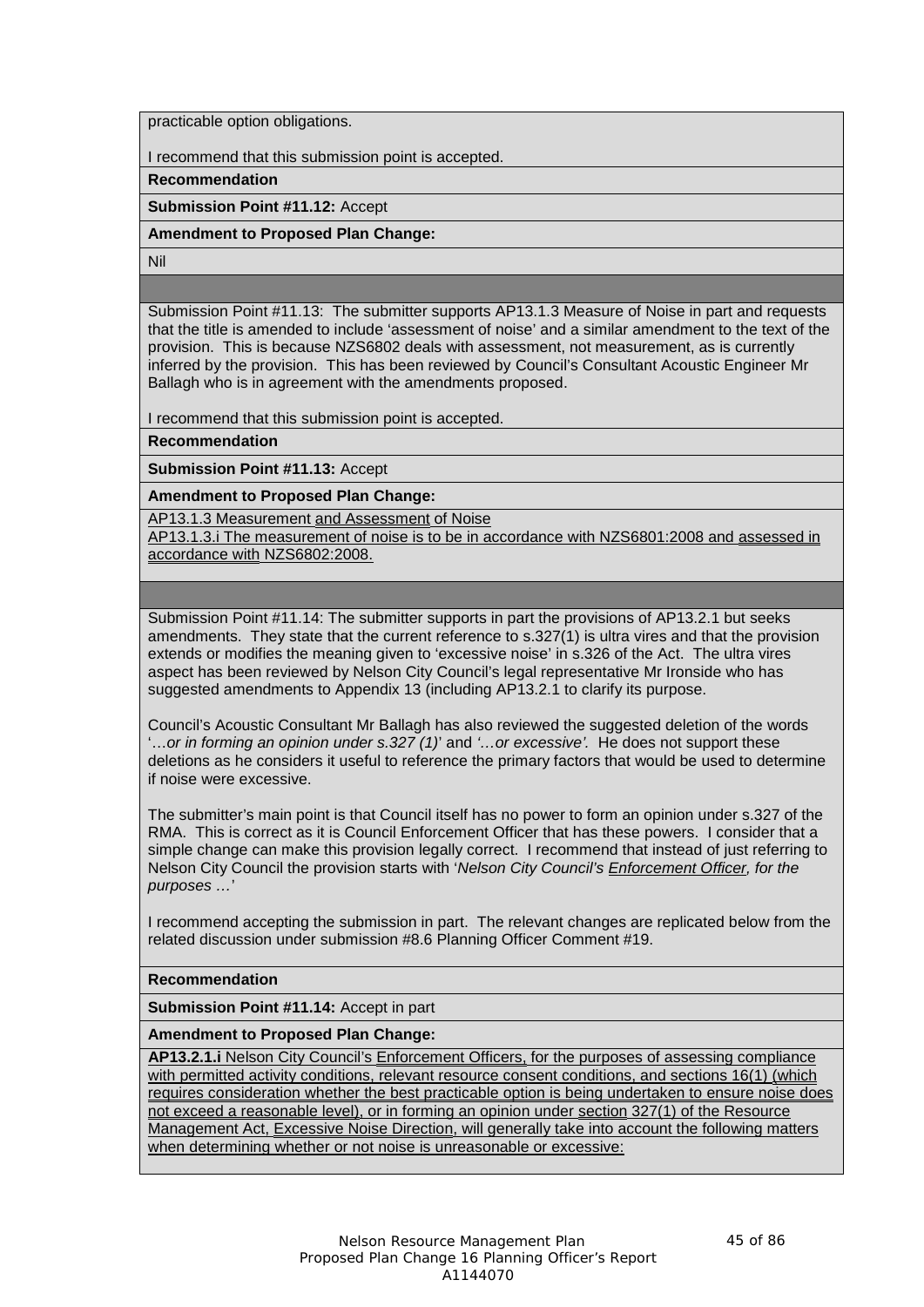practicable option obligations.

I recommend that this submission point is accepted.

**Recommendation**

**Submission Point #11.12:** Accept

**Amendment to Proposed Plan Change:**

Nil

---

Submission Point #11.13: The submitter supports AP13.1.3 Measure of Noise in part and requests that the title is amended to include 'assessment of noise' and a similar amendment to the text of the provision. This is because NZS6802 deals with assessment, not measurement, as is currently inferred by the provision. This has been reviewed by Council's Consultant Acoustic Engineer Mr Ballagh who is in agreement with the amendments proposed.

I recommend that this submission point is accepted.

**Recommendation**

**Submission Point #11.13:** Accept

**Amendment to Proposed Plan Change:**

AP13.1.3 Measurement and Assessment of Noise

AP13.1.3.i The measurement of noise is to be in accordance with NZS6801:2008 and assessed in accordance with NZS6802:2008.

---

Submission Point #11.14: The submitter supports in part the provisions of AP13.2.1 but seeks amendments. They state that the current reference to s.327(1) is ultra vires and that the provision extends or modifies the meaning given to 'excessive noise' in s.326 of the Act. The ultra vires aspect has been reviewed by Nelson City Council's legal representative Mr Ironside who has suggested amendments to Appendix 13 (including AP13.2.1 to clarify its purpose.

Council's Acoustic Consultant Mr Ballagh has also reviewed the suggested deletion of the words '*…or in forming an opinion under s.327 (1)*' and *'…or excessive'.* He does not support these deletions as he considers it useful to reference the primary factors that would be used to determine if noise were excessive.

The submitter's main point is that Council itself has no power to form an opinion under s.327 of the RMA. This is correct as it is Council Enforcement Officer that has these powers. I consider that a simple change can make this provision legally correct. I recommend that instead of just referring to Nelson City Council the provision starts with '*Nelson City Council's Enforcement Officer, for the purposes …*'

I recommend accepting the submission in part. The relevant changes are replicated below from the related discussion under submission #8.6 Planning Officer Comment #19.

**Recommendation**

**Submission Point #11.14:** Accept in part

**Amendment to Proposed Plan Change:**

**AP13.2.1.i** Nelson City Council's Enforcement Officers, for the purposes of assessing compliance with permitted activity conditions, relevant resource consent conditions, and sections 16(1) (which requires consideration whether the best practicable option is being undertaken to ensure noise does not exceed a reasonable level), or in forming an opinion under section 327(1) of the Resource Management Act, Excessive Noise Direction, will generally take into account the following matters when determining whether or not noise is unreasonable or excessive: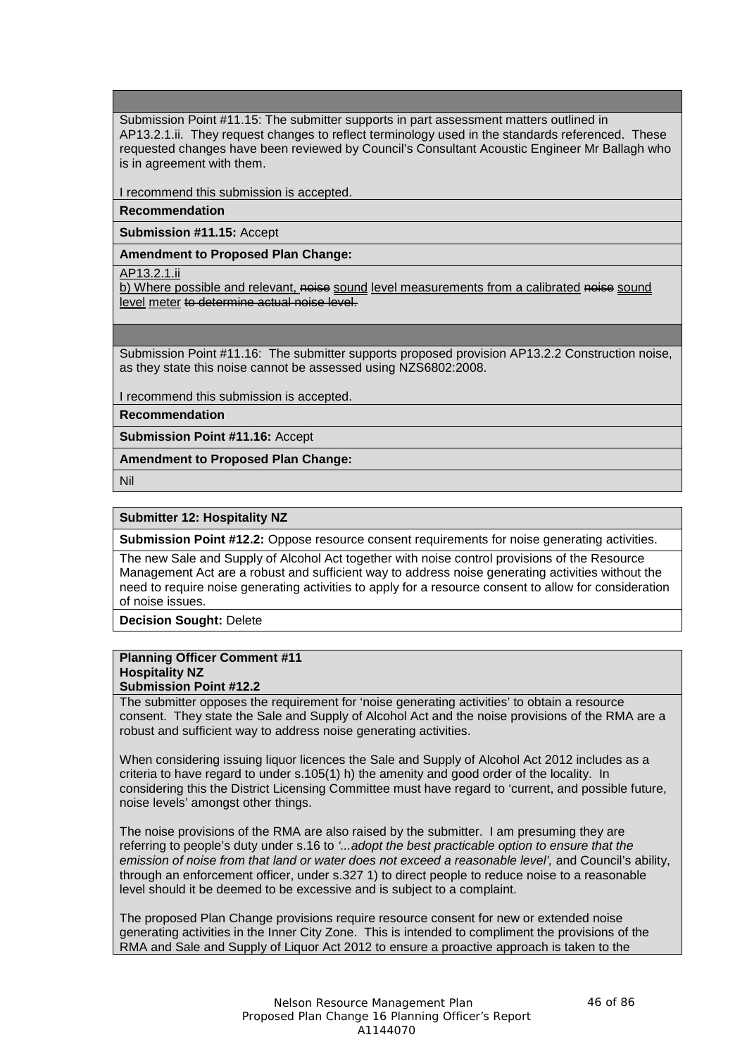Submission Point #11.15: The submitter supports in part assessment matters outlined in AP13.2.1.ii. They request changes to reflect terminology used in the standards referenced. These requested changes have been reviewed by Council's Consultant Acoustic Engineer Mr Ballagh who is in agreement with them.

I recommend this submission is accepted.

**Recommendation**

**Submission #11.15:** Accept

**Amendment to Proposed Plan Change:**

<u>AP13.2.1.ii</u>

<u>b) Where possible and relevant,</u> ~~noise~~ <u>sound</u> <u>level</u> <u>measurements from a calibrated</u> ~~noise~~ <u>sound</u> <u>level</u> <u>meter</u> ~~to determine actual noise level.~~

Submission Point #11.16: The submitter supports proposed provision AP13.2.2 Construction noise, as they state this noise cannot be assessed using NZS6802:2008.

I recommend this submission is accepted.

**Recommendation**

**Submission Point #11.16:** Accept

**Amendment to Proposed Plan Change:**

Nil

**Submitter 12: Hospitality NZ**

**Submission Point #12.2:** Oppose resource consent requirements for noise generating activities.

The new Sale and Supply of Alcohol Act together with noise control provisions of the Resource Management Act are a robust and sufficient way to address noise generating activities without the need to require noise generating activities to apply for a resource consent to allow for consideration of noise issues.

**Decision Sought:** Delete

**Planning Officer Comment #11**
**Hospitality NZ**
**Submission Point #12.2**

The submitter opposes the requirement for 'noise generating activities' to obtain a resource consent. They state the Sale and Supply of Alcohol Act and the noise provisions of the RMA are a robust and sufficient way to address noise generating activities.

When considering issuing liquor licences the Sale and Supply of Alcohol Act 2012 includes as a criteria to have regard to under s.105(1) h) the amenity and good order of the locality. In considering this the District Licensing Committee must have regard to 'current, and possible future, noise levels' amongst other things.

The noise provisions of the RMA are also raised by the submitter. I am presuming they are referring to people's duty under s.16 to *'...adopt the best practicable option to ensure that the emission of noise from that land or water does not exceed a reasonable level',* and Council's ability, through an enforcement officer, under s.327 1) to direct people to reduce noise to a reasonable level should it be deemed to be excessive and is subject to a complaint.

The proposed Plan Change provisions require resource consent for new or extended noise generating activities in the Inner City Zone. This is intended to compliment the provisions of the RMA and Sale and Supply of Liquor Act 2012 to ensure a proactive approach is taken to the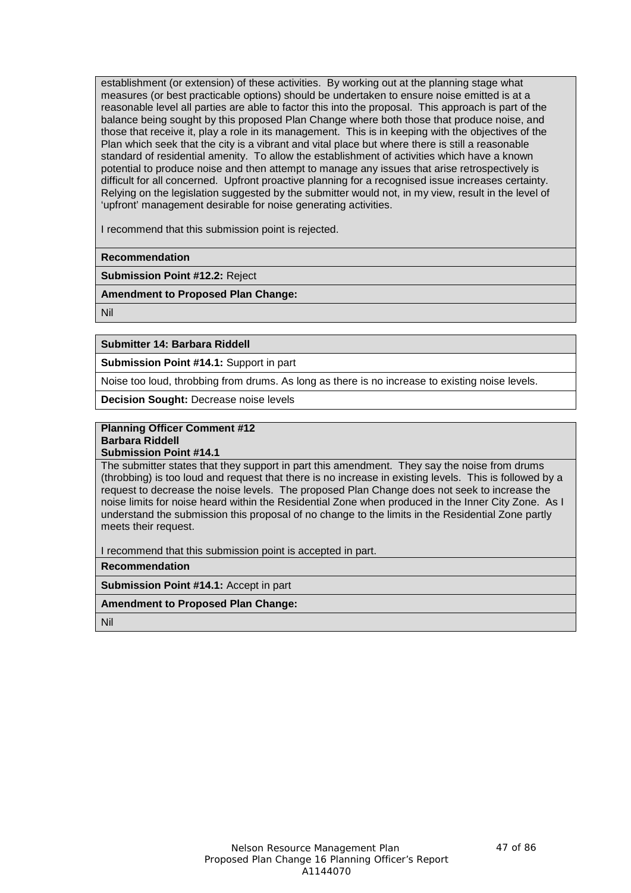establishment (or extension) of these activities. By working out at the planning stage what measures (or best practicable options) should be undertaken to ensure noise emitted is at a reasonable level all parties are able to factor this into the proposal. This approach is part of the balance being sought by this proposed Plan Change where both those that produce noise, and those that receive it, play a role in its management. This is in keeping with the objectives of the Plan which seek that the city is a vibrant and vital place but where there is still a reasonable standard of residential amenity. To allow the establishment of activities which have a known potential to produce noise and then attempt to manage any issues that arise retrospectively is difficult for all concerned. Upfront proactive planning for a recognised issue increases certainty. Relying on the legislation suggested by the submitter would not, in my view, result in the level of 'upfront' management desirable for noise generating activities.

I recommend that this submission point is rejected.

**Recommendation**

**Submission Point #12.2:** Reject

**Amendment to Proposed Plan Change:**

Nil

**Submitter 14: Barbara Riddell**

**Submission Point #14.1:** Support in part

Noise too loud, throbbing from drums. As long as there is no increase to existing noise levels.

**Decision Sought:** Decrease noise levels

**Planning Officer Comment #12**
**Barbara Riddell**
**Submission Point #14.1**

The submitter states that they support in part this amendment. They say the noise from drums (throbbing) is too loud and request that there is no increase in existing levels. This is followed by a request to decrease the noise levels. The proposed Plan Change does not seek to increase the noise limits for noise heard within the Residential Zone when produced in the Inner City Zone. As I understand the submission this proposal of no change to the limits in the Residential Zone partly meets their request.

I recommend that this submission point is accepted in part.

**Recommendation**

**Submission Point #14.1:** Accept in part

**Amendment to Proposed Plan Change:**

Nil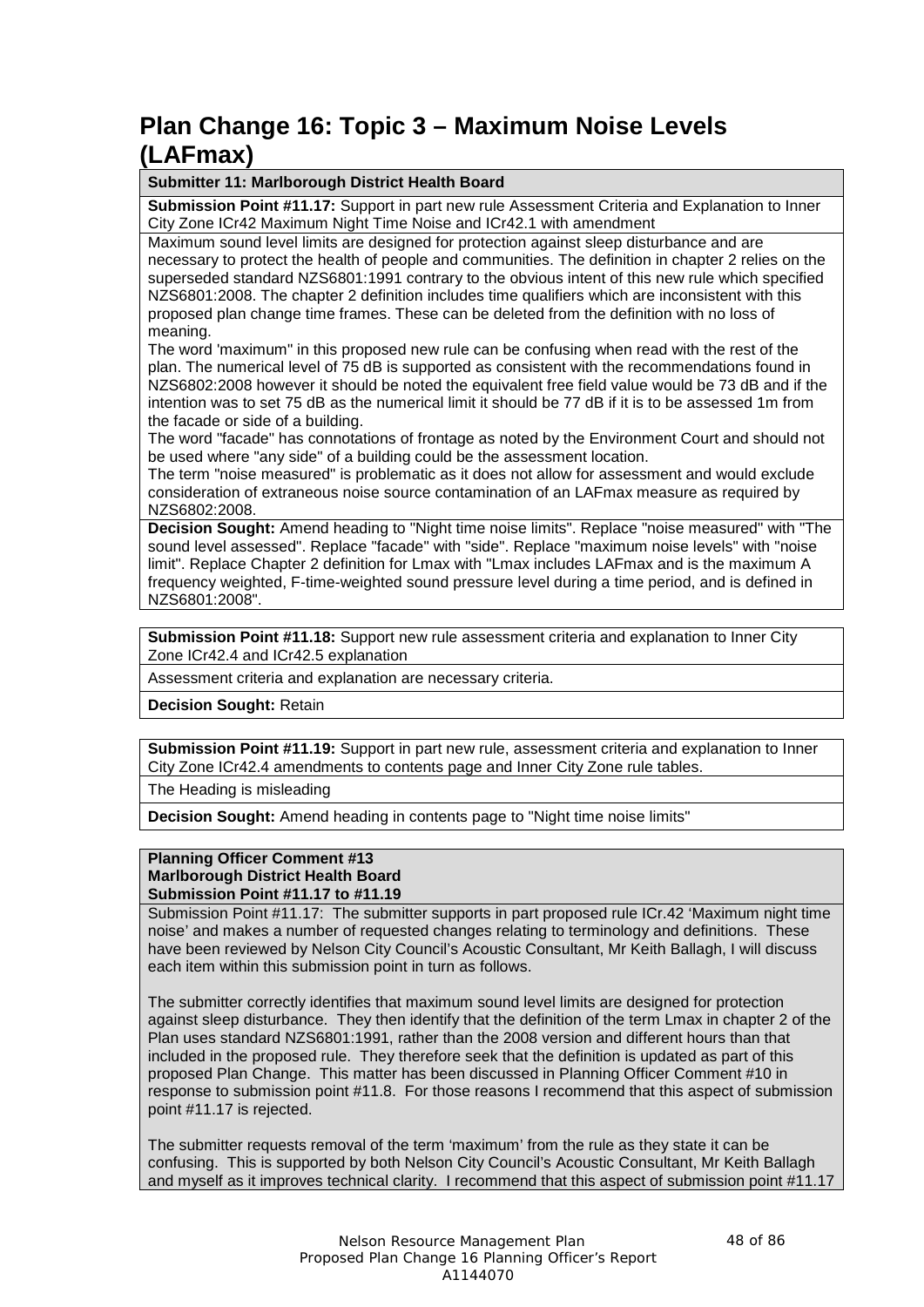# Plan Change 16: Topic 3 – Maximum Noise Levels (LAFmax)

**Submitter 11: Marlborough District Health Board**

**Submission Point #11.17:** Support in part new rule Assessment Criteria and Explanation to Inner City Zone ICr42 Maximum Night Time Noise and ICr42.1 with amendment

Maximum sound level limits are designed for protection against sleep disturbance and are necessary to protect the health of people and communities. The definition in chapter 2 relies on the superseded standard NZS6801:1991 contrary to the obvious intent of this new rule which specified NZS6801:2008. The chapter 2 definition includes time qualifiers which are inconsistent with this proposed plan change time frames. These can be deleted from the definition with no loss of meaning.

The word 'maximum" in this proposed new rule can be confusing when read with the rest of the plan. The numerical level of 75 dB is supported as consistent with the recommendations found in NZS6802:2008 however it should be noted the equivalent free field value would be 73 dB and if the intention was to set 75 dB as the numerical limit it should be 77 dB if it is to be assessed 1m from the facade or side of a building.

The word "facade" has connotations of frontage as noted by the Environment Court and should not be used where "any side" of a building could be the assessment location.

The term "noise measured" is problematic as it does not allow for assessment and would exclude consideration of extraneous noise source contamination of an LAFmax measure as required by NZS6802:2008.

**Decision Sought:** Amend heading to "Night time noise limits". Replace "noise measured" with "The sound level assessed". Replace "facade" with "side". Replace "maximum noise levels" with "noise limit". Replace Chapter 2 definition for Lmax with "Lmax includes LAFmax and is the maximum A frequency weighted, F-time-weighted sound pressure level during a time period, and is defined in NZS6801:2008".

**Submission Point #11.18:** Support new rule assessment criteria and explanation to Inner City Zone ICr42.4 and ICr42.5 explanation

Assessment criteria and explanation are necessary criteria.

**Decision Sought:** Retain

**Submission Point #11.19:** Support in part new rule, assessment criteria and explanation to Inner City Zone ICr42.4 amendments to contents page and Inner City Zone rule tables.

The Heading is misleading

**Decision Sought:** Amend heading in contents page to "Night time noise limits"

**Planning Officer Comment #13**
**Marlborough District Health Board**
**Submission Point #11.17 to #11.19**

Submission Point #11.17: The submitter supports in part proposed rule ICr.42 'Maximum night time noise' and makes a number of requested changes relating to terminology and definitions. These have been reviewed by Nelson City Council's Acoustic Consultant, Mr Keith Ballagh, I will discuss each item within this submission point in turn as follows.

The submitter correctly identifies that maximum sound level limits are designed for protection against sleep disturbance. They then identify that the definition of the term Lmax in chapter 2 of the Plan uses standard NZS6801:1991, rather than the 2008 version and different hours than that included in the proposed rule. They therefore seek that the definition is updated as part of this proposed Plan Change. This matter has been discussed in Planning Officer Comment #10 in response to submission point #11.8. For those reasons I recommend that this aspect of submission point #11.17 is rejected.

The submitter requests removal of the term 'maximum' from the rule as they state it can be confusing. This is supported by both Nelson City Council's Acoustic Consultant, Mr Keith Ballagh and myself as it improves technical clarity. I recommend that this aspect of submission point #11.17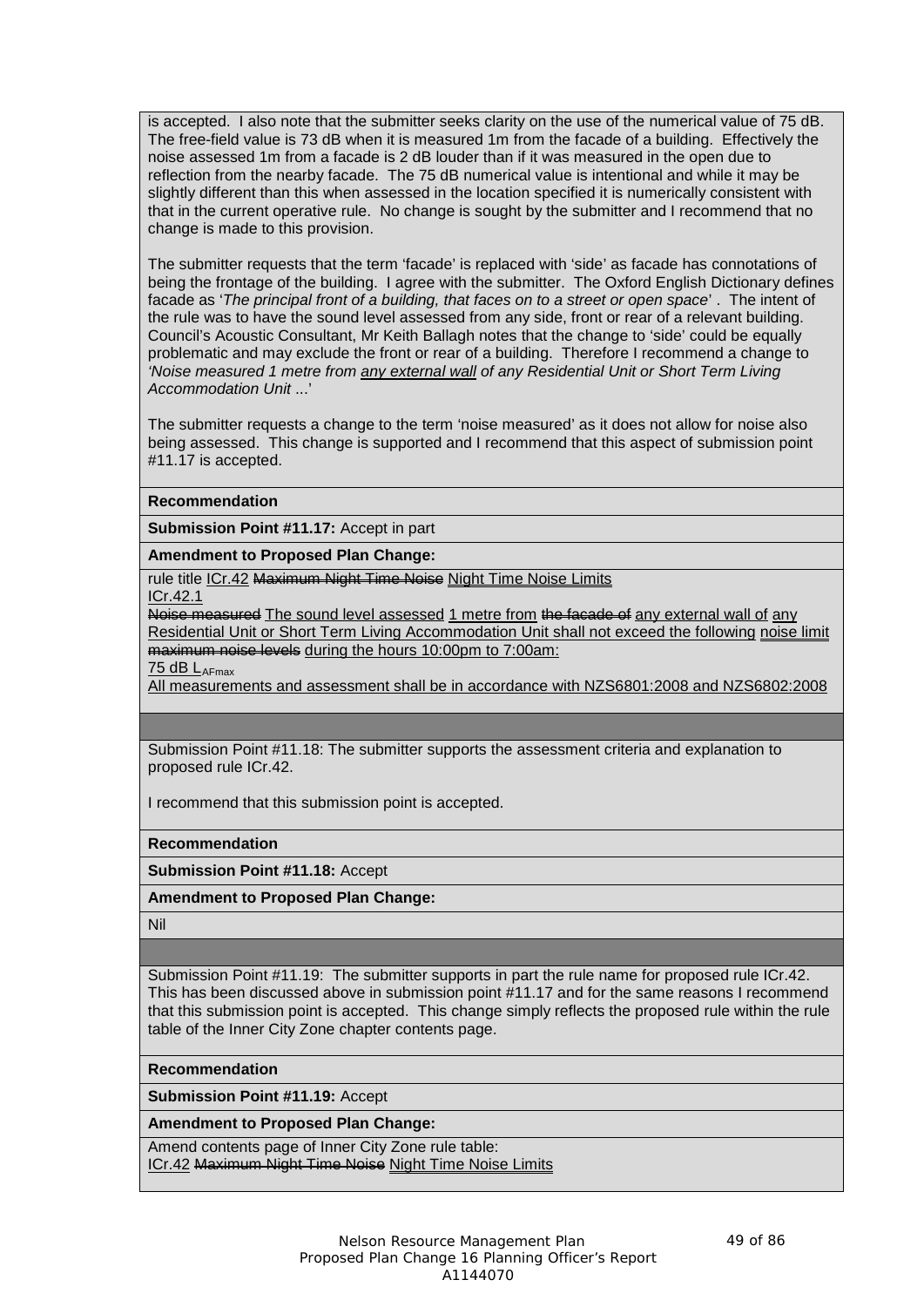is accepted. I also note that the submitter seeks clarity on the use of the numerical value of 75 dB. The free-field value is 73 dB when it is measured 1m from the facade of a building. Effectively the noise assessed 1m from a facade is 2 dB louder than if it was measured in the open due to reflection from the nearby facade. The 75 dB numerical value is intentional and while it may be slightly different than this when assessed in the location specified it is numerically consistent with that in the current operative rule. No change is sought by the submitter and I recommend that no change is made to this provision.

The submitter requests that the term 'facade' is replaced with 'side' as facade has connotations of being the frontage of the building. I agree with the submitter. The Oxford English Dictionary defines facade as '*The principal front of a building, that faces on to a street or open space*' . The intent of the rule was to have the sound level assessed from any side, front or rear of a relevant building. Council's Acoustic Consultant, Mr Keith Ballagh notes that the change to 'side' could be equally problematic and may exclude the front or rear of a building. Therefore I recommend a change to *'Noise measured 1 metre from <u>any external wall</u> of any Residential Unit or Short Term Living Accommodation Unit ...*'

The submitter requests a change to the term 'noise measured' as it does not allow for noise also being assessed. This change is supported and I recommend that this aspect of submission point #11.17 is accepted.

**Recommendation**

**Submission Point #11.17:** Accept in part

**Amendment to Proposed Plan Change:**

rule title <u>ICr.42</u> ~~Maximum Night Time Noise~~ <u>Night Time Noise Limits</u>
<u>ICr.42.1</u>
~~Noise measured~~ <u>The sound level assessed</u> <u>1 metre from</u> ~~the facade of~~ <u>any external wall of</u> <u>any Residential Unit or Short Term Living Accommodation Unit shall not exceed the following</u> <u>noise limit</u> ~~maximum noise levels~~ <u>during the hours 10:00pm to 7:00am:</u>
<u>75 dB $L_{AFmax}$</u>
<u>All measurements and assessment shall be in accordance with NZS6801:2008 and NZS6802:2008</u>

---

Submission Point #11.18: The submitter supports the assessment criteria and explanation to proposed rule ICr.42.

I recommend that this submission point is accepted.

**Recommendation**

**Submission Point #11.18:** Accept

**Amendment to Proposed Plan Change:**

Nil

---

Submission Point #11.19: The submitter supports in part the rule name for proposed rule ICr.42. This has been discussed above in submission point #11.17 and for the same reasons I recommend that this submission point is accepted. This change simply reflects the proposed rule within the rule table of the Inner City Zone chapter contents page.

**Recommendation**

**Submission Point #11.19:** Accept

**Amendment to Proposed Plan Change:**

Amend contents page of Inner City Zone rule table:
<u>ICr.42</u> ~~Maximum Night Time Noise~~ <u>Night Time Noise Limits</u>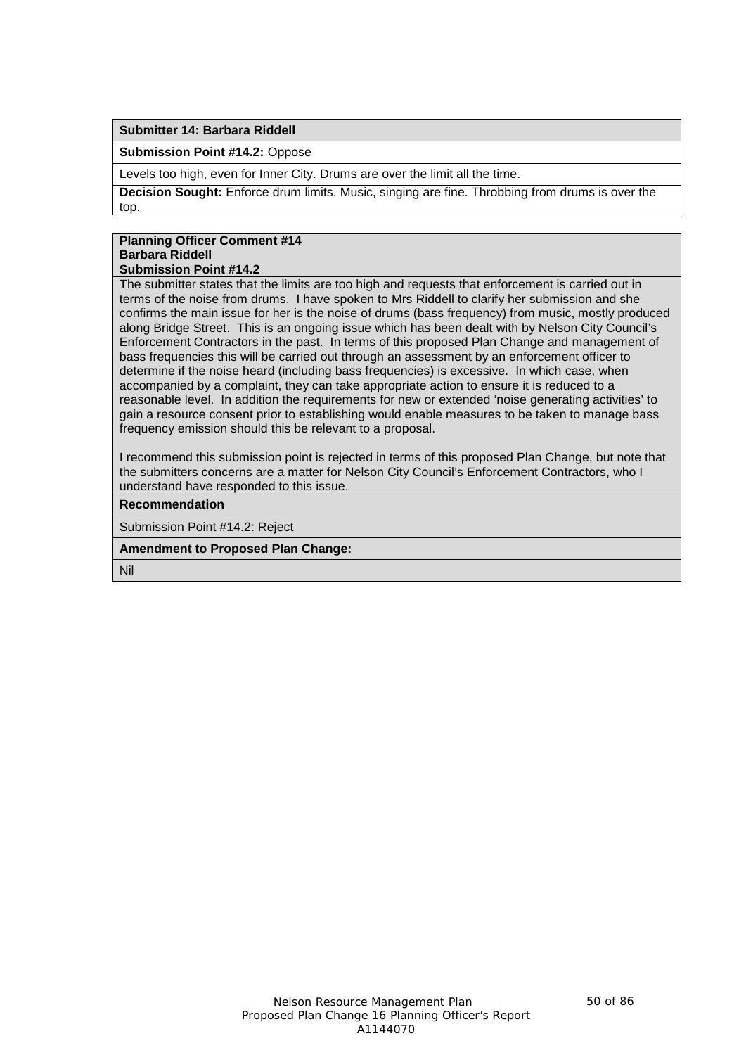**Submitter 14: Barbara Riddell**

**Submission Point #14.2:** Oppose

Levels too high, even for Inner City. Drums are over the limit all the time.

**Decision Sought:** Enforce drum limits. Music, singing are fine. Throbbing from drums is over the top.

**Planning Officer Comment #14**
**Barbara Riddell**
**Submission Point #14.2**

The submitter states that the limits are too high and requests that enforcement is carried out in terms of the noise from drums. I have spoken to Mrs Riddell to clarify her submission and she confirms the main issue for her is the noise of drums (bass frequency) from music, mostly produced along Bridge Street. This is an ongoing issue which has been dealt with by Nelson City Council's Enforcement Contractors in the past. In terms of this proposed Plan Change and management of bass frequencies this will be carried out through an assessment by an enforcement officer to determine if the noise heard (including bass frequencies) is excessive. In which case, when accompanied by a complaint, they can take appropriate action to ensure it is reduced to a reasonable level. In addition the requirements for new or extended 'noise generating activities' to gain a resource consent prior to establishing would enable measures to be taken to manage bass frequency emission should this be relevant to a proposal.

I recommend this submission point is rejected in terms of this proposed Plan Change, but note that the submitters concerns are a matter for Nelson City Council's Enforcement Contractors, who I understand have responded to this issue.

**Recommendation**

Submission Point #14.2: Reject

**Amendment to Proposed Plan Change:**

Nil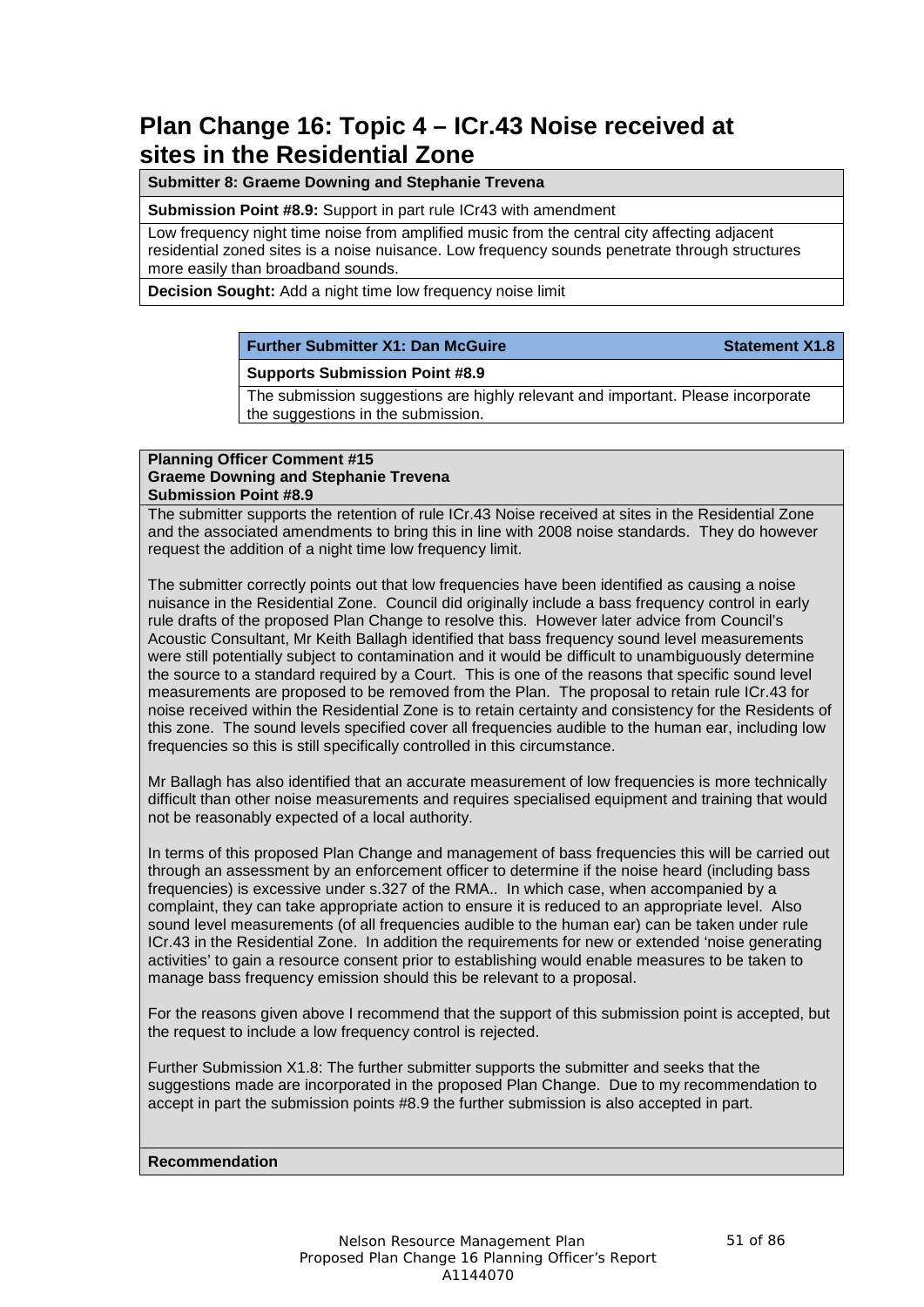# Plan Change 16: Topic 4 – ICr.43 Noise received at sites in the Residential Zone

**Submitter 8: Graeme Downing and Stephanie Trevena**

**Submission Point #8.9:** Support in part rule ICr43 with amendment

Low frequency night time noise from amplified music from the central city affecting adjacent residential zoned sites is a noise nuisance. Low frequency sounds penetrate through structures more easily than broadband sounds.

**Decision Sought:** Add a night time low frequency noise limit

**Further Submitter X1: Dan McGuire** — **Statement X1.8**

**Supports Submission Point #8.9**

The submission suggestions are highly relevant and important. Please incorporate the suggestions in the submission.

**Planning Officer Comment #15**
**Graeme Downing and Stephanie Trevena**
**Submission Point #8.9**

The submitter supports the retention of rule ICr.43 Noise received at sites in the Residential Zone and the associated amendments to bring this in line with 2008 noise standards. They do however request the addition of a night time low frequency limit.

The submitter correctly points out that low frequencies have been identified as causing a noise nuisance in the Residential Zone. Council did originally include a bass frequency control in early rule drafts of the proposed Plan Change to resolve this. However later advice from Council's Acoustic Consultant, Mr Keith Ballagh identified that bass frequency sound level measurements were still potentially subject to contamination and it would be difficult to unambiguously determine the source to a standard required by a Court. This is one of the reasons that specific sound level measurements are proposed to be removed from the Plan. The proposal to retain rule ICr.43 for noise received within the Residential Zone is to retain certainty and consistency for the Residents of this zone. The sound levels specified cover all frequencies audible to the human ear, including low frequencies so this is still specifically controlled in this circumstance.

Mr Ballagh has also identified that an accurate measurement of low frequencies is more technically difficult than other noise measurements and requires specialised equipment and training that would not be reasonably expected of a local authority.

In terms of this proposed Plan Change and management of bass frequencies this will be carried out through an assessment by an enforcement officer to determine if the noise heard (including bass frequencies) is excessive under s.327 of the RMA.. In which case, when accompanied by a complaint, they can take appropriate action to ensure it is reduced to an appropriate level. Also sound level measurements (of all frequencies audible to the human ear) can be taken under rule ICr.43 in the Residential Zone. In addition the requirements for new or extended 'noise generating activities' to gain a resource consent prior to establishing would enable measures to be taken to manage bass frequency emission should this be relevant to a proposal.

For the reasons given above I recommend that the support of this submission point is accepted, but the request to include a low frequency control is rejected.

Further Submission X1.8: The further submitter supports the submitter and seeks that the suggestions made are incorporated in the proposed Plan Change. Due to my recommendation to accept in part the submission points #8.9 the further submission is also accepted in part.

**Recommendation**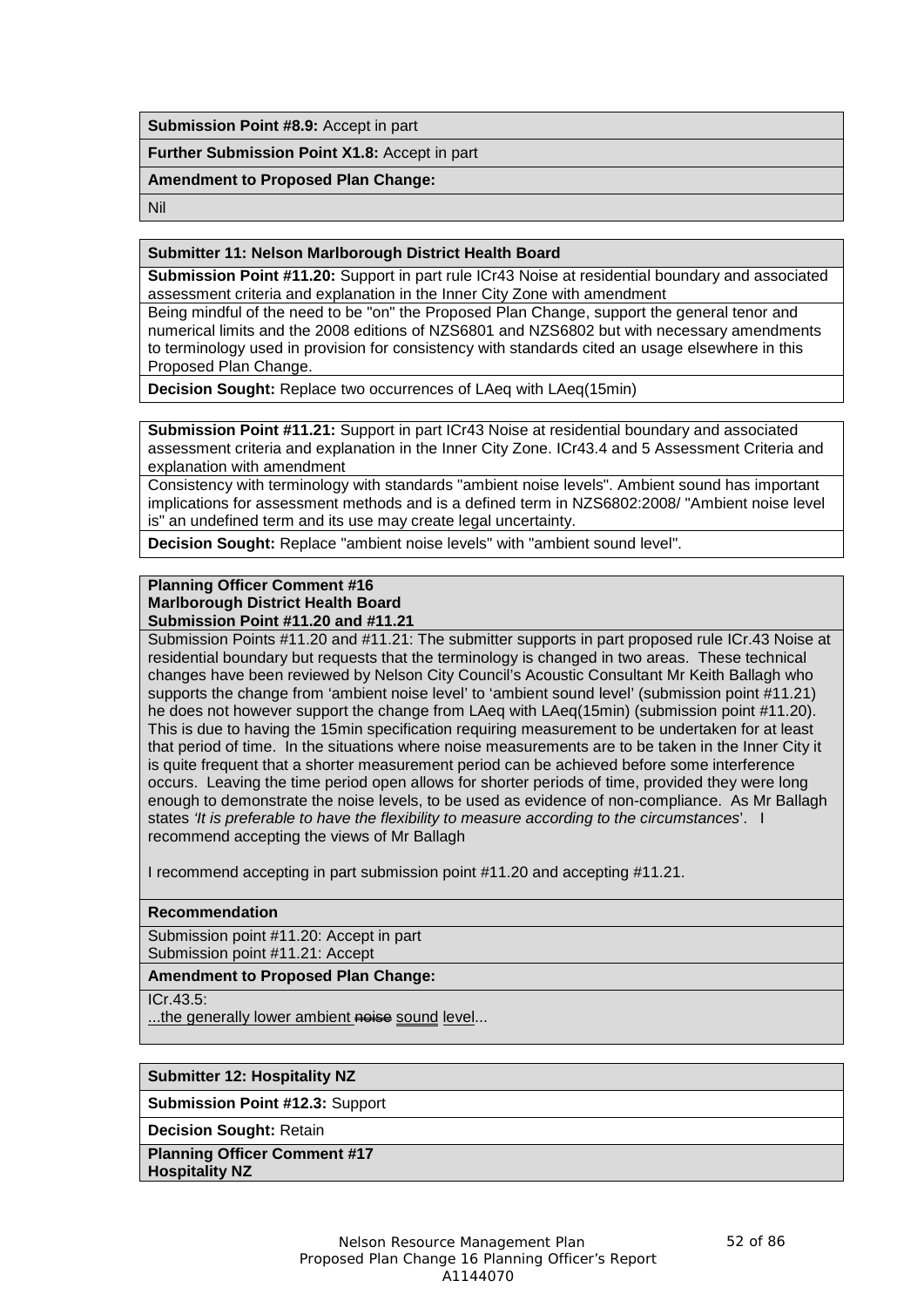**Submission Point #8.9:** Accept in part

**Further Submission Point X1.8:** Accept in part

**Amendment to Proposed Plan Change:**

Nil

**Submitter 11: Nelson Marlborough District Health Board**

**Submission Point #11.20:** Support in part rule ICr43 Noise at residential boundary and associated assessment criteria and explanation in the Inner City Zone with amendment

Being mindful of the need to be "on" the Proposed Plan Change, support the general tenor and numerical limits and the 2008 editions of NZS6801 and NZS6802 but with necessary amendments to terminology used in provision for consistency with standards cited an usage elsewhere in this Proposed Plan Change.

**Decision Sought:** Replace two occurrences of LAeq with LAeq(15min)

**Submission Point #11.21:** Support in part ICr43 Noise at residential boundary and associated assessment criteria and explanation in the Inner City Zone. ICr43.4 and 5 Assessment Criteria and explanation with amendment

Consistency with terminology with standards "ambient noise levels". Ambient sound has important implications for assessment methods and is a defined term in NZS6802:2008/ "Ambient noise level is" an undefined term and its use may create legal uncertainty.

**Decision Sought:** Replace "ambient noise levels" with "ambient sound level".

**Planning Officer Comment #16**
**Marlborough District Health Board**
**Submission Point #11.20 and #11.21**

Submission Points #11.20 and #11.21: The submitter supports in part proposed rule ICr.43 Noise at residential boundary but requests that the terminology is changed in two areas. These technical changes have been reviewed by Nelson City Council's Acoustic Consultant Mr Keith Ballagh who supports the change from 'ambient noise level' to 'ambient sound level' (submission point #11.21) he does not however support the change from LAeq with LAeq(15min) (submission point #11.20). This is due to having the 15min specification requiring measurement to be undertaken for at least that period of time. In the situations where noise measurements are to be taken in the Inner City it is quite frequent that a shorter measurement period can be achieved before some interference occurs. Leaving the time period open allows for shorter periods of time, provided they were long enough to demonstrate the noise levels, to be used as evidence of non-compliance. As Mr Ballagh states *'It is preferable to have the flexibility to measure according to the circumstances*'. I recommend accepting the views of Mr Ballagh

I recommend accepting in part submission point #11.20 and accepting #11.21.

**Recommendation**

Submission point #11.20: Accept in part
Submission point #11.21: Accept

**Amendment to Proposed Plan Change:**

ICr.43.5:
...the generally lower ambient ~~noise~~ <u>sound</u> level...

**Submitter 12: Hospitality NZ**

**Submission Point #12.3:** Support

**Decision Sought:** Retain

**Planning Officer Comment #17**
**Hospitality NZ**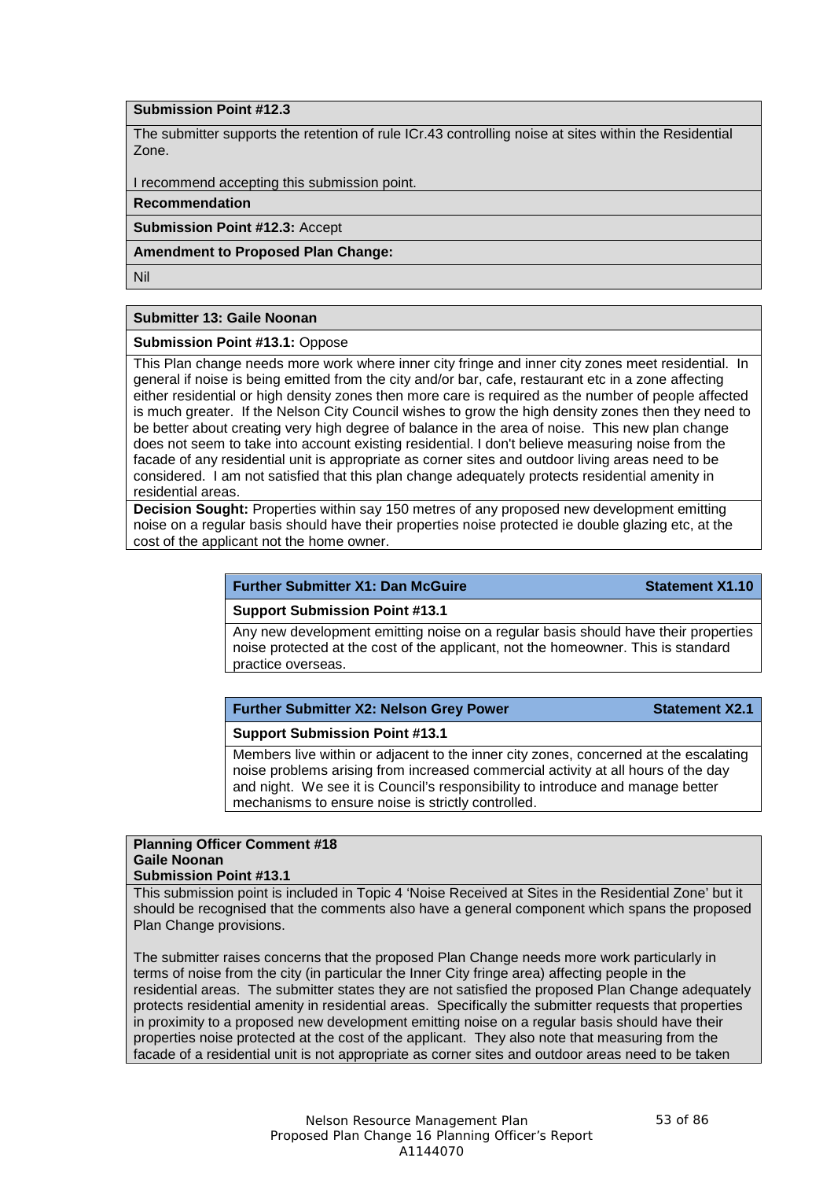**Submission Point #12.3**

The submitter supports the retention of rule ICr.43 controlling noise at sites within the Residential Zone.

I recommend accepting this submission point.

**Recommendation**

**Submission Point #12.3:** Accept

**Amendment to Proposed Plan Change:**

Nil

**Submitter 13: Gaile Noonan**

**Submission Point #13.1:** Oppose

This Plan change needs more work where inner city fringe and inner city zones meet residential. In general if noise is being emitted from the city and/or bar, cafe, restaurant etc in a zone affecting either residential or high density zones then more care is required as the number of people affected is much greater. If the Nelson City Council wishes to grow the high density zones then they need to be better about creating very high degree of balance in the area of noise. This new plan change does not seem to take into account existing residential. I don't believe measuring noise from the facade of any residential unit is appropriate as corner sites and outdoor living areas need to be considered. I am not satisfied that this plan change adequately protects residential amenity in residential areas.

**Decision Sought:** Properties within say 150 metres of any proposed new development emitting noise on a regular basis should have their properties noise protected ie double glazing etc, at the cost of the applicant not the home owner.

**Further Submitter X1: Dan McGuire** — **Statement X1.10**

**Support Submission Point #13.1**

Any new development emitting noise on a regular basis should have their properties noise protected at the cost of the applicant, not the homeowner. This is standard practice overseas.

**Further Submitter X2: Nelson Grey Power** — **Statement X2.1**

**Support Submission Point #13.1**

Members live within or adjacent to the inner city zones, concerned at the escalating noise problems arising from increased commercial activity at all hours of the day and night. We see it is Council's responsibility to introduce and manage better mechanisms to ensure noise is strictly controlled.

**Planning Officer Comment #18**
**Gaile Noonan**
**Submission Point #13.1**

This submission point is included in Topic 4 'Noise Received at Sites in the Residential Zone' but it should be recognised that the comments also have a general component which spans the proposed Plan Change provisions.

The submitter raises concerns that the proposed Plan Change needs more work particularly in terms of noise from the city (in particular the Inner City fringe area) affecting people in the residential areas. The submitter states they are not satisfied the proposed Plan Change adequately protects residential amenity in residential areas. Specifically the submitter requests that properties in proximity to a proposed new development emitting noise on a regular basis should have their properties noise protected at the cost of the applicant. They also note that measuring from the facade of a residential unit is not appropriate as corner sites and outdoor areas need to be taken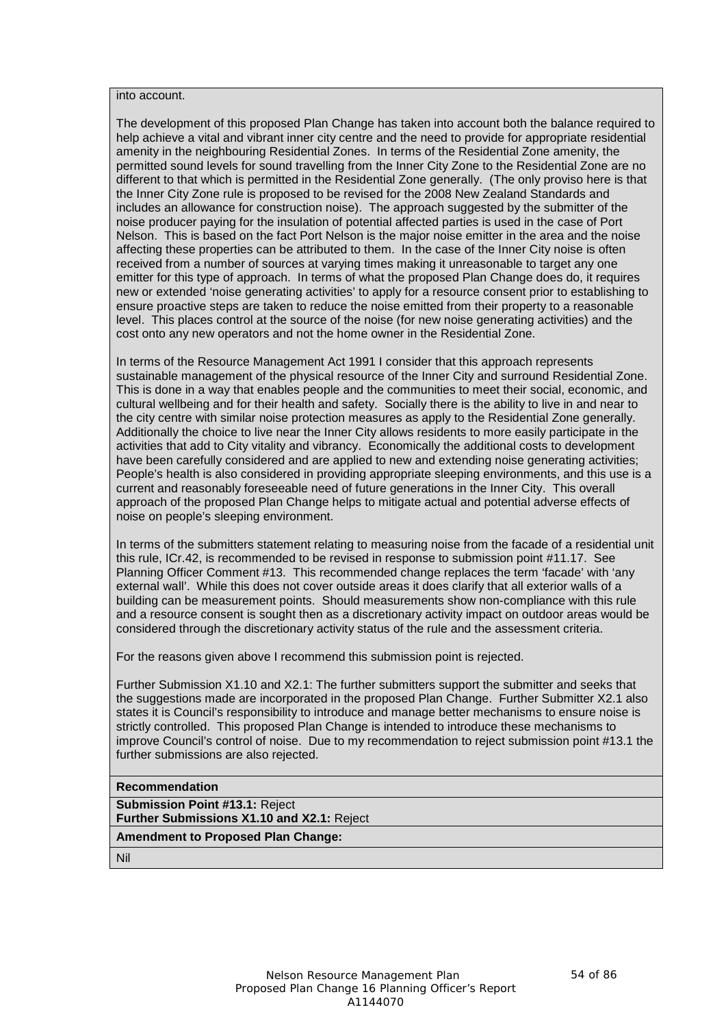into account.

The development of this proposed Plan Change has taken into account both the balance required to help achieve a vital and vibrant inner city centre and the need to provide for appropriate residential amenity in the neighbouring Residential Zones. In terms of the Residential Zone amenity, the permitted sound levels for sound travelling from the Inner City Zone to the Residential Zone are no different to that which is permitted in the Residential Zone generally. (The only proviso here is that the Inner City Zone rule is proposed to be revised for the 2008 New Zealand Standards and includes an allowance for construction noise). The approach suggested by the submitter of the noise producer paying for the insulation of potential affected parties is used in the case of Port Nelson. This is based on the fact Port Nelson is the major noise emitter in the area and the noise affecting these properties can be attributed to them. In the case of the Inner City noise is often received from a number of sources at varying times making it unreasonable to target any one emitter for this type of approach. In terms of what the proposed Plan Change does do, it requires new or extended 'noise generating activities' to apply for a resource consent prior to establishing to ensure proactive steps are taken to reduce the noise emitted from their property to a reasonable level. This places control at the source of the noise (for new noise generating activities) and the cost onto any new operators and not the home owner in the Residential Zone.

In terms of the Resource Management Act 1991 I consider that this approach represents sustainable management of the physical resource of the Inner City and surround Residential Zone. This is done in a way that enables people and the communities to meet their social, economic, and cultural wellbeing and for their health and safety. Socially there is the ability to live in and near to the city centre with similar noise protection measures as apply to the Residential Zone generally. Additionally the choice to live near the Inner City allows residents to more easily participate in the activities that add to City vitality and vibrancy. Economically the additional costs to development have been carefully considered and are applied to new and extending noise generating activities; People's health is also considered in providing appropriate sleeping environments, and this use is a current and reasonably foreseeable need of future generations in the Inner City. This overall approach of the proposed Plan Change helps to mitigate actual and potential adverse effects of noise on people's sleeping environment.

In terms of the submitters statement relating to measuring noise from the facade of a residential unit this rule, ICr.42, is recommended to be revised in response to submission point #11.17. See Planning Officer Comment #13. This recommended change replaces the term 'facade' with 'any external wall'. While this does not cover outside areas it does clarify that all exterior walls of a building can be measurement points. Should measurements show non-compliance with this rule and a resource consent is sought then as a discretionary activity impact on outdoor areas would be considered through the discretionary activity status of the rule and the assessment criteria.

For the reasons given above I recommend this submission point is rejected.

Further Submission X1.10 and X2.1: The further submitters support the submitter and seeks that the suggestions made are incorporated in the proposed Plan Change. Further Submitter X2.1 also states it is Council's responsibility to introduce and manage better mechanisms to ensure noise is strictly controlled. This proposed Plan Change is intended to introduce these mechanisms to improve Council's control of noise. Due to my recommendation to reject submission point #13.1 the further submissions are also rejected.

**Recommendation**

**Submission Point #13.1:** Reject
**Further Submissions X1.10 and X2.1:** Reject

**Amendment to Proposed Plan Change:**

Nil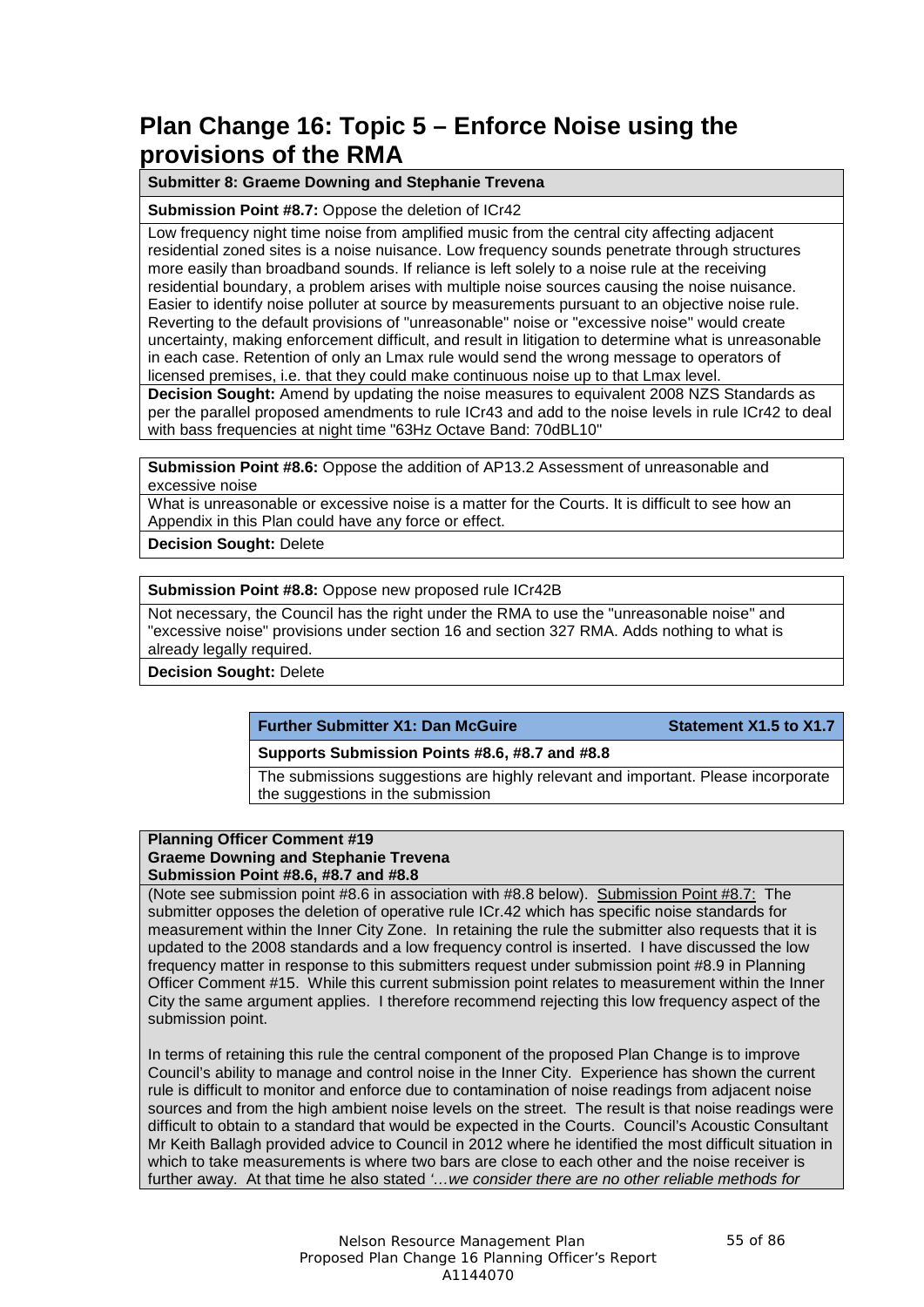# Plan Change 16: Topic 5 – Enforce Noise using the provisions of the RMA

**Submitter 8: Graeme Downing and Stephanie Trevena**

**Submission Point #8.7:** Oppose the deletion of ICr42

Low frequency night time noise from amplified music from the central city affecting adjacent residential zoned sites is a noise nuisance. Low frequency sounds penetrate through structures more easily than broadband sounds. If reliance is left solely to a noise rule at the receiving residential boundary, a problem arises with multiple noise sources causing the noise nuisance. Easier to identify noise polluter at source by measurements pursuant to an objective noise rule. Reverting to the default provisions of "unreasonable" noise or "excessive noise" would create uncertainty, making enforcement difficult, and result in litigation to determine what is unreasonable in each case. Retention of only an Lmax rule would send the wrong message to operators of licensed premises, i.e. that they could make continuous noise up to that Lmax level.

**Decision Sought:** Amend by updating the noise measures to equivalent 2008 NZS Standards as per the parallel proposed amendments to rule ICr43 and add to the noise levels in rule ICr42 to deal with bass frequencies at night time "63Hz Octave Band: 70dBL10"

**Submission Point #8.6:** Oppose the addition of AP13.2 Assessment of unreasonable and excessive noise

What is unreasonable or excessive noise is a matter for the Courts. It is difficult to see how an Appendix in this Plan could have any force or effect.

**Decision Sought:** Delete

**Submission Point #8.8:** Oppose new proposed rule ICr42B

Not necessary, the Council has the right under the RMA to use the "unreasonable noise" and "excessive noise" provisions under section 16 and section 327 RMA. Adds nothing to what is already legally required.

**Decision Sought:** Delete

**Further Submitter X1: Dan McGuire** — **Statement X1.5 to X1.7**

**Supports Submission Points #8.6, #8.7 and #8.8**

The submissions suggestions are highly relevant and important. Please incorporate the suggestions in the submission

**Planning Officer Comment #19**
**Graeme Downing and Stephanie Trevena**
**Submission Point #8.6, #8.7 and #8.8**

(Note see submission point #8.6 in association with #8.8 below). Submission Point #8.7: The submitter opposes the deletion of operative rule ICr.42 which has specific noise standards for measurement within the Inner City Zone. In retaining the rule the submitter also requests that it is updated to the 2008 standards and a low frequency control is inserted. I have discussed the low frequency matter in response to this submitters request under submission point #8.9 in Planning Officer Comment #15. While this current submission point relates to measurement within the Inner City the same argument applies. I therefore recommend rejecting this low frequency aspect of the submission point.

In terms of retaining this rule the central component of the proposed Plan Change is to improve Council's ability to manage and control noise in the Inner City. Experience has shown the current rule is difficult to monitor and enforce due to contamination of noise readings from adjacent noise sources and from the high ambient noise levels on the street. The result is that noise readings were difficult to obtain to a standard that would be expected in the Courts. Council's Acoustic Consultant Mr Keith Ballagh provided advice to Council in 2012 where he identified the most difficult situation in which to take measurements is where two bars are close to each other and the noise receiver is further away. At that time he also stated *'…we consider there are no other reliable methods for*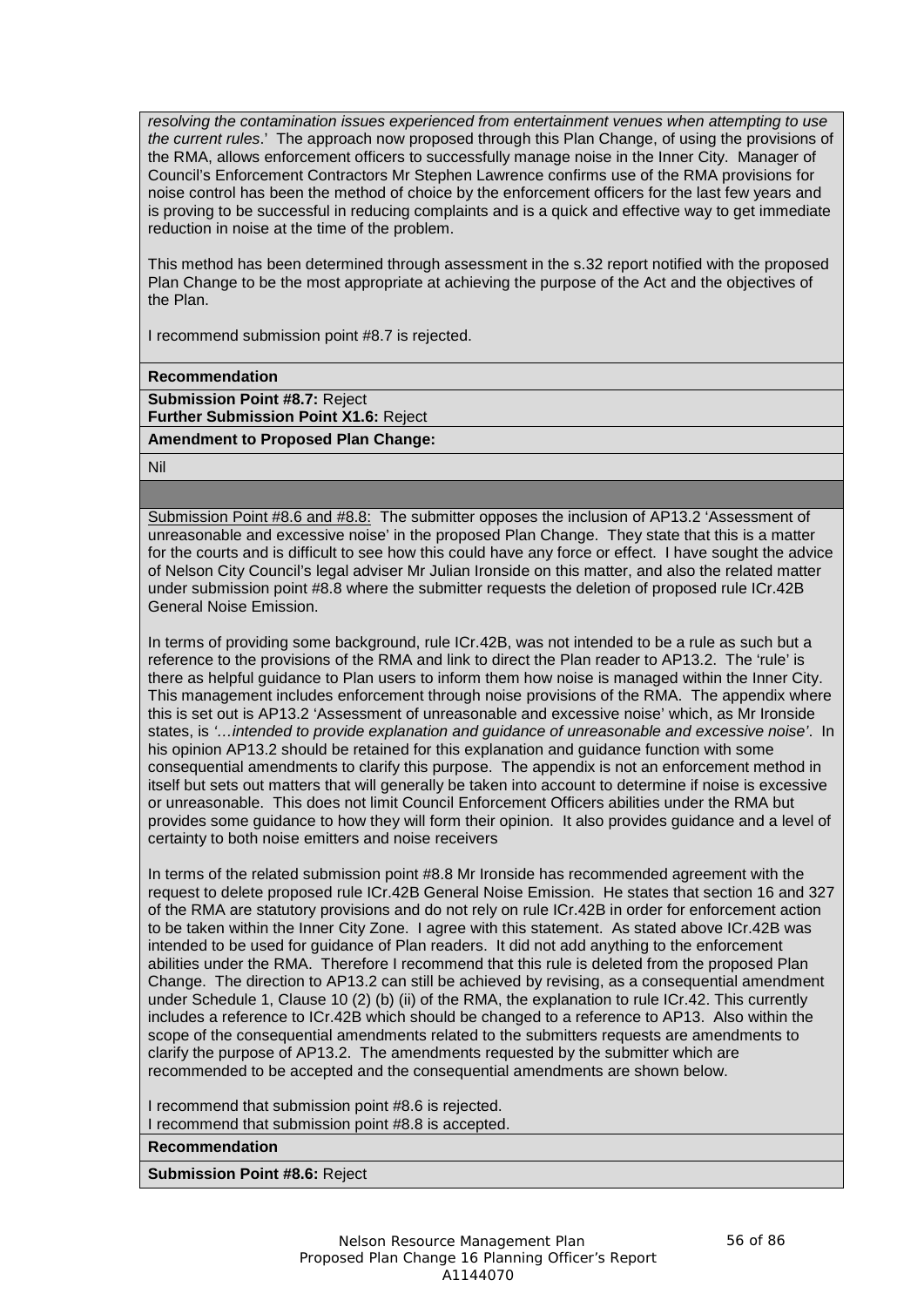*resolving the contamination issues experienced from entertainment venues when attempting to use the current rules*.' The approach now proposed through this Plan Change, of using the provisions of the RMA, allows enforcement officers to successfully manage noise in the Inner City. Manager of Council's Enforcement Contractors Mr Stephen Lawrence confirms use of the RMA provisions for noise control has been the method of choice by the enforcement officers for the last few years and is proving to be successful in reducing complaints and is a quick and effective way to get immediate reduction in noise at the time of the problem.

This method has been determined through assessment in the s.32 report notified with the proposed Plan Change to be the most appropriate at achieving the purpose of the Act and the objectives of the Plan.

I recommend submission point #8.7 is rejected.

**Recommendation**

**Submission Point #8.7:** Reject
**Further Submission Point X1.6:** Reject

**Amendment to Proposed Plan Change:**

Nil

<u>Submission Point #8.6 and #8.8:</u> The submitter opposes the inclusion of AP13.2 'Assessment of unreasonable and excessive noise' in the proposed Plan Change. They state that this is a matter for the courts and is difficult to see how this could have any force or effect. I have sought the advice of Nelson City Council's legal adviser Mr Julian Ironside on this matter, and also the related matter under submission point #8.8 where the submitter requests the deletion of proposed rule ICr.42B General Noise Emission.

In terms of providing some background, rule ICr.42B, was not intended to be a rule as such but a reference to the provisions of the RMA and link to direct the Plan reader to AP13.2. The 'rule' is there as helpful guidance to Plan users to inform them how noise is managed within the Inner City. This management includes enforcement through noise provisions of the RMA. The appendix where this is set out is AP13.2 'Assessment of unreasonable and excessive noise' which, as Mr Ironside states, is *'…intended to provide explanation and guidance of unreasonable and excessive noise'*. In his opinion AP13.2 should be retained for this explanation and guidance function with some consequential amendments to clarify this purpose. The appendix is not an enforcement method in itself but sets out matters that will generally be taken into account to determine if noise is excessive or unreasonable. This does not limit Council Enforcement Officers abilities under the RMA but provides some guidance to how they will form their opinion. It also provides guidance and a level of certainty to both noise emitters and noise receivers

In terms of the related submission point #8.8 Mr Ironside has recommended agreement with the request to delete proposed rule ICr.42B General Noise Emission. He states that section 16 and 327 of the RMA are statutory provisions and do not rely on rule ICr.42B in order for enforcement action to be taken within the Inner City Zone. I agree with this statement. As stated above ICr.42B was intended to be used for guidance of Plan readers. It did not add anything to the enforcement abilities under the RMA. Therefore I recommend that this rule is deleted from the proposed Plan Change. The direction to AP13.2 can still be achieved by revising, as a consequential amendment under Schedule 1, Clause 10 (2) (b) (ii) of the RMA, the explanation to rule ICr.42. This currently includes a reference to ICr.42B which should be changed to a reference to AP13. Also within the scope of the consequential amendments related to the submitters requests are amendments to clarify the purpose of AP13.2. The amendments requested by the submitter which are recommended to be accepted and the consequential amendments are shown below.

I recommend that submission point #8.6 is rejected.
I recommend that submission point #8.8 is accepted.

**Recommendation**

**Submission Point #8.6:** Reject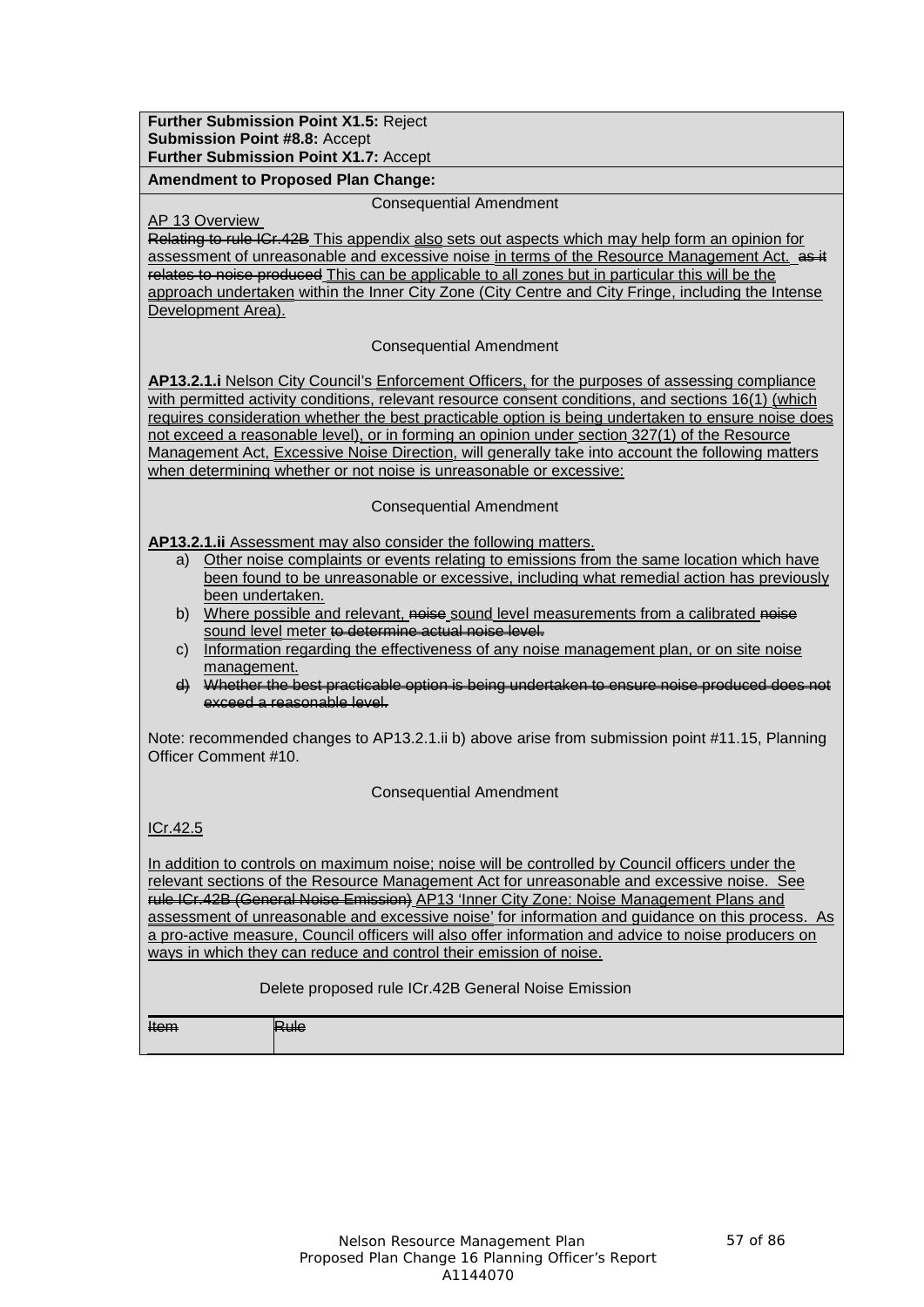**Further Submission Point X1.5:** Reject
**Submission Point #8.8:** Accept
**Further Submission Point X1.7:** Accept

**Amendment to Proposed Plan Change:**

Consequential Amendment

AP 13 Overview

~~Relating to rule ICr.42B~~ This appendix also sets out aspects which may help form an opinion for assessment of unreasonable and excessive noise in terms of the Resource Management Act. ~~as it relates to noise produced~~ This can be applicable to all zones but in particular this will be the approach undertaken within the Inner City Zone (City Centre and City Fringe, including the Intense Development Area).

Consequential Amendment

**AP13.2.1.i** Nelson City Council's Enforcement Officers, for the purposes of assessing compliance with permitted activity conditions, relevant resource consent conditions, and sections 16(1) (which requires consideration whether the best practicable option is being undertaken to ensure noise does not exceed a reasonable level), or in forming an opinion under section 327(1) of the Resource Management Act, Excessive Noise Direction, will generally take into account the following matters when determining whether or not noise is unreasonable or excessive:

Consequential Amendment

**AP13.2.1.ii** Assessment may also consider the following matters.

a) Other noise complaints or events relating to emissions from the same location which have been found to be unreasonable or excessive, including what remedial action has previously been undertaken.
b) Where possible and relevant, ~~noise~~ sound level measurements from a calibrated ~~noise~~ sound level meter ~~to determine actual noise level.~~
c) Information regarding the effectiveness of any noise management plan, or on site noise management.
d) ~~Whether the best practicable option is being undertaken to ensure noise produced does not exceed a reasonable level.~~

Note: recommended changes to AP13.2.1.ii b) above arise from submission point #11.15, Planning Officer Comment #10.

Consequential Amendment

ICr.42.5

In addition to controls on maximum noise; noise will be controlled by Council officers under the relevant sections of the Resource Management Act for unreasonable and excessive noise. See ~~rule ICr.42B (General Noise Emission)~~ AP13 'Inner City Zone: Noise Management Plans and assessment of unreasonable and excessive noise' for information and guidance on this process. As a pro-active measure, Council officers will also offer information and advice to noise producers on ways in which they can reduce and control their emission of noise.

Delete proposed rule ICr.42B General Noise Emission

| ~~Item~~ | ~~Rule~~ |
|---|---|
| | |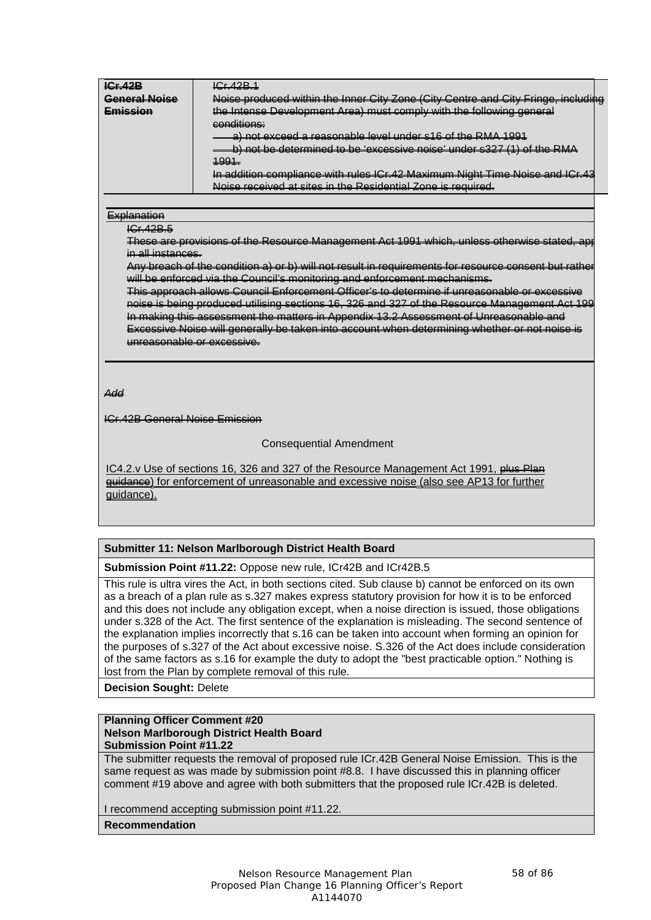| ~~ICr.42B General Noise Emission~~ | ~~ICr.42B.1~~<br>~~Noise produced within the Inner City Zone (City Centre and City Fringe, including the Intense Development Area) must comply with the following general conditions:~~<br>~~a) not exceed a reasonable level under s16 of the RMA 1991~~<br>~~b) not be determined to be 'excessive noise' under s327 (1) of the RMA 1991.~~<br>~~In addition compliance with rules ICr.42 Maximum Night Time Noise and ICr.43 Noise received at sites in the Residential Zone is required.~~ |
|---|---|

~~Explanation~~

~~ICr.42B.5~~

~~These are provisions of the Resource Management Act 1991 which, unless otherwise stated, app in all instances.~~

~~Any breach of the condition a) or b) will not result in requirements for resource consent but rather will be enforced via the Council's monitoring and enforcement mechanisms.~~

~~This approach allows Council Enforcement Officer's to determine if unreasonable or excessive noise is being produced utilising sections 16, 326 and 327 of the Resource Management Act 199~~

~~In making this assessment the matters in Appendix 13.2 Assessment of Unreasonable and Excessive Noise will generally be taken into account when determining whether or not noise is unreasonable or excessive.~~

~~*Add*~~

~~ICr.42B General Noise Emission~~

Consequential Amendment

IC4.2.v Use of sections 16, 326 and 327 of the Resource Management Act 1991, ~~plus Plan guidance~~) for enforcement of unreasonable and excessive noise (also see AP13 for further guidance).

**Submitter 11: Nelson Marlborough District Health Board**

**Submission Point #11.22:** Oppose new rule, ICr42B and ICr42B.5

This rule is ultra vires the Act, in both sections cited. Sub clause b) cannot be enforced on its own as a breach of a plan rule as s.327 makes express statutory provision for how it is to be enforced and this does not include any obligation except, when a noise direction is issued, those obligations under s.328 of the Act. The first sentence of the explanation is misleading. The second sentence of the explanation implies incorrectly that s.16 can be taken into account when forming an opinion for the purposes of s.327 of the Act about excessive noise. S.326 of the Act does include consideration of the same factors as s.16 for example the duty to adopt the "best practicable option." Nothing is lost from the Plan by complete removal of this rule.

**Decision Sought:** Delete

**Planning Officer Comment #20**
**Nelson Marlborough District Health Board**
**Submission Point #11.22**

The submitter requests the removal of proposed rule ICr.42B General Noise Emission. This is the same request as was made by submission point #8.8. I have discussed this in planning officer comment #19 above and agree with both submitters that the proposed rule ICr.42B is deleted.

I recommend accepting submission point #11.22.

**Recommendation**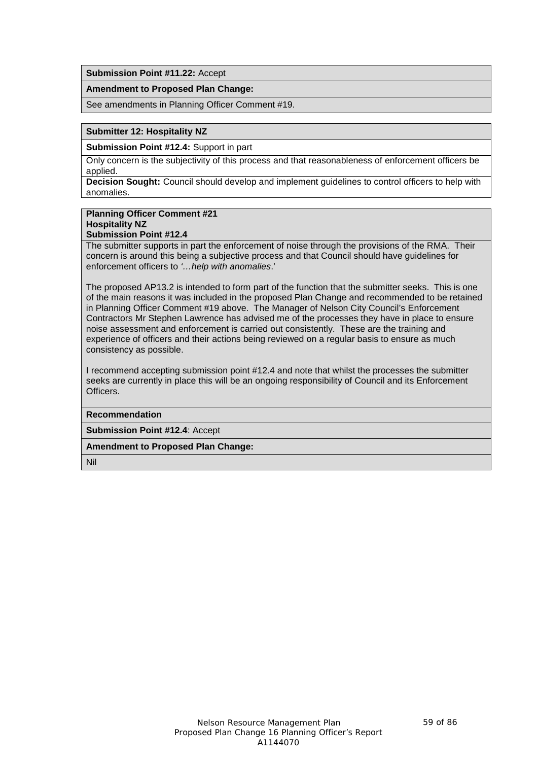**Submission Point #11.22:** Accept

**Amendment to Proposed Plan Change:**

See amendments in Planning Officer Comment #19.

**Submitter 12: Hospitality NZ**

**Submission Point #12.4:** Support in part

Only concern is the subjectivity of this process and that reasonableness of enforcement officers be applied.

**Decision Sought:** Council should develop and implement guidelines to control officers to help with anomalies.

**Planning Officer Comment #21**
**Hospitality NZ**
**Submission Point #12.4**

The submitter supports in part the enforcement of noise through the provisions of the RMA. Their concern is around this being a subjective process and that Council should have guidelines for enforcement officers to *'…help with anomalies*.'

The proposed AP13.2 is intended to form part of the function that the submitter seeks. This is one of the main reasons it was included in the proposed Plan Change and recommended to be retained in Planning Officer Comment #19 above. The Manager of Nelson City Council's Enforcement Contractors Mr Stephen Lawrence has advised me of the processes they have in place to ensure noise assessment and enforcement is carried out consistently. These are the training and experience of officers and their actions being reviewed on a regular basis to ensure as much consistency as possible.

I recommend accepting submission point #12.4 and note that whilst the processes the submitter seeks are currently in place this will be an ongoing responsibility of Council and its Enforcement Officers.

**Recommendation**

**Submission Point #12.4**: Accept

**Amendment to Proposed Plan Change:**

Nil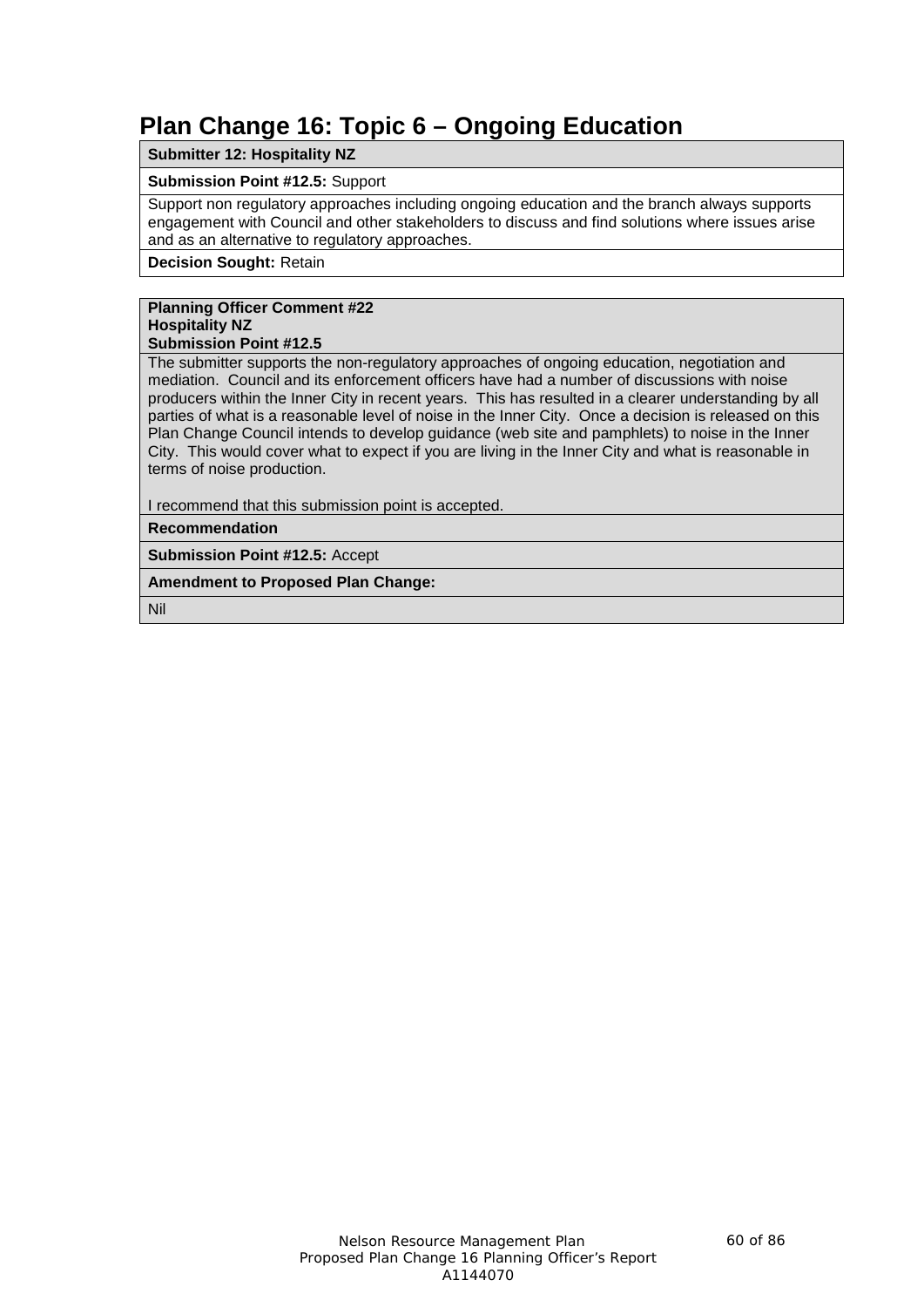# Plan Change 16: Topic 6 – Ongoing Education

**Submitter 12: Hospitality NZ**

**Submission Point #12.5:** Support

Support non regulatory approaches including ongoing education and the branch always supports engagement with Council and other stakeholders to discuss and find solutions where issues arise and as an alternative to regulatory approaches.

**Decision Sought:** Retain

**Planning Officer Comment #22**
**Hospitality NZ**
**Submission Point #12.5**

The submitter supports the non-regulatory approaches of ongoing education, negotiation and mediation. Council and its enforcement officers have had a number of discussions with noise producers within the Inner City in recent years. This has resulted in a clearer understanding by all parties of what is a reasonable level of noise in the Inner City. Once a decision is released on this Plan Change Council intends to develop guidance (web site and pamphlets) to noise in the Inner City. This would cover what to expect if you are living in the Inner City and what is reasonable in terms of noise production.

I recommend that this submission point is accepted.

**Recommendation**

**Submission Point #12.5:** Accept

**Amendment to Proposed Plan Change:**

Nil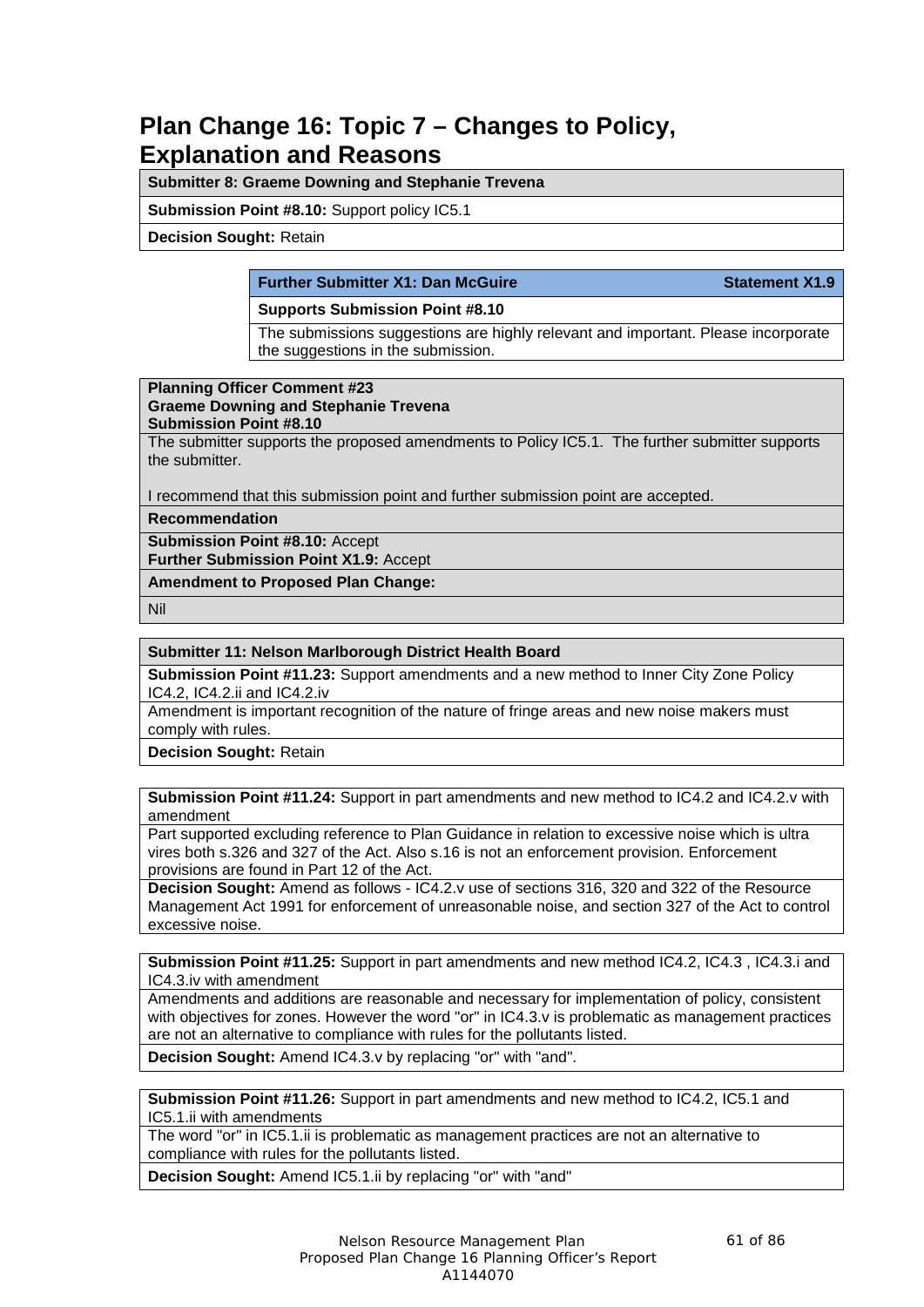# Plan Change 16: Topic 7 – Changes to Policy, Explanation and Reasons

| **Submitter 8: Graeme Downing and Stephanie Trevena** |
|---|
| **Submission Point #8.10:** Support policy IC5.1 |
| **Decision Sought:** Retain |

| **Further Submitter X1: Dan McGuire** | **Statement X1.9** |
|---|---|
| **Supports Submission Point #8.10** | |
| The submissions suggestions are highly relevant and important. Please incorporate the suggestions in the submission. | |

| **Planning Officer Comment #23**<br>**Graeme Downing and Stephanie Trevena**<br>**Submission Point #8.10** |
|---|
| The submitter supports the proposed amendments to Policy IC5.1. The further submitter supports the submitter.<br><br>I recommend that this submission point and further submission point are accepted. |
| **Recommendation** |
| **Submission Point #8.10:** Accept<br>**Further Submission Point X1.9:** Accept |
| **Amendment to Proposed Plan Change:** |
| Nil |

| **Submitter 11: Nelson Marlborough District Health Board** |
|---|
| **Submission Point #11.23:** Support amendments and a new method to Inner City Zone Policy IC4.2, IC4.2.ii and IC4.2.iv |
| Amendment is important recognition of the nature of fringe areas and new noise makers must comply with rules. |
| **Decision Sought:** Retain |

| **Submission Point #11.24:** Support in part amendments and new method to IC4.2 and IC4.2.v with amendment |
|---|
| Part supported excluding reference to Plan Guidance in relation to excessive noise which is ultra vires both s.326 and 327 of the Act. Also s.16 is not an enforcement provision. Enforcement provisions are found in Part 12 of the Act. |
| **Decision Sought:** Amend as follows - IC4.2.v use of sections 316, 320 and 322 of the Resource Management Act 1991 for enforcement of unreasonable noise, and section 327 of the Act to control excessive noise. |

| **Submission Point #11.25:** Support in part amendments and new method IC4.2, IC4.3 , IC4.3.i and IC4.3.iv with amendment |
|---|
| Amendments and additions are reasonable and necessary for implementation of policy, consistent with objectives for zones. However the word "or" in IC4.3.v is problematic as management practices are not an alternative to compliance with rules for the pollutants listed. |
| **Decision Sought:** Amend IC4.3.v by replacing "or" with "and". |

| **Submission Point #11.26:** Support in part amendments and new method to IC4.2, IC5.1 and IC5.1.ii with amendments |
|---|
| The word "or" in IC5.1.ii is problematic as management practices are not an alternative to compliance with rules for the pollutants listed. |
| **Decision Sought:** Amend IC5.1.ii by replacing "or" with "and" |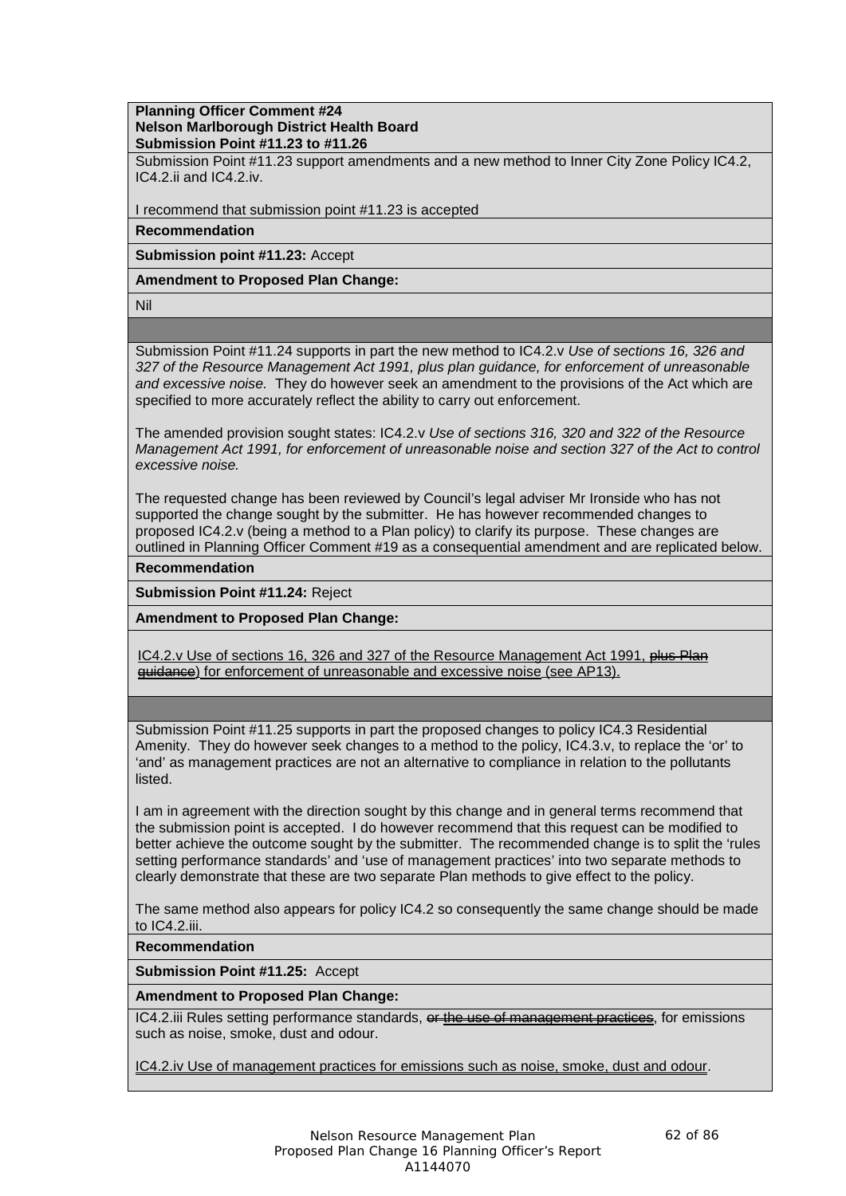**Planning Officer Comment #24**
**Nelson Marlborough District Health Board**
**Submission Point #11.23 to #11.26**

Submission Point #11.23 support amendments and a new method to Inner City Zone Policy IC4.2, IC4.2.ii and IC4.2.iv.

I recommend that submission point #11.23 is accepted

**Recommendation**

**Submission point #11.23:** Accept

**Amendment to Proposed Plan Change:**

Nil

---

Submission Point #11.24 supports in part the new method to IC4.2.v *Use of sections 16, 326 and 327 of the Resource Management Act 1991, plus plan guidance, for enforcement of unreasonable and excessive noise.* They do however seek an amendment to the provisions of the Act which are specified to more accurately reflect the ability to carry out enforcement.

The amended provision sought states: IC4.2.v *Use of sections 316, 320 and 322 of the Resource Management Act 1991, for enforcement of unreasonable noise and section 327 of the Act to control excessive noise.*

The requested change has been reviewed by Council's legal adviser Mr Ironside who has not supported the change sought by the submitter. He has however recommended changes to proposed IC4.2.v (being a method to a Plan policy) to clarify its purpose. These changes are outlined in Planning Officer Comment #19 as a consequential amendment and are replicated below.

**Recommendation**

**Submission Point #11.24:** Reject

**Amendment to Proposed Plan Change:**

<u>IC4.2.v Use of sections 16, 326 and 327 of the Resource Management Act 1991, ~~plus Plan guidance~~) for enforcement of unreasonable and excessive noise (see AP13).</u>

---

Submission Point #11.25 supports in part the proposed changes to policy IC4.3 Residential Amenity. They do however seek changes to a method to the policy, IC4.3.v, to replace the 'or' to 'and' as management practices are not an alternative to compliance in relation to the pollutants listed.

I am in agreement with the direction sought by this change and in general terms recommend that the submission point is accepted. I do however recommend that this request can be modified to better achieve the outcome sought by the submitter. The recommended change is to split the 'rules setting performance standards' and 'use of management practices' into two separate methods to clearly demonstrate that these are two separate Plan methods to give effect to the policy.

The same method also appears for policy IC4.2 so consequently the same change should be made to IC4.2.iii.

**Recommendation**

**Submission Point #11.25:** Accept

**Amendment to Proposed Plan Change:**

IC4.2.iii Rules setting performance standards, ~~or the use of management practices~~, for emissions such as noise, smoke, dust and odour.

<u>IC4.2.iv Use of management practices for emissions such as noise, smoke, dust and odour</u>.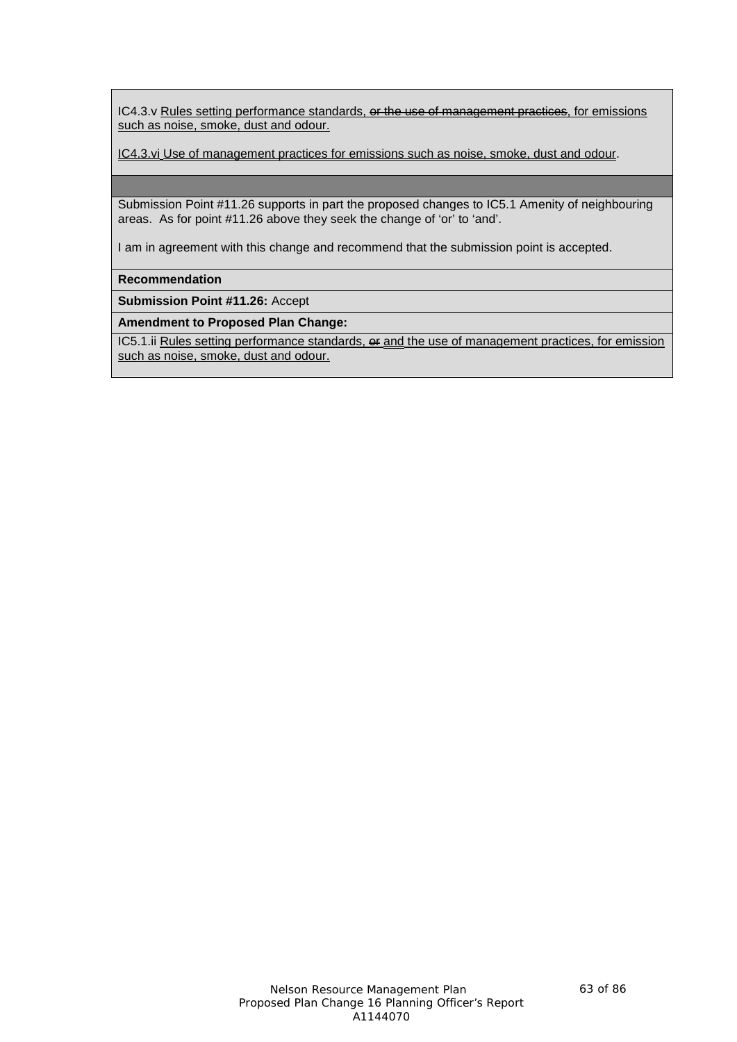IC4.3.v <u>Rules setting performance standards,</u> ~~or the use of management practices~~<u>, for emissions such as noise, smoke, dust and odour.</u>

<u>IC4.3.vi Use of management practices for emissions such as noise, smoke, dust and odour</u>.

Submission Point #11.26 supports in part the proposed changes to IC5.1 Amenity of neighbouring areas. As for point #11.26 above they seek the change of 'or' to 'and'.

I am in agreement with this change and recommend that the submission point is accepted.

**Recommendation**

**Submission Point #11.26:** Accept

**Amendment to Proposed Plan Change:**

IC5.1.ii <u>Rules setting performance standards,</u> ~~or~~ <u>and</u> <u>the use of management practices, for emission such as noise, smoke, dust and odour.</u>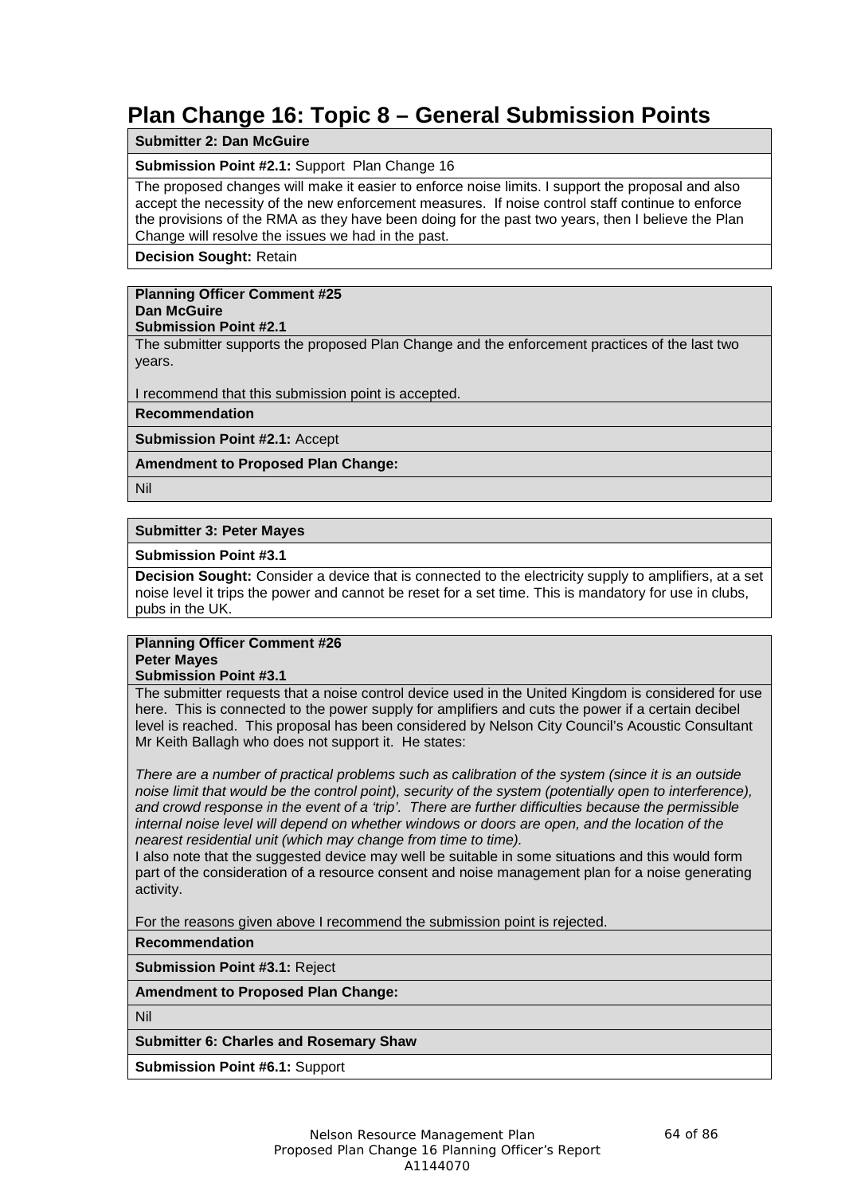# Plan Change 16: Topic 8 – General Submission Points

**Submitter 2: Dan McGuire**

**Submission Point #2.1:** Support Plan Change 16

The proposed changes will make it easier to enforce noise limits. I support the proposal and also accept the necessity of the new enforcement measures. If noise control staff continue to enforce the provisions of the RMA as they have been doing for the past two years, then I believe the Plan Change will resolve the issues we had in the past.

**Decision Sought:** Retain

**Planning Officer Comment #25**
**Dan McGuire**
**Submission Point #2.1**

The submitter supports the proposed Plan Change and the enforcement practices of the last two years.

I recommend that this submission point is accepted.

**Recommendation**

**Submission Point #2.1:** Accept

**Amendment to Proposed Plan Change:**

Nil

**Submitter 3: Peter Mayes**

**Submission Point #3.1**

**Decision Sought:** Consider a device that is connected to the electricity supply to amplifiers, at a set noise level it trips the power and cannot be reset for a set time. This is mandatory for use in clubs, pubs in the UK.

**Planning Officer Comment #26**
**Peter Mayes**
**Submission Point #3.1**

The submitter requests that a noise control device used in the United Kingdom is considered for use here. This is connected to the power supply for amplifiers and cuts the power if a certain decibel level is reached. This proposal has been considered by Nelson City Council's Acoustic Consultant Mr Keith Ballagh who does not support it. He states:

*There are a number of practical problems such as calibration of the system (since it is an outside noise limit that would be the control point), security of the system (potentially open to interference), and crowd response in the event of a 'trip'. There are further difficulties because the permissible internal noise level will depend on whether windows or doors are open, and the location of the nearest residential unit (which may change from time to time).*

I also note that the suggested device may well be suitable in some situations and this would form part of the consideration of a resource consent and noise management plan for a noise generating activity.

For the reasons given above I recommend the submission point is rejected.

**Recommendation**

**Submission Point #3.1:** Reject

**Amendment to Proposed Plan Change:**

Nil

**Submitter 6: Charles and Rosemary Shaw**

**Submission Point #6.1:** Support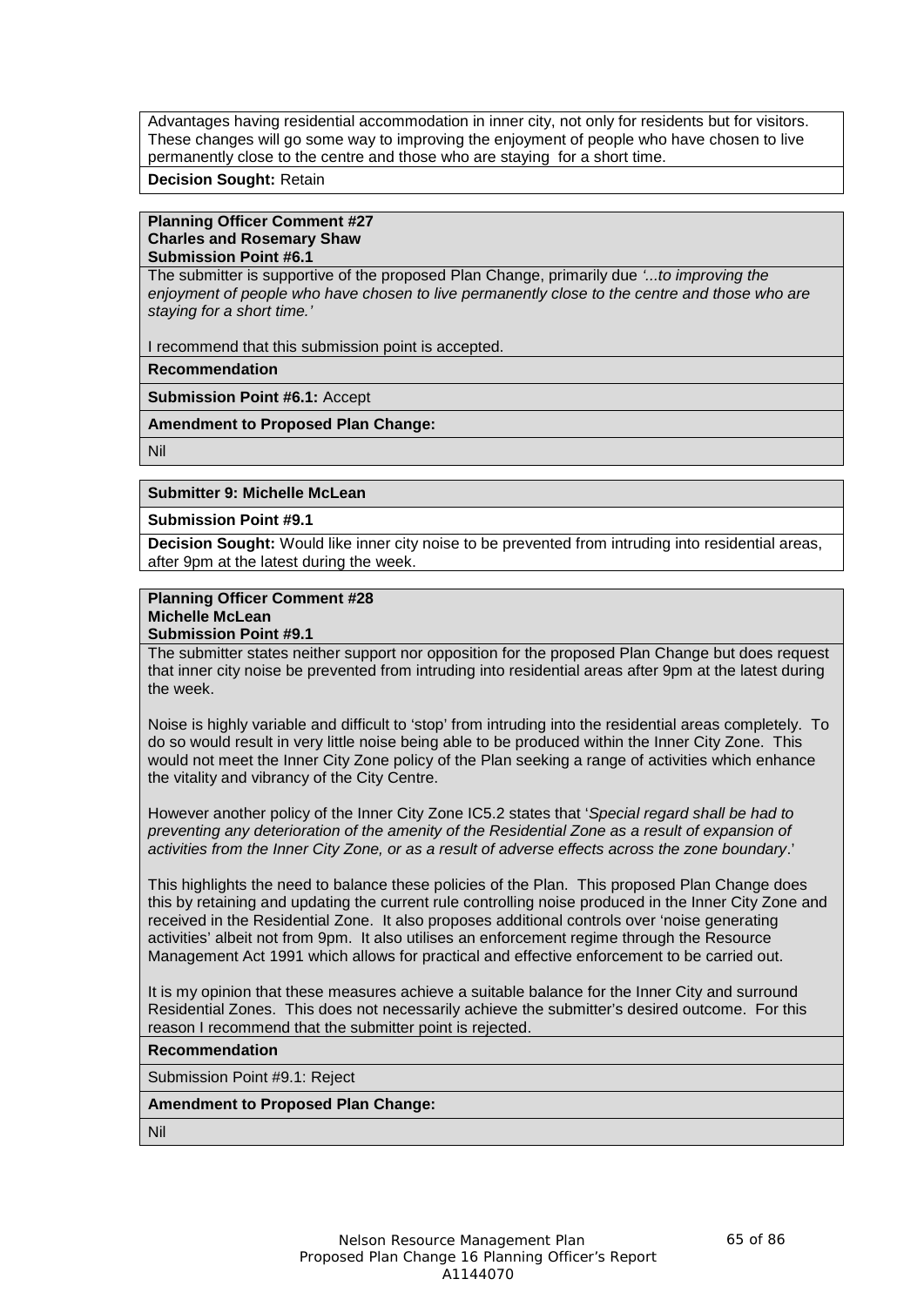Advantages having residential accommodation in inner city, not only for residents but for visitors. These changes will go some way to improving the enjoyment of people who have chosen to live permanently close to the centre and those who are staying for a short time.

**Decision Sought:** Retain

**Planning Officer Comment #27**
**Charles and Rosemary Shaw**
**Submission Point #6.1**

The submitter is supportive of the proposed Plan Change, primarily due *'...to improving the enjoyment of people who have chosen to live permanently close to the centre and those who are staying for a short time.'*

I recommend that this submission point is accepted.

**Recommendation**

**Submission Point #6.1:** Accept

**Amendment to Proposed Plan Change:**

Nil

**Submitter 9: Michelle McLean**

**Submission Point #9.1**

**Decision Sought:** Would like inner city noise to be prevented from intruding into residential areas, after 9pm at the latest during the week.

**Planning Officer Comment #28**
**Michelle McLean**
**Submission Point #9.1**

The submitter states neither support nor opposition for the proposed Plan Change but does request that inner city noise be prevented from intruding into residential areas after 9pm at the latest during the week.

Noise is highly variable and difficult to 'stop' from intruding into the residential areas completely. To do so would result in very little noise being able to be produced within the Inner City Zone. This would not meet the Inner City Zone policy of the Plan seeking a range of activities which enhance the vitality and vibrancy of the City Centre.

However another policy of the Inner City Zone IC5.2 states that '*Special regard shall be had to preventing any deterioration of the amenity of the Residential Zone as a result of expansion of activities from the Inner City Zone, or as a result of adverse effects across the zone boundary*.'

This highlights the need to balance these policies of the Plan. This proposed Plan Change does this by retaining and updating the current rule controlling noise produced in the Inner City Zone and received in the Residential Zone. It also proposes additional controls over 'noise generating activities' albeit not from 9pm. It also utilises an enforcement regime through the Resource Management Act 1991 which allows for practical and effective enforcement to be carried out.

It is my opinion that these measures achieve a suitable balance for the Inner City and surround Residential Zones. This does not necessarily achieve the submitter's desired outcome. For this reason I recommend that the submitter point is rejected.

**Recommendation**

Submission Point #9.1: Reject

**Amendment to Proposed Plan Change:**

Nil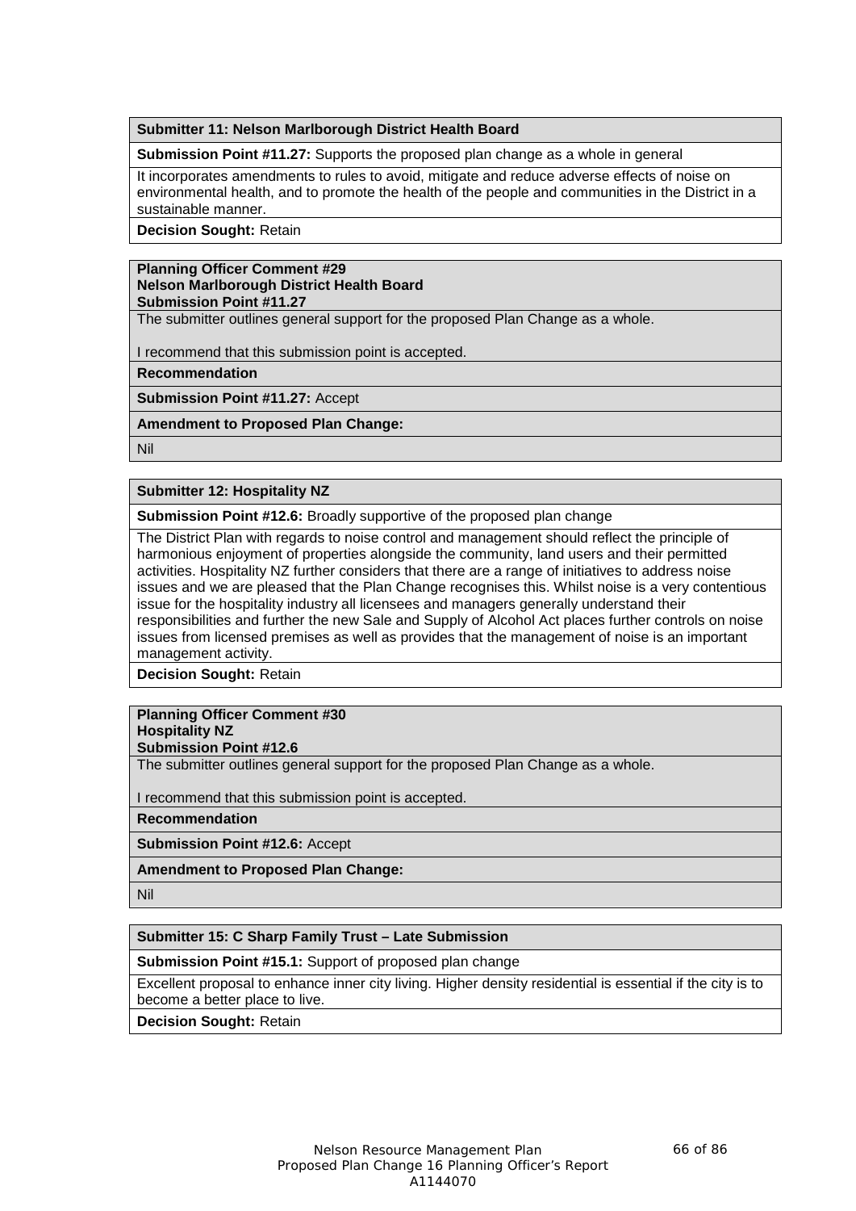**Submitter 11: Nelson Marlborough District Health Board**

**Submission Point #11.27:** Supports the proposed plan change as a whole in general

It incorporates amendments to rules to avoid, mitigate and reduce adverse effects of noise on environmental health, and to promote the health of the people and communities in the District in a sustainable manner.

**Decision Sought:** Retain

**Planning Officer Comment #29**
**Nelson Marlborough District Health Board**
**Submission Point #11.27**

The submitter outlines general support for the proposed Plan Change as a whole.

I recommend that this submission point is accepted.

**Recommendation**

**Submission Point #11.27:** Accept

**Amendment to Proposed Plan Change:**

Nil

**Submitter 12: Hospitality NZ**

**Submission Point #12.6:** Broadly supportive of the proposed plan change

The District Plan with regards to noise control and management should reflect the principle of harmonious enjoyment of properties alongside the community, land users and their permitted activities. Hospitality NZ further considers that there are a range of initiatives to address noise issues and we are pleased that the Plan Change recognises this. Whilst noise is a very contentious issue for the hospitality industry all licensees and managers generally understand their responsibilities and further the new Sale and Supply of Alcohol Act places further controls on noise issues from licensed premises as well as provides that the management of noise is an important management activity.

**Decision Sought:** Retain

**Planning Officer Comment #30**
**Hospitality NZ**
**Submission Point #12.6**

The submitter outlines general support for the proposed Plan Change as a whole.

I recommend that this submission point is accepted.

**Recommendation**

**Submission Point #12.6:** Accept

**Amendment to Proposed Plan Change:**

Nil

**Submitter 15: C Sharp Family Trust – Late Submission**

**Submission Point #15.1:** Support of proposed plan change

Excellent proposal to enhance inner city living. Higher density residential is essential if the city is to become a better place to live.

**Decision Sought:** Retain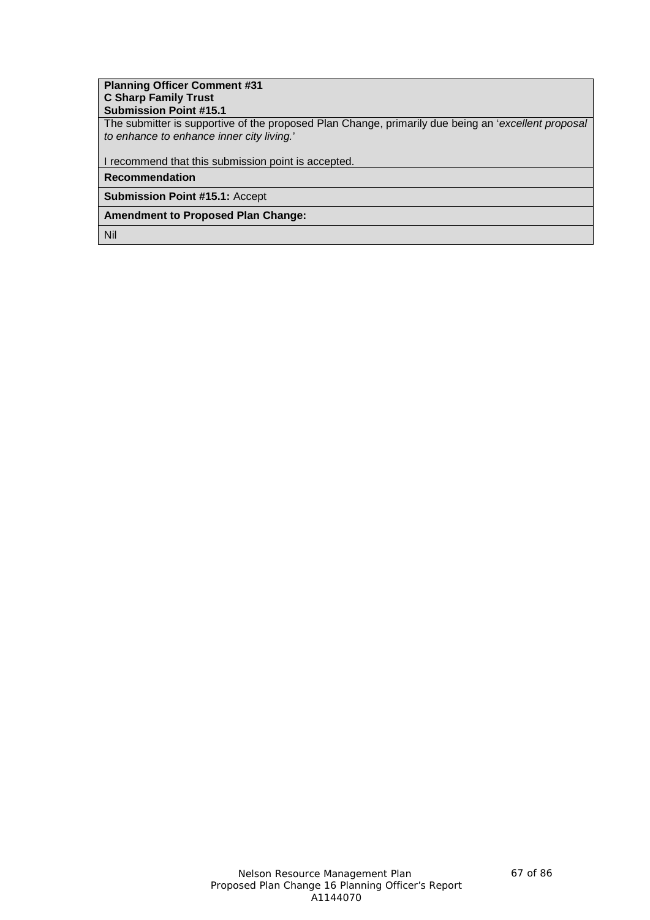**Planning Officer Comment #31**
**C Sharp Family Trust**
**Submission Point #15.1**

The submitter is supportive of the proposed Plan Change, primarily due being an '*excellent proposal to enhance to enhance inner city living.*'

I recommend that this submission point is accepted.

**Recommendation**

**Submission Point #15.1:** Accept

**Amendment to Proposed Plan Change:**

Nil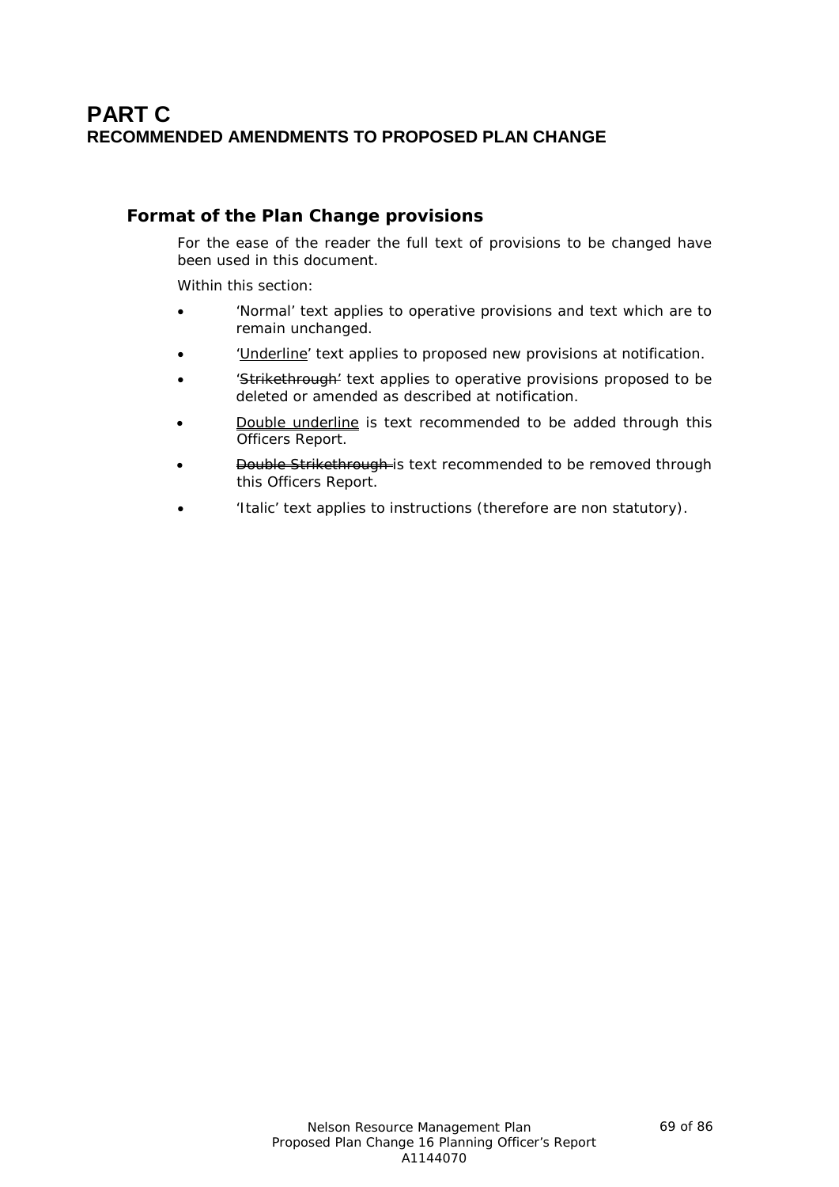# PART C
## RECOMMENDED AMENDMENTS TO PROPOSED PLAN CHANGE

### Format of the Plan Change provisions

For the ease of the reader the full text of provisions to be changed have been used in this document.

Within this section:

- 'Normal' text applies to operative provisions and text which are to remain unchanged.
- '<u>Underline</u>' text applies to proposed new provisions at notification.
- '~~Strikethrough~~' text applies to operative provisions proposed to be deleted or amended as described at notification.
- <u>Double underline</u> is text recommended to be added through this Officers Report.
- ~~Double Strikethrough~~ is text recommended to be removed through this Officers Report.
- 'Italic' text applies to instructions (therefore are non statutory).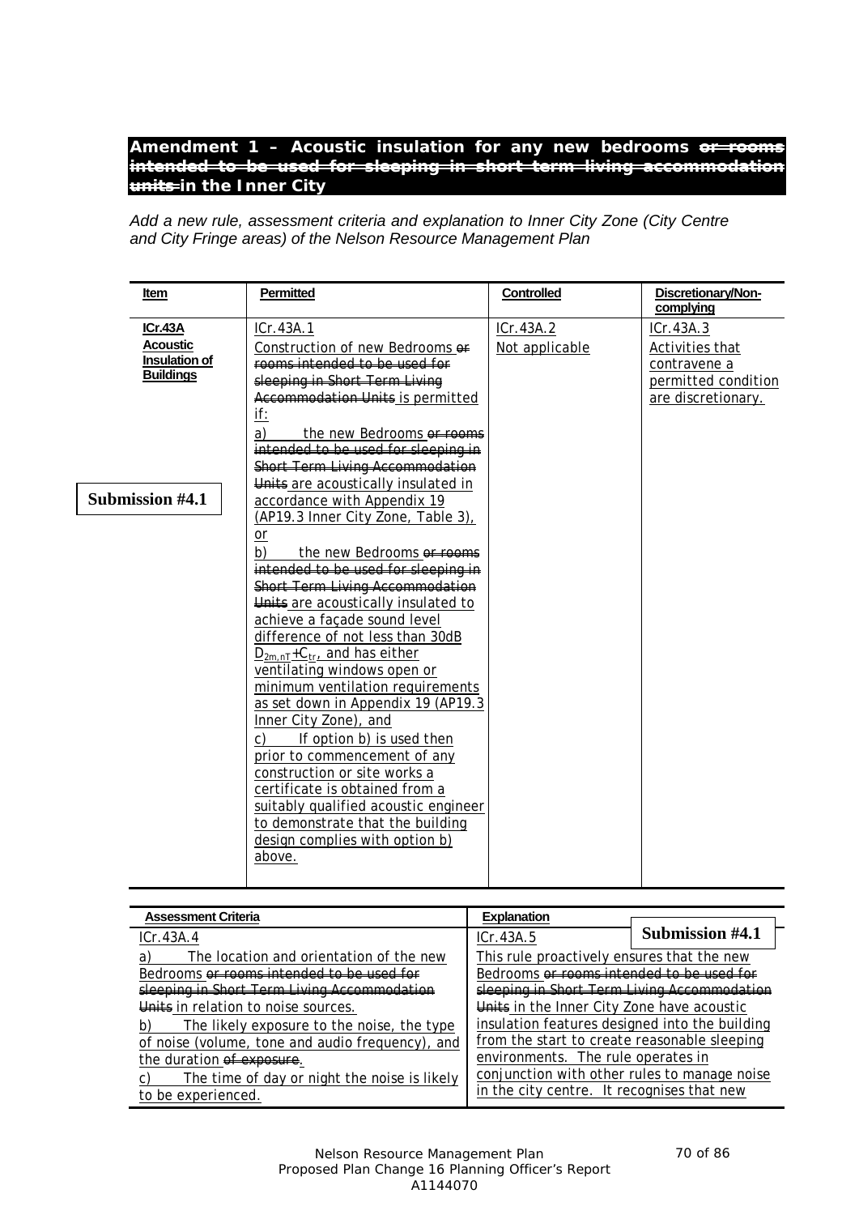## Amendment 1 – Acoustic insulation for any new bedrooms ~~or rooms intended to be used for sleeping in short term living accommodation units~~ in the Inner City

*Add a new rule, assessment criteria and explanation to Inner City Zone (City Centre and City Fringe areas) of the Nelson Resource Management Plan*

**Submission #4.1**

| Item | Permitted | Controlled | Discretionary/Non-complying |
|---|---|---|---|
| **ICr.43A Acoustic Insulation of Buildings** | ICr.43A.1<br>Construction of new Bedrooms ~~or rooms intended to be used for sleeping in Short Term Living Accommodation Units~~ is permitted if:<br>a) the new Bedrooms ~~or rooms intended to be used for sleeping in Short Term Living Accommodation Units~~ are acoustically insulated in accordance with Appendix 19 (AP19.3 Inner City Zone, Table 3), or<br>b) the new Bedrooms ~~or rooms intended to be used for sleeping in Short Term Living Accommodation Units~~ are acoustically insulated to achieve a façade sound level difference of not less than 30dB $D_{2m,nT}+C_{tr}$, and has either ventilating windows open or minimum ventilation requirements as set down in Appendix 19 (AP19.3 Inner City Zone), and<br>c) If option b) is used then prior to commencement of any construction or site works a certificate is obtained from a suitably qualified acoustic engineer to demonstrate that the building design complies with option b) above. | ICr.43A.2<br>Not applicable | ICr.43A.3<br>Activities that contravene a permitted condition are discretionary. |

| Assessment Criteria | Explanation |
|---|---|
| ICr.43A.4<br>a) The location and orientation of the new Bedrooms ~~or rooms intended to be used for sleeping in Short Term Living Accommodation Units~~ in relation to noise sources.<br>b) The likely exposure to the noise, the type of noise (volume, tone and audio frequency), and the duration ~~of exposure~~.<br>c) The time of day or night the noise is likely to be experienced. | ICr.43A.5 **Submission #4.1**<br>This rule proactively ensures that the new Bedrooms ~~or rooms intended to be used for sleeping in Short Term Living Accommodation Units~~ in the Inner City Zone have acoustic insulation features designed into the building from the start to create reasonable sleeping environments. The rule operates in conjunction with other rules to manage noise in the city centre. It recognises that new |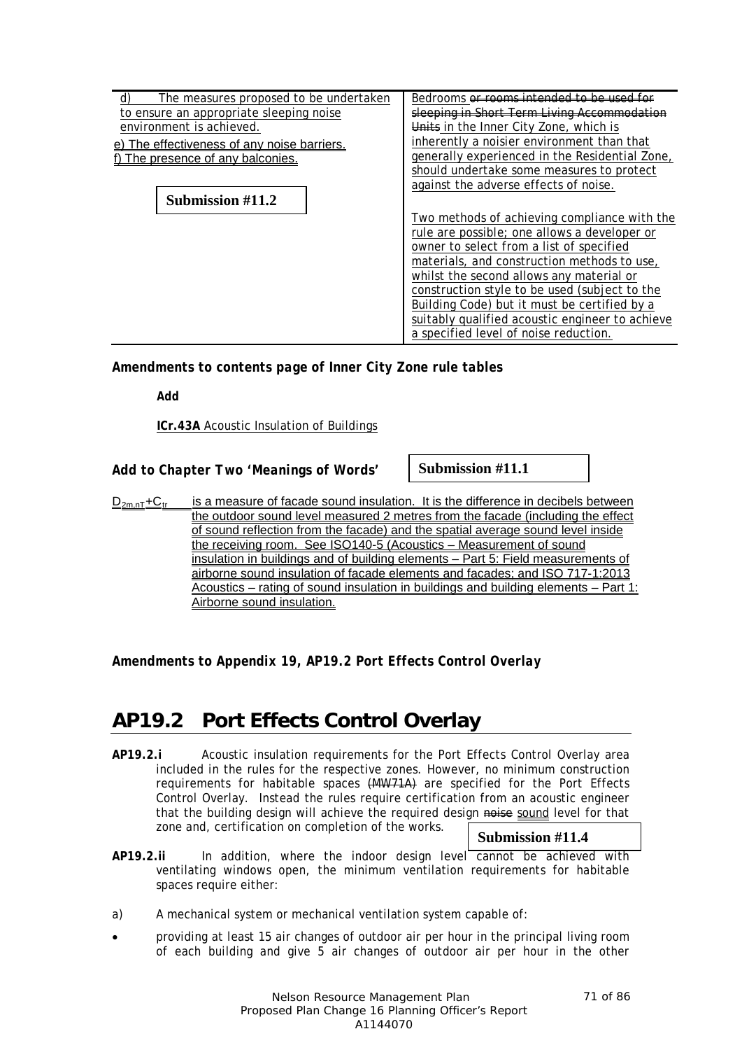| | |
|---|---|
| d) The measures proposed to be undertaken to ensure an appropriate sleeping noise environment is achieved.<br>e) The effectiveness of any noise barriers.<br>f) The presence of any balconies.<br><br>**Submission #11.2** | Bedrooms ~~or rooms intended to be used for sleeping in Short Term Living Accommodation Units~~ in the Inner City Zone, which is inherently a noisier environment than that generally experienced in the Residential Zone, should undertake some measures to protect against the adverse effects of noise.<br><br>Two methods of achieving compliance with the rule are possible; one allows a developer or owner to select from a list of specified materials, and construction methods to use, whilst the second allows any material or construction style to be used (subject to the Building Code) but it must be certified by a suitably qualified acoustic engineer to achieve a specified level of noise reduction. |

**Amendments to contents page of Inner City Zone rule tables**

**Add**

**ICr.43A** Acoustic Insulation of Buildings

**Add to Chapter Two 'Meanings of Words'**

**Submission #11.1**

$D_{2m,nT}+C_{tr}$ is a measure of facade sound insulation. It is the difference in decibels between the outdoor sound level measured 2 metres from the facade (including the effect of sound reflection from the facade) and the spatial average sound level inside the receiving room. See ISO140-5 (Acoustics – Measurement of sound insulation in buildings and of building elements – Part 5: Field measurements of airborne sound insulation of facade elements and facades; and ISO 717-1:2013 Acoustics – rating of sound insulation in buildings and building elements – Part 1: Airborne sound insulation.

**Amendments to Appendix 19, AP19.2 Port Effects Control Overlay**

# AP19.2 Port Effects Control Overlay

**AP19.2.i** Acoustic insulation requirements for the Port Effects Control Overlay area included in the rules for the respective zones. However, no minimum construction requirements for habitable spaces ~~(MW71A)~~ are specified for the Port Effects Control Overlay. Instead the rules require certification from an acoustic engineer that the building design will achieve the required design ~~noise~~ sound level for that zone and, certification on completion of the works.

**Submission #11.4**

**AP19.2.ii** In addition, where the indoor design level cannot be achieved with ventilating windows open, the minimum ventilation requirements for habitable spaces require either:

a) A mechanical system or mechanical ventilation system capable of:

- providing at least 15 air changes of outdoor air per hour in the principal living room of each building and give 5 air changes of outdoor air per hour in the other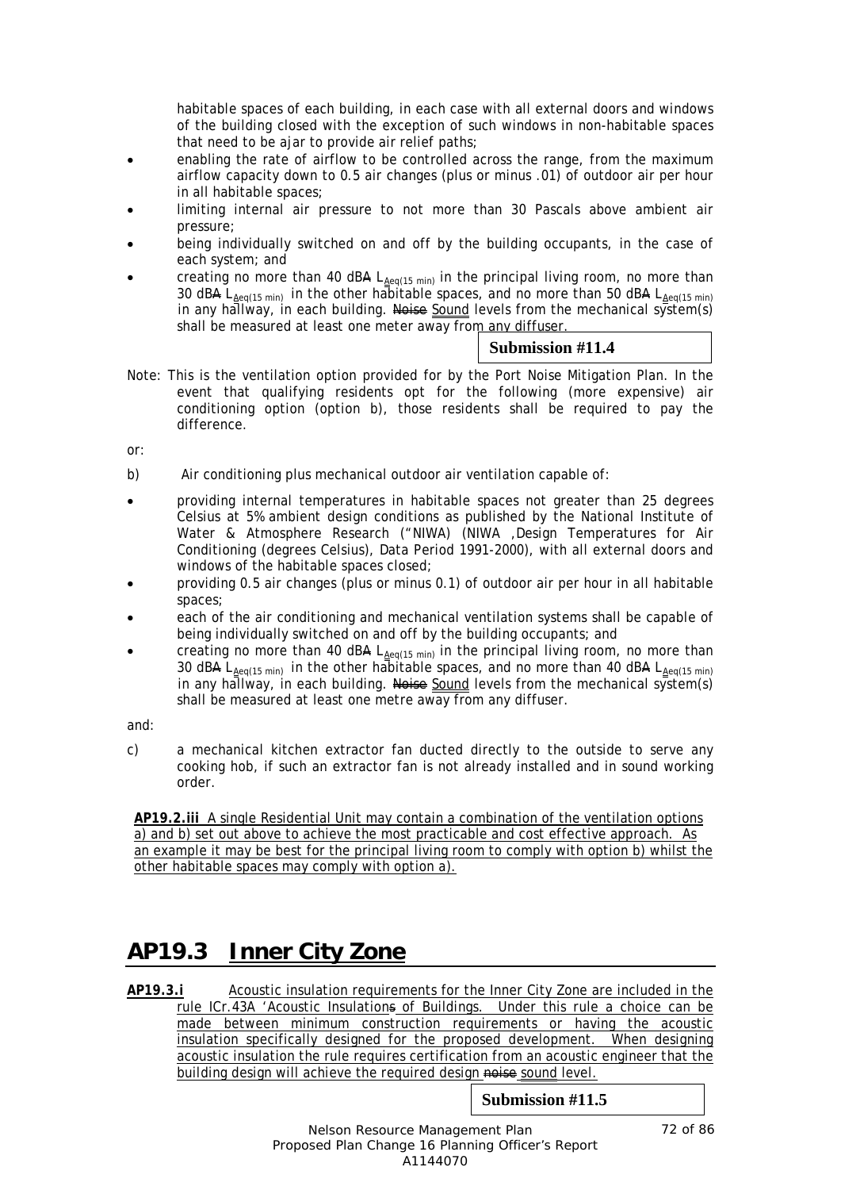habitable spaces of each building, in each case with all external doors and windows of the building closed with the exception of such windows in non-habitable spaces that need to be ajar to provide air relief paths;

- enabling the rate of airflow to be controlled across the range, from the maximum airflow capacity down to 0.5 air changes (plus or minus .01) of outdoor air per hour in all habitable spaces;
- limiting internal air pressure to not more than 30 Pascals above ambient air pressure;
- being individually switched on and off by the building occupants, in the case of each system; and
- creating no more than 40 dB~~A~~ $L_{\underline{A}eq(15\ min)}$ in the principal living room, no more than 30 dB~~A~~ $L_{\underline{A}eq(15\ min)}$ in the other habitable spaces, and no more than 50 dB~~A~~ $L_{\underline{A}eq(15\ min)}$ in any hallway, in each building. ~~Noise~~ <u>Sound</u> levels from the mechanical system(s) shall be measured at least one meter away from any diffuser.

**Submission #11.4**

Note: This is the ventilation option provided for by the Port Noise Mitigation Plan. In the event that qualifying residents opt for the following (more expensive) air conditioning option (option b), those residents shall be required to pay the difference.

or:

b) Air conditioning plus mechanical outdoor air ventilation capable of:

- providing internal temperatures in habitable spaces not greater than 25 degrees Celsius at 5% ambient design conditions as published by the National Institute of Water & Atmosphere Research ("NIWA) (NIWA ,Design Temperatures for Air Conditioning (degrees Celsius), Data Period 1991-2000), with all external doors and windows of the habitable spaces closed;
- providing 0.5 air changes (plus or minus 0.1) of outdoor air per hour in all habitable spaces;
- each of the air conditioning and mechanical ventilation systems shall be capable of being individually switched on and off by the building occupants; and
- creating no more than 40 dB~~A~~ $L_{\underline{A}eq(15\ min)}$ in the principal living room, no more than 30 dB~~A~~ $L_{\underline{A}eq(15\ min)}$ in the other habitable spaces, and no more than 40 dB~~A~~ $L_{\underline{A}eq(15\ min)}$ in any hallway, in each building. ~~Noise~~ <u>Sound</u> levels from the mechanical system(s) shall be measured at least one metre away from any diffuser.

and:

c) a mechanical kitchen extractor fan ducted directly to the outside to serve any cooking hob, if such an extractor fan is not already installed and in sound working order.

<u>**AP19.2.iii** A single Residential Unit may contain a combination of the ventilation options a) and b) set out above to achieve the most practicable and cost effective approach. As an example it may be best for the principal living room to comply with option b) whilst the other habitable spaces may comply with option a).</u>

# AP19.3 <u>Inner City Zone</u>

<u>**AP19.3.i** Acoustic insulation requirements for the Inner City Zone are included in the rule ICr.43A 'Acoustic Insulation~~s~~ of Buildings. Under this rule a choice can be made between minimum construction requirements or having the acoustic insulation specifically designed for the proposed development. When designing acoustic insulation the rule requires certification from an acoustic engineer that the building design will achieve the required design ~~noise~~ sound level.</u>

**Submission #11.5**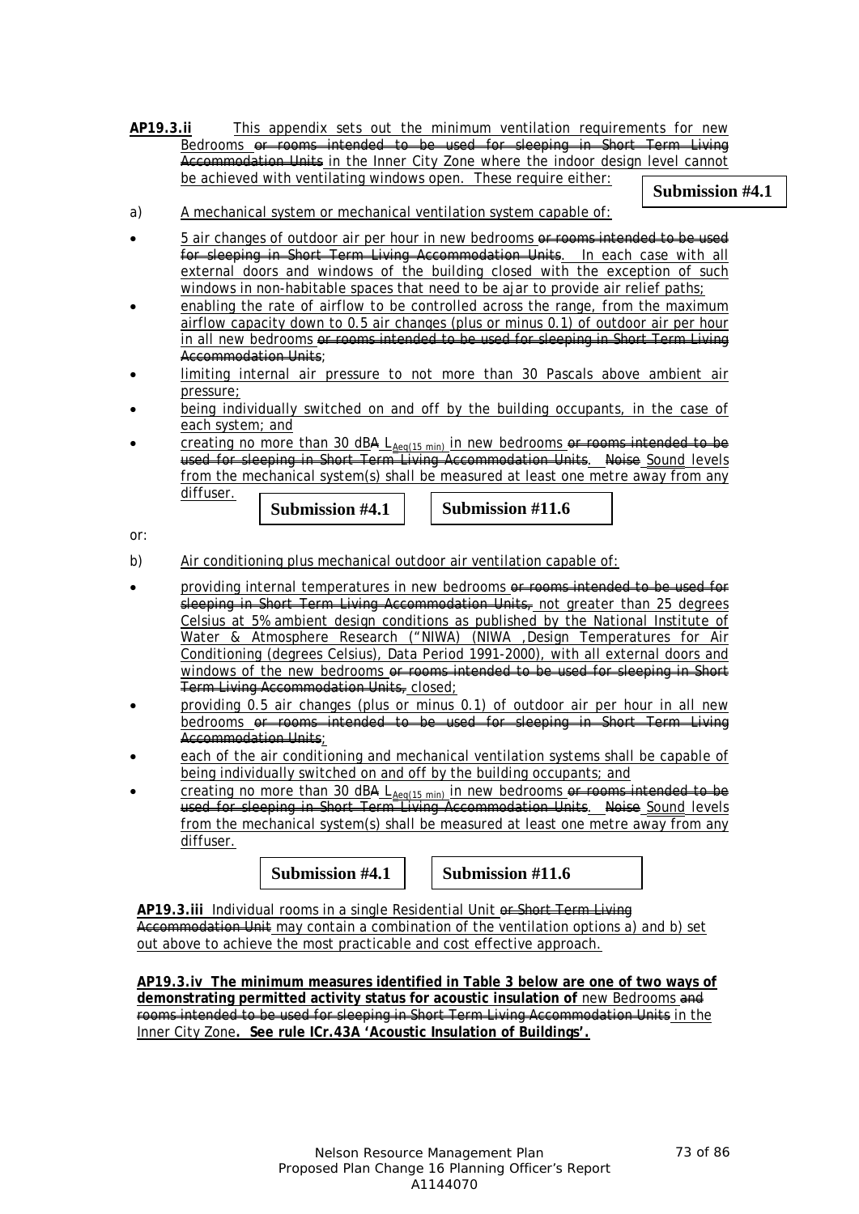**AP19.3.ii** This appendix sets out the minimum ventilation requirements for new Bedrooms ~~or rooms intended to be used for sleeping in Short Term Living Accommodation Units~~ in the Inner City Zone where the indoor design level cannot be achieved with ventilating windows open. These require either:

**Submission #4.1**

a) A mechanical system or mechanical ventilation system capable of:

- 5 air changes of outdoor air per hour in new bedrooms ~~or rooms intended to be used for sleeping in Short Term Living Accommodation Units~~. In each case with all external doors and windows of the building closed with the exception of such windows in non-habitable spaces that need to be ajar to provide air relief paths;
- enabling the rate of airflow to be controlled across the range, from the maximum airflow capacity down to 0.5 air changes (plus or minus 0.1) of outdoor air per hour in all new bedrooms ~~or rooms intended to be used for sleeping in Short Term Living Accommodation Units~~;
- limiting internal air pressure to not more than 30 Pascals above ambient air pressure;
- being individually switched on and off by the building occupants, in the case of each system; and
- creating no more than 30 dB~~A~~ $L_{Aeq(15\ min)}$ in new bedrooms ~~or rooms intended to be used for sleeping in Short Term Living Accommodation Units~~. ~~Noise~~ Sound levels from the mechanical system(s) shall be measured at least one metre away from any diffuser.

**Submission #4.1** **Submission #11.6**

or:

b) Air conditioning plus mechanical outdoor air ventilation capable of:

- providing internal temperatures in new bedrooms ~~or rooms intended to be used for sleeping in Short Term Living Accommodation Units,~~ not greater than 25 degrees Celsius at 5% ambient design conditions as published by the National Institute of Water & Atmosphere Research ("NIWA) (NIWA ,Design Temperatures for Air Conditioning (degrees Celsius), Data Period 1991-2000), with all external doors and windows of the new bedrooms ~~or rooms intended to be used for sleeping in Short Term Living Accommodation Units,~~ closed;
- providing 0.5 air changes (plus or minus 0.1) of outdoor air per hour in all new bedrooms ~~or rooms intended to be used for sleeping in Short Term Living Accommodation Units~~;
- each of the air conditioning and mechanical ventilation systems shall be capable of being individually switched on and off by the building occupants; and
- creating no more than 30 dB~~A~~ $L_{Aeq(15\ min)}$ in new bedrooms ~~or rooms intended to be used for sleeping in Short Term Living Accommodation Units~~. ~~Noise~~ Sound levels from the mechanical system(s) shall be measured at least one metre away from any diffuser.

**Submission #4.1** **Submission #11.6**

**AP19.3.iii** Individual rooms in a single Residential Unit ~~or Short Term Living Accommodation Unit~~ may contain a combination of the ventilation options a) and b) set out above to achieve the most practicable and cost effective approach.

**AP19.3.iv The minimum measures identified in Table 3 below are one of two ways of demonstrating permitted activity status for acoustic insulation of** new Bedrooms ~~and rooms intended to be used for sleeping in Short Term Living Accommodation Units~~ in the Inner City Zone**. See rule ICr.43A 'Acoustic Insulation of Buildings'.**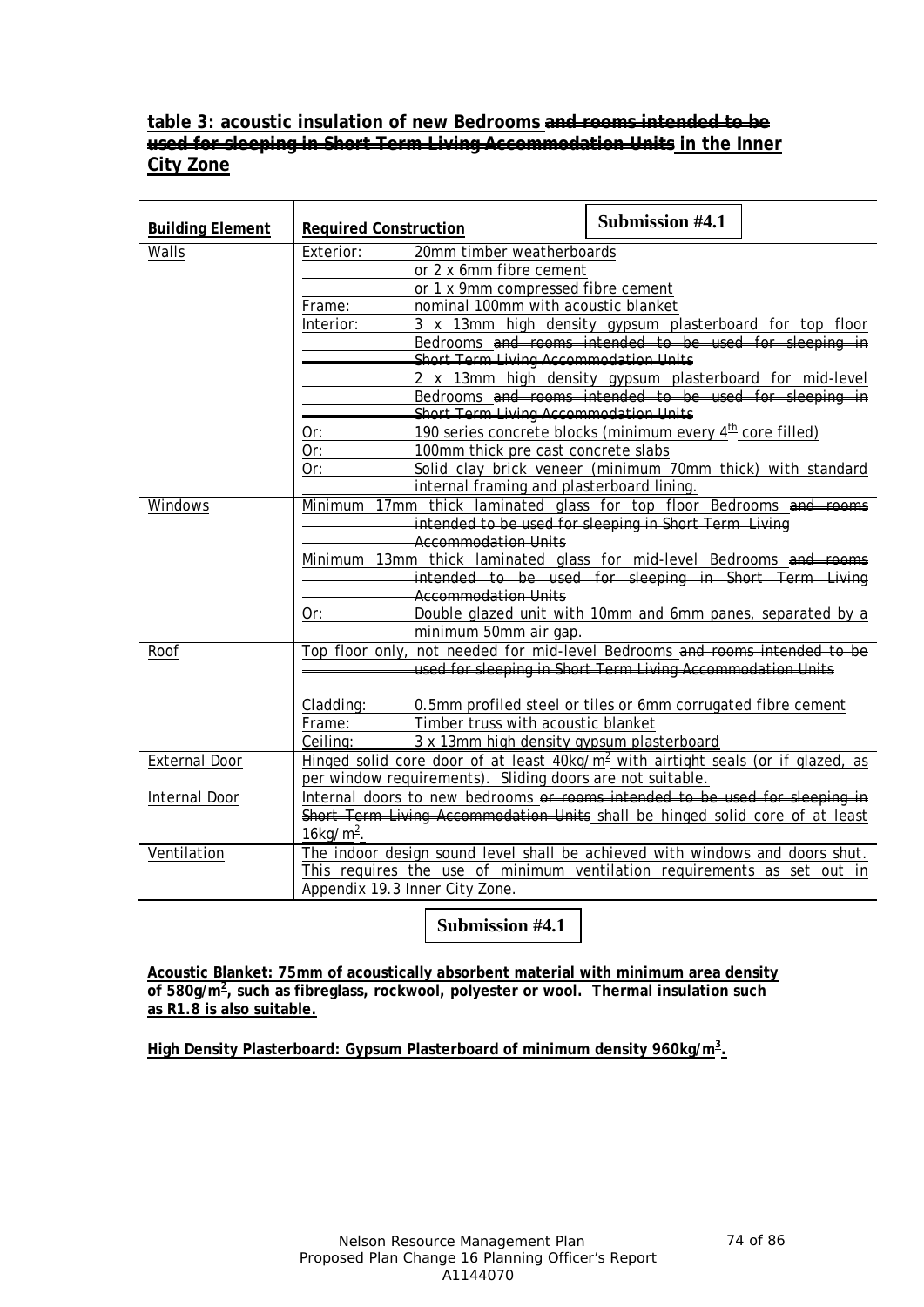**table 3: acoustic insulation of new Bedrooms ~~and rooms intended to be used for sleeping in Short Term Living Accommodation Units~~ in the Inner City Zone**

Submission #4.1

| Building Element | Required Construction | |
|---|---|---|
| Walls | Exterior: | 20mm timber weatherboards |
| | | or 2 x 6mm fibre cement |
| | | or 1 x 9mm compressed fibre cement |
| | Frame: | nominal 100mm with acoustic blanket |
| | Interior: | 3 x 13mm high density gypsum plasterboard for top floor Bedrooms ~~and rooms intended to be used for sleeping in Short Term Living Accommodation Units~~ |
| | | 2 x 13mm high density gypsum plasterboard for mid-level Bedrooms ~~and rooms intended to be used for sleeping in Short Term Living Accommodation Units~~ |
| | Or: | 190 series concrete blocks (minimum every 4th core filled) |
| | Or: | 100mm thick pre cast concrete slabs |
| | Or: | Solid clay brick veneer (minimum 70mm thick) with standard internal framing and plasterboard lining. |
| Windows | Minimum 17mm thick laminated glass for top floor Bedrooms ~~and rooms intended to be used for sleeping in Short Term Living Accommodation Units~~ | |
| | Minimum 13mm thick laminated glass for mid-level Bedrooms ~~and rooms intended to be used for sleeping in Short Term Living Accommodation Units~~ | |
| | Or: | Double glazed unit with 10mm and 6mm panes, separated by a minimum 50mm air gap. |
| Roof | Top floor only, not needed for mid-level Bedrooms ~~and rooms intended to be used for sleeping in Short Term Living Accommodation Units~~ | |
| | Cladding: | 0.5mm profiled steel or tiles or 6mm corrugated fibre cement |
| | Frame: | Timber truss with acoustic blanket |
| | Ceiling: | 3 x 13mm high density gypsum plasterboard |
| External Door | Hinged solid core door of at least 40kg/m² with airtight seals (or if glazed, as per window requirements). Sliding doors are not suitable. | |
| Internal Door | Internal doors to new bedrooms ~~or rooms intended to be used for sleeping in Short Term Living Accommodation Units~~ shall be hinged solid core of at least 16kg/m². | |
| Ventilation | The indoor design sound level shall be achieved with windows and doors shut. This requires the use of minimum ventilation requirements as set out in Appendix 19.3 Inner City Zone. | |

Submission #4.1

**Acoustic Blanket: 75mm of acoustically absorbent material with minimum area density of 580g/m², such as fibreglass, rockwool, polyester or wool. Thermal insulation such as R1.8 is also suitable.**

**High Density Plasterboard: Gypsum Plasterboard of minimum density 960kg/m³.**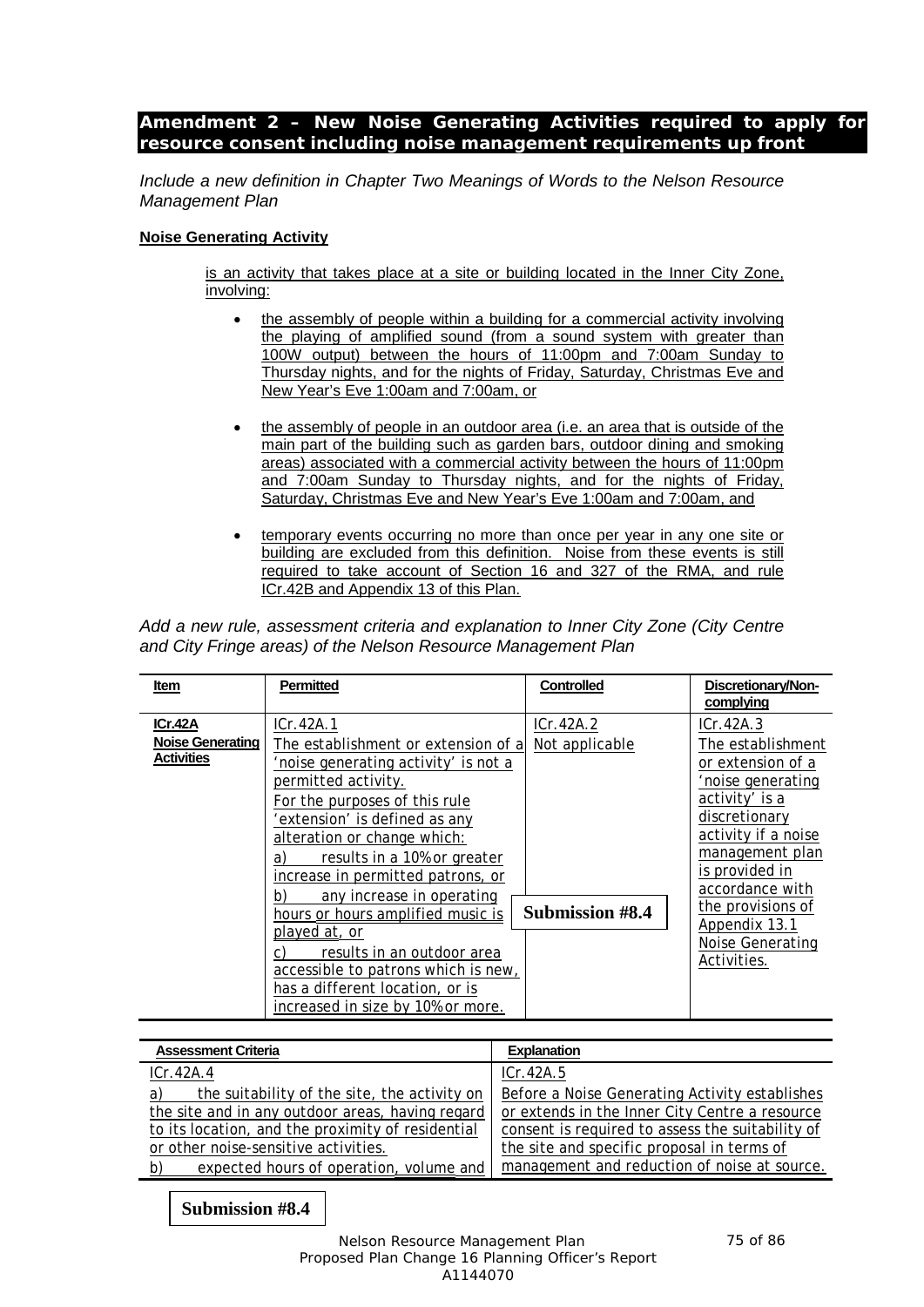**Amendment 2 – New Noise Generating Activities required to apply for resource consent including noise management requirements up front**

*Include a new definition in Chapter Two Meanings of Words to the Nelson Resource Management Plan*

**Noise Generating Activity**

is an activity that takes place at a site or building located in the Inner City Zone, involving:

- the assembly of people within a building for a commercial activity involving the playing of amplified sound (from a sound system with greater than 100W output) between the hours of 11:00pm and 7:00am Sunday to Thursday nights, and for the nights of Friday, Saturday, Christmas Eve and New Year's Eve 1:00am and 7:00am, or
- the assembly of people in an outdoor area (i.e. an area that is outside of the main part of the building such as garden bars, outdoor dining and smoking areas) associated with a commercial activity between the hours of 11:00pm and 7:00am Sunday to Thursday nights, and for the nights of Friday, Saturday, Christmas Eve and New Year's Eve 1:00am and 7:00am, and
- temporary events occurring no more than once per year in any one site or building are excluded from this definition. Noise from these events is still required to take account of Section 16 and 327 of the RMA, and rule ICr.42B and Appendix 13 of this Plan.

*Add a new rule, assessment criteria and explanation to Inner City Zone (City Centre and City Fringe areas) of the Nelson Resource Management Plan*

| Item | Permitted | Controlled | Discretionary/Non-complying |
|---|---|---|---|
| **ICr.42A** **Noise Generating Activities** | ICr.42A.1<br>The establishment or extension of a 'noise generating activity' is not a permitted activity.<br>For the purposes of this rule 'extension' is defined as any alteration or change which:<br>a) results in a 10% or greater increase in permitted patrons, or<br>b) any increase in operating hours or hours amplified music is played at, or<br>c) results in an outdoor area accessible to patrons which is new, has a different location, or is increased in size by 10% or more. | ICr.42A.2<br>Not applicable<br><br>**Submission #8.4** | ICr.42A.3<br>The establishment or extension of a 'noise generating activity' is a discretionary activity if a noise management plan is provided in accordance with the provisions of Appendix 13.1 Noise Generating Activities. |

| Assessment Criteria | Explanation |
|---|---|
| ICr.42A.4<br>a) the suitability of the site, the activity on the site and in any outdoor areas, having regard to its location, and the proximity of residential or other noise-sensitive activities.<br>b) expected hours of operation, volume and | ICr.42A.5<br>Before a Noise Generating Activity establishes or extends in the Inner City Centre a resource consent is required to assess the suitability of the site and specific proposal in terms of management and reduction of noise at source. |

**Submission #8.4**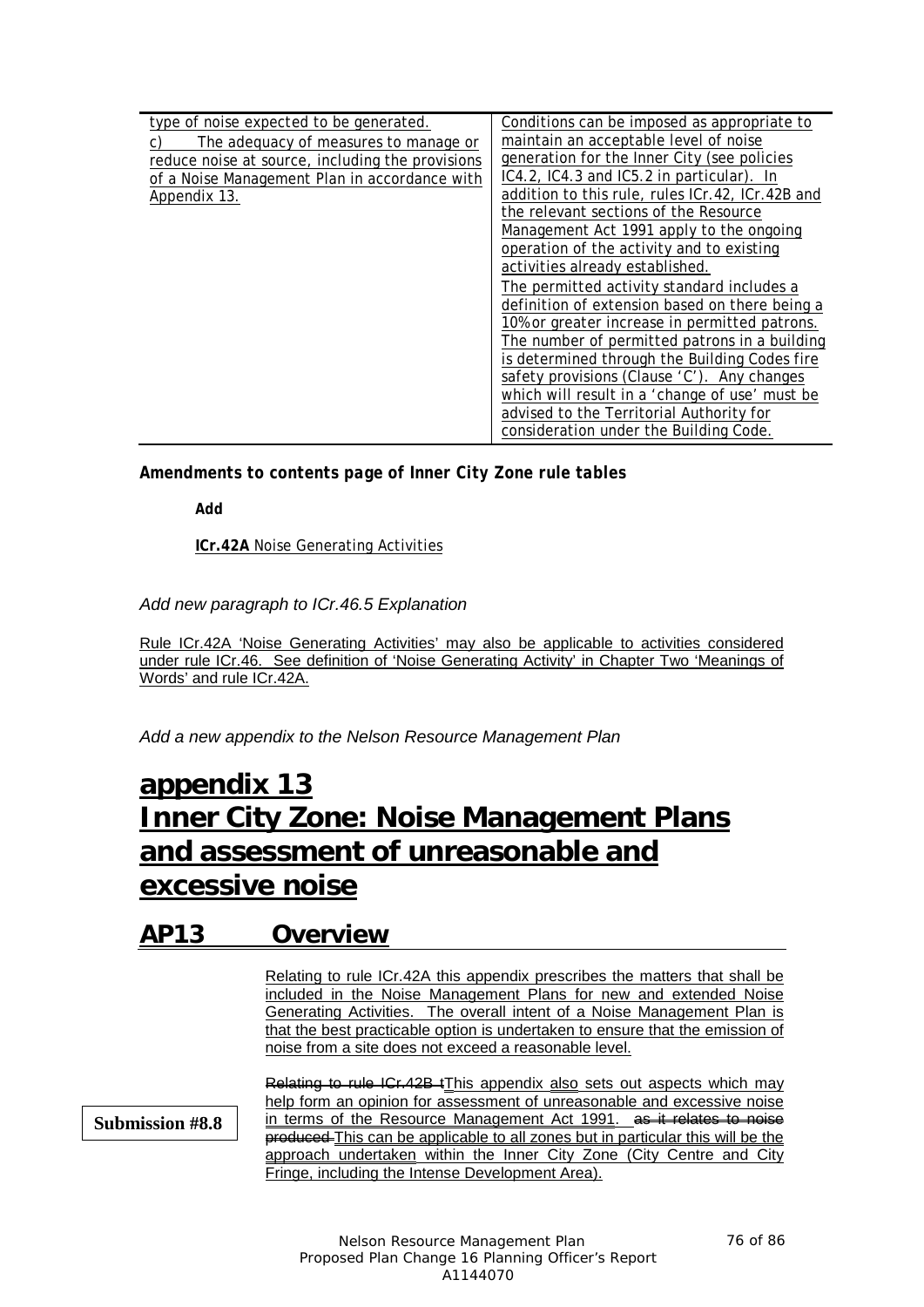| | |
|---|---|
| <u>type of noise expected to be generated.</u><br><u>c) The adequacy of measures to manage or reduce noise at source, including the provisions of a Noise Management Plan in accordance with Appendix 13.</u> | <u>Conditions can be imposed as appropriate to maintain an acceptable level of noise generation for the Inner City (see policies IC4.2, IC4.3 and IC5.2 in particular). In addition to this rule, rules ICr.42, ICr.42B and the relevant sections of the Resource Management Act 1991 apply to the ongoing operation of the activity and to existing activities already established.</u><br><u>The permitted activity standard includes a definition of extension based on there being a 10% or greater increase in permitted patrons. The number of permitted patrons in a building is determined through the Building Codes fire safety provisions (Clause 'C'). Any changes which will result in a 'change of use' must be advised to the Territorial Authority for consideration under the Building Code.</u> |

***Amendments to contents page of Inner City Zone rule tables***

**Add**

<u>**ICr.42A** Noise Generating Activities</u>

*Add new paragraph to ICr.46.5 Explanation*

<u>Rule ICr.42A 'Noise Generating Activities' may also be applicable to activities considered under rule ICr.46. See definition of 'Noise Generating Activity' in Chapter Two 'Meanings of Words' and rule ICr.42A.</u>

*Add a new appendix to the Nelson Resource Management Plan*

# <u>appendix 13</u>
# <u>Inner City Zone: Noise Management Plans and assessment of unreasonable and excessive noise</u>

## <u>AP13 Overview</u>

<u>Relating to rule ICr.42A this appendix prescribes the matters that shall be included in the Noise Management Plans for new and extended Noise Generating Activities. The overall intent of a Noise Management Plan is that the best practicable option is undertaken to ensure that the emission of noise from a site does not exceed a reasonable level.</u>

**Submission #8.8**

~~Relating to rule ICr.42B t~~<u>T</u>his appendix <u>also</u> sets out aspects which may help form an opinion for assessment of unreasonable and excessive noise <u>in terms of the Resource Management Act 1991</u>. ~~as it relates to noise produced~~ <u>This can be applicable to all zones but in particular this will be the approach undertaken</u> within the Inner City Zone (City Centre and City Fringe, including the Intense Development Area).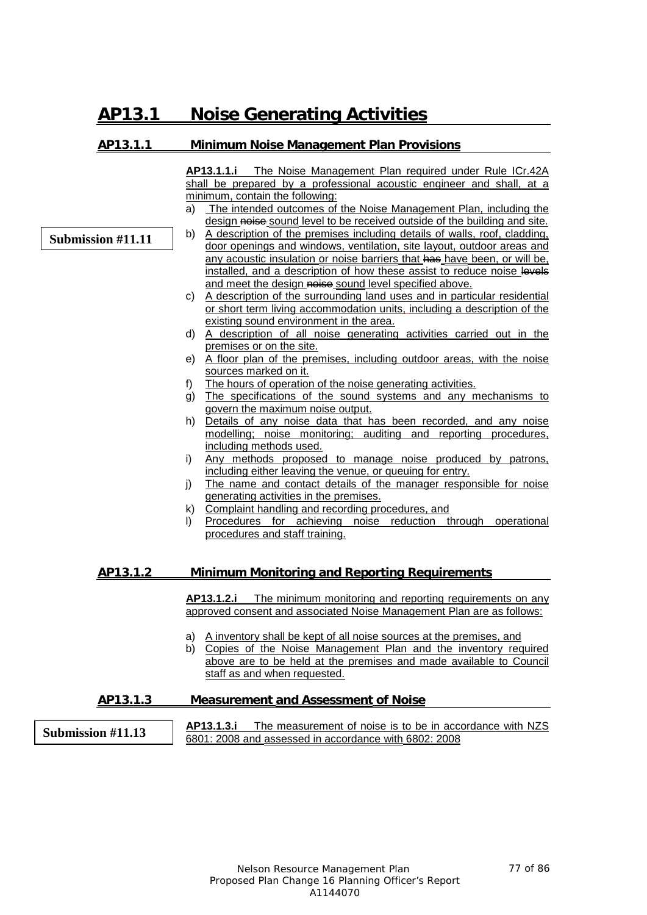# AP13.1 Noise Generating Activities

## AP13.1.1 Minimum Noise Management Plan Provisions

Submission #11.11

**AP13.1.1.i** The Noise Management Plan required under Rule ICr.42A shall be prepared by a professional acoustic engineer and shall, at a minimum, contain the following:

a) The intended outcomes of the Noise Management Plan, including the design ~~noise~~ sound level to be received outside of the building and site.
b) A description of the premises including details of walls, roof, cladding, door openings and windows, ventilation, site layout, outdoor areas and any acoustic insulation or noise barriers that ~~has~~ have been, or will be, installed, and a description of how these assist to reduce noise ~~levels~~ and meet the design ~~noise~~ sound level specified above.
c) A description of the surrounding land uses and in particular residential or short term living accommodation units, including a description of the existing sound environment in the area.
d) A description of all noise generating activities carried out in the premises or on the site.
e) A floor plan of the premises, including outdoor areas, with the noise sources marked on it.
f) The hours of operation of the noise generating activities.
g) The specifications of the sound systems and any mechanisms to govern the maximum noise output.
h) Details of any noise data that has been recorded, and any noise modelling; noise monitoring; auditing and reporting procedures, including methods used.
i) Any methods proposed to manage noise produced by patrons, including either leaving the venue, or queuing for entry.
j) The name and contact details of the manager responsible for noise generating activities in the premises.
k) Complaint handling and recording procedures, and
l) Procedures for achieving noise reduction through operational procedures and staff training.

## AP13.1.2 Minimum Monitoring and Reporting Requirements

**AP13.1.2.i** The minimum monitoring and reporting requirements on any approved consent and associated Noise Management Plan are as follows:

a) A inventory shall be kept of all noise sources at the premises, and
b) Copies of the Noise Management Plan and the inventory required above are to be held at the premises and made available to Council staff as and when requested.

## AP13.1.3 Measurement and Assessment of Noise

Submission #11.13

**AP13.1.3.i** The measurement of noise is to be in accordance with NZS 6801: 2008 and assessed in accordance with 6802: 2008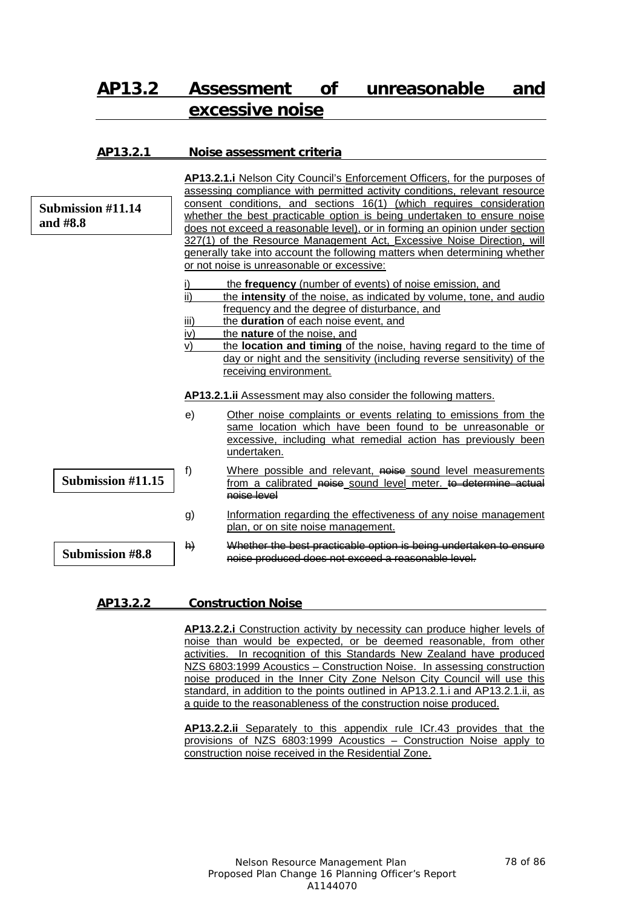# AP13.2 Assessment of unreasonable and excessive noise

## AP13.2.1 Noise assessment criteria

Submission #11.14 and #8.8

**AP13.2.1.i** Nelson City Council's Enforcement Officers, for the purposes of assessing compliance with permitted activity conditions, relevant resource consent conditions, and sections 16(1) (which requires consideration whether the best practicable option is being undertaken to ensure noise does not exceed a reasonable level), or in forming an opinion under section 327(1) of the Resource Management Act, Excessive Noise Direction, will generally take into account the following matters when determining whether or not noise is unreasonable or excessive:

i) the **frequency** (number of events) of noise emission, and
ii) the **intensity** of the noise, as indicated by volume, tone, and audio frequency and the degree of disturbance, and
iii) the **duration** of each noise event, and
iv) the **nature** of the noise, and
v) the **location and timing** of the noise, having regard to the time of day or night and the sensitivity (including reverse sensitivity) of the receiving environment.

**AP13.2.1.ii** Assessment may also consider the following matters.

e) Other noise complaints or events relating to emissions from the same location which have been found to be unreasonable or excessive, including what remedial action has previously been undertaken.

Submission #11.15

f) Where possible and relevant, ~~noise~~ sound level measurements from a calibrated ~~noise~~ sound level meter. ~~to determine actual noise level~~

g) Information regarding the effectiveness of any noise management plan, or on site noise management.

Submission #8.8

~~h) Whether the best practicable option is being undertaken to ensure noise produced does not exceed a reasonable level.~~

## AP13.2.2 Construction Noise

**AP13.2.2.i** Construction activity by necessity can produce higher levels of noise than would be expected, or be deemed reasonable, from other activities. In recognition of this Standards New Zealand have produced NZS 6803:1999 Acoustics – Construction Noise. In assessing construction noise produced in the Inner City Zone Nelson City Council will use this standard, in addition to the points outlined in AP13.2.1.i and AP13.2.1.ii, as a guide to the reasonableness of the construction noise produced.

**AP13.2.2.ii** Separately to this appendix rule ICr.43 provides that the provisions of NZS 6803:1999 Acoustics – Construction Noise apply to construction noise received in the Residential Zone.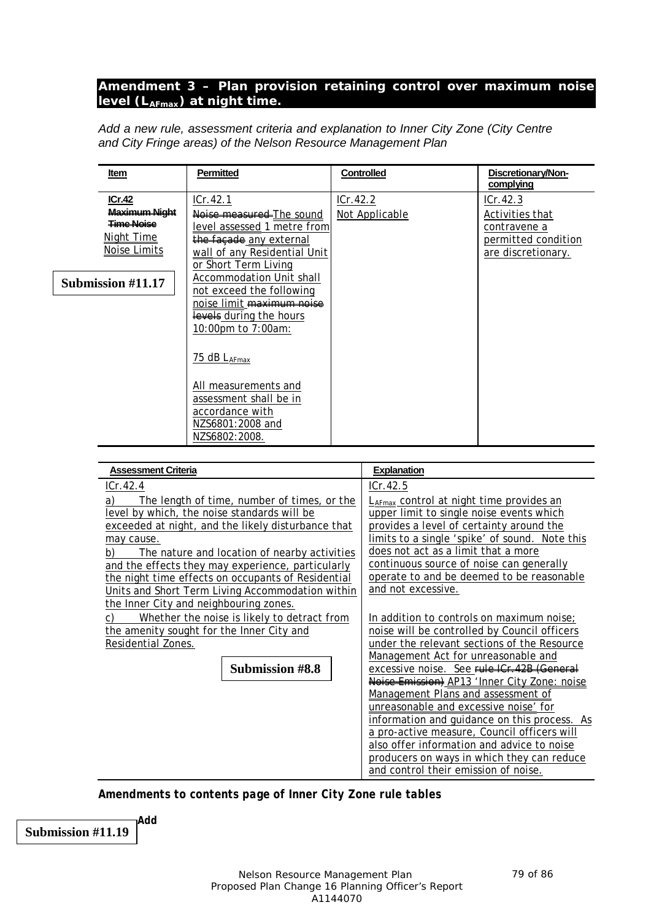## Amendment 3 – Plan provision retaining control over maximum noise level ($L_{AFmax}$) at night time.

*Add a new rule, assessment criteria and explanation to Inner City Zone (City Centre and City Fringe areas) of the Nelson Resource Management Plan*

Submission #11.17

| Item | Permitted | Controlled | Discretionary/Non-complying |
|---|---|---|---|
| **ICr.42** ~~Maximum Night Time Noise~~ Night Time Noise Limits | ICr.42.1 ~~Noise measured~~ The sound level assessed 1 metre from ~~the façade~~ any external wall of any Residential Unit or Short Term Living Accommodation Unit shall not exceed the following noise limit ~~maximum noise levels~~ during the hours 10:00pm to 7:00am: <br><br> 75 dB $L_{AFmax}$ <br><br> All measurements and assessment shall be in accordance with NZS6801:2008 and NZS6802:2008. | ICr.42.2 Not Applicable | ICr.42.3 Activities that contravene a permitted condition are discretionary. |

| Assessment Criteria | Explanation |
|---|---|
| ICr.42.4 <br> a) The length of time, number of times, or the level by which, the noise standards will be exceeded at night, and the likely disturbance that may cause. <br> b) The nature and location of nearby activities and the effects they may experience, particularly the night time effects on occupants of Residential Units and Short Term Living Accommodation within the Inner City and neighbouring zones. <br> c) Whether the noise is likely to detract from the amenity sought for the Inner City and Residential Zones. <br><br> Submission #8.8 | ICr.42.5 <br> $L_{AFmax}$ control at night time provides an upper limit to single noise events which provides a level of certainty around the limits to a single 'spike' of sound. Note this does not act as a limit that a more continuous source of noise can generally operate to and be deemed to be reasonable and not excessive. <br><br> In addition to controls on maximum noise; noise will be controlled by Council officers under the relevant sections of the Resource Management Act for unreasonable and excessive noise. See ~~rule ICr.42B (General Noise Emission)~~ AP13 'Inner City Zone: noise Management Plans and assessment of unreasonable and excessive noise' for information and guidance on this process. As a pro-active measure, Council officers will also offer information and advice to noise producers on ways in which they can reduce and control their emission of noise. |

**Amendments to contents page of Inner City Zone rule tables**

Submission #11.19

**Add**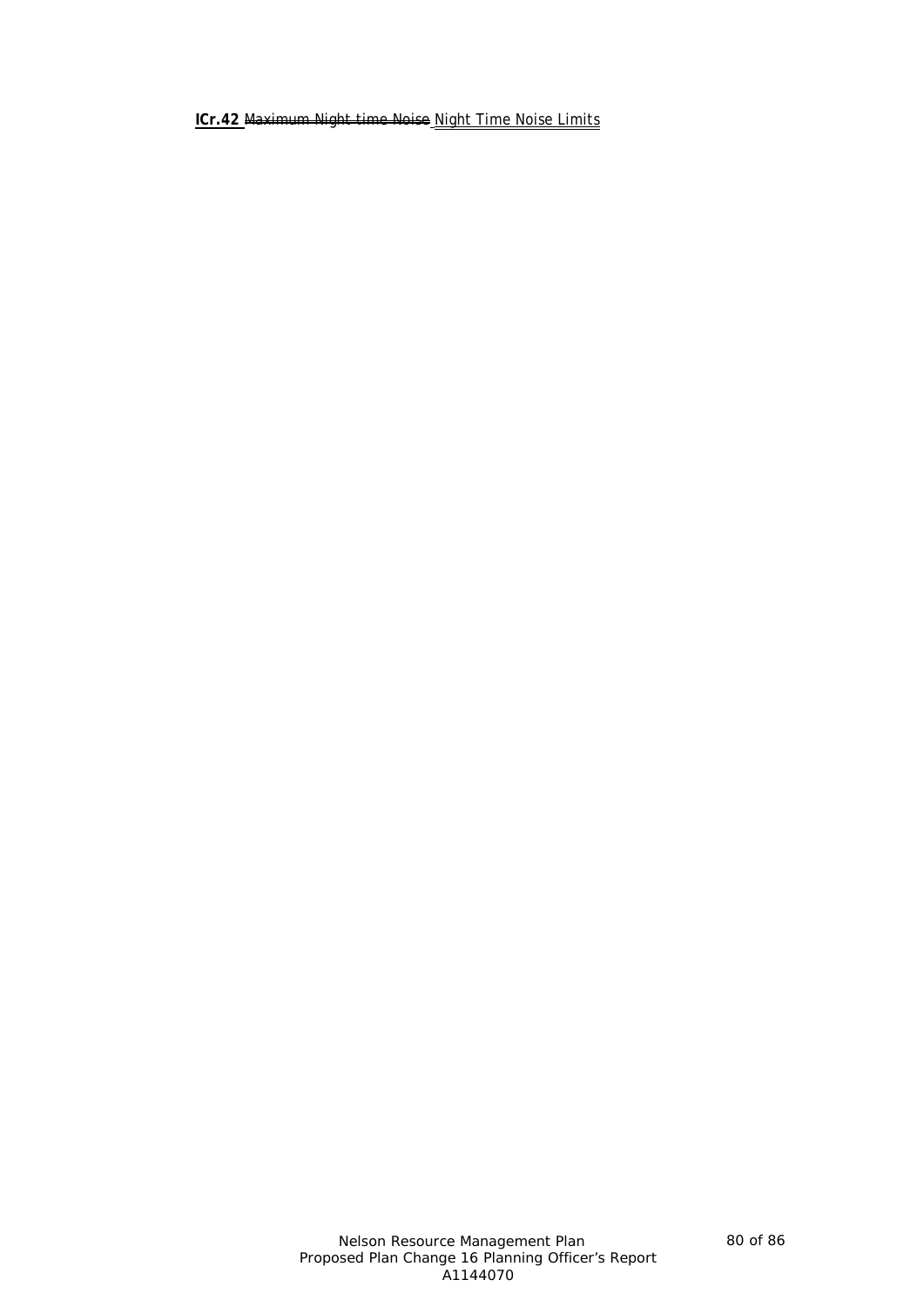**ICr.42** ~~Maximum Night time Noise~~ Night Time Noise Limits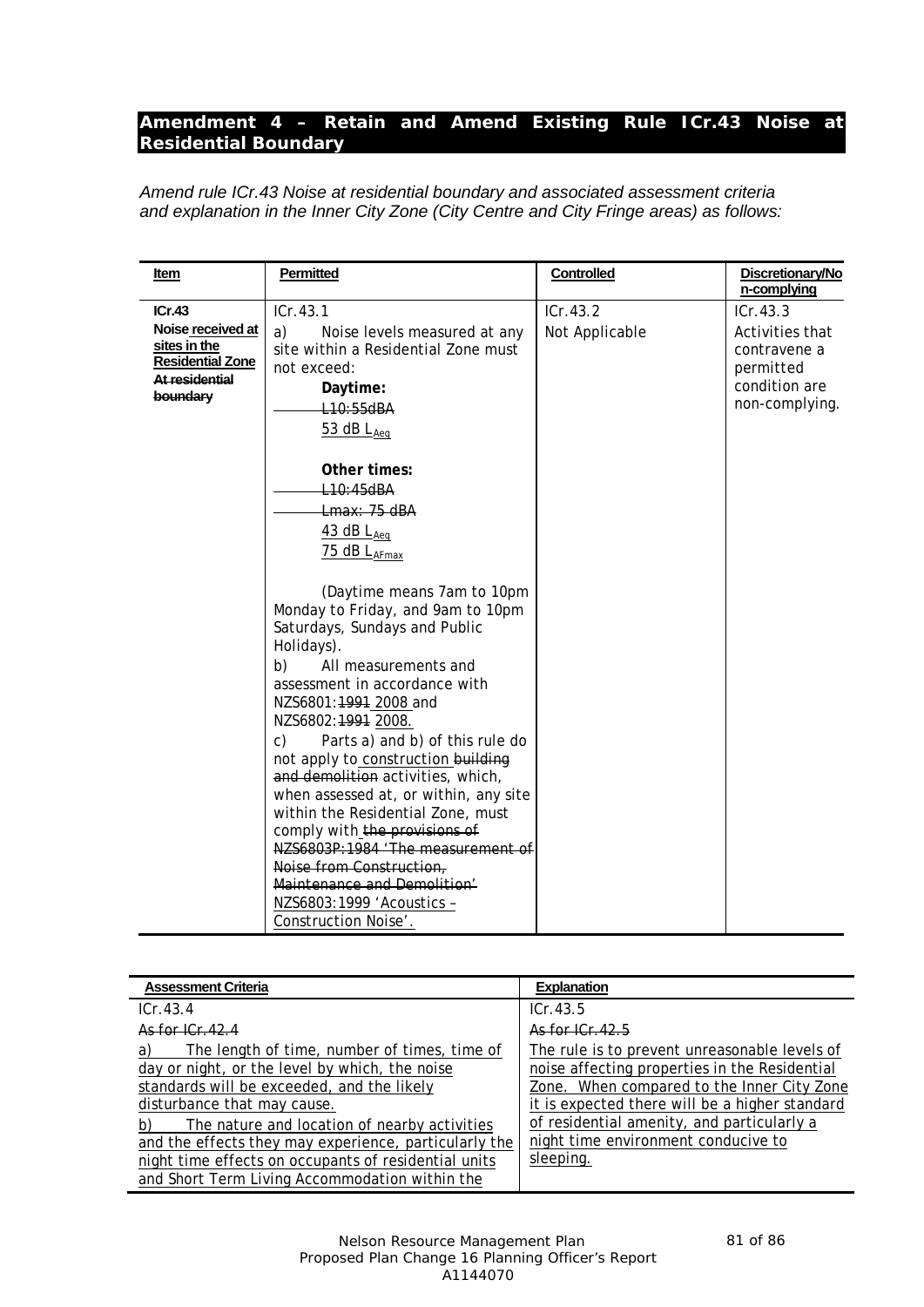## Amendment 4 – Retain and Amend Existing Rule ICr.43 Noise at Residential Boundary

*Amend rule ICr.43 Noise at residential boundary and associated assessment criteria and explanation in the Inner City Zone (City Centre and City Fringe areas) as follows:*

| Item | Permitted | Controlled | Discretionary/Non-complying |
|---|---|---|---|
| **ICr.43**<br>**Noise received at sites in the Residential Zone** ~~**At residential boundary**~~ | ICr.43.1<br>a) Noise levels measured at any site within a Residential Zone must not exceed:<br>**Daytime:**<br>~~L10:55dBA~~<br>53 dB $L_{Aeq}$<br><br>**Other times:**<br>~~L10:45dBA~~<br>~~Lmax: 75 dBA~~<br>43 dB $L_{Aeq}$<br>75 dB $L_{AFmax}$<br><br>(Daytime means 7am to 10pm Monday to Friday, and 9am to 10pm Saturdays, Sundays and Public Holidays).<br>b) All measurements and assessment in accordance with NZS6801:~~1991~~ 2008 and NZS6802:~~1991~~ 2008.<br>c) Parts a) and b) of this rule do not apply to construction ~~building and demolition~~ activities, which, when assessed at, or within, any site within the Residential Zone, must comply with ~~the provisions of NZS6803P:1984 'The measurement of Noise from Construction, Maintenance and Demolition'~~ NZS6803:1999 'Acoustics – Construction Noise'. | ICr.43.2<br>Not Applicable | ICr.43.3<br>Activities that contravene a permitted condition are non-complying. |

| Assessment Criteria | Explanation |
|---|---|
| ICr.43.4<br>~~As for ICr.42.4~~<br>a) The length of time, number of times, time of day or night, or the level by which, the noise standards will be exceeded, and the likely disturbance that may cause.<br>b) The nature and location of nearby activities and the effects they may experience, particularly the night time effects on occupants of residential units and Short Term Living Accommodation within the | ICr.43.5<br>~~As for ICr.42.5~~<br>The rule is to prevent unreasonable levels of noise affecting properties in the Residential Zone. When compared to the Inner City Zone it is expected there will be a higher standard of residential amenity, and particularly a night time environment conducive to sleeping. |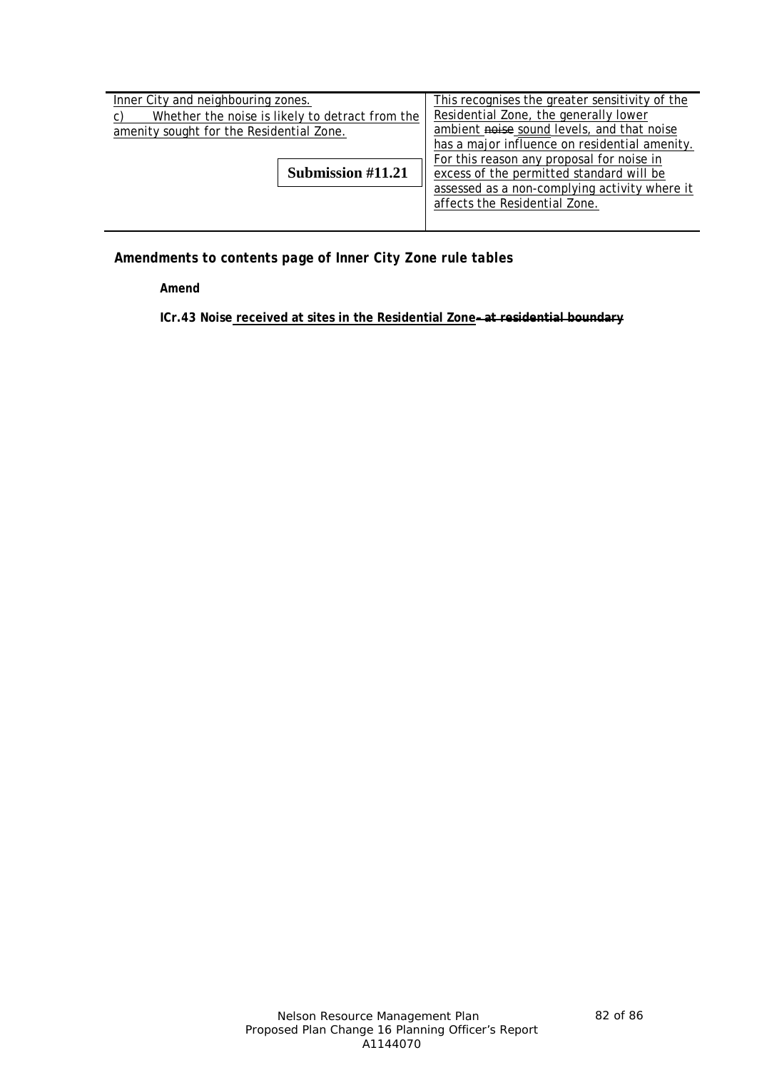| | |
|---|---|
| <u>Inner City and neighbouring zones.</u><br><u>c) Whether the noise is likely to detract from the amenity sought for the Residential Zone.</u><br><br>**Submission #11.21** | <u>This recognises the greater sensitivity of the Residential Zone, the generally lower ambient</u> ~~noise~~ <u>sound levels, and that noise has a major influence on residential amenity. For this reason any proposal for noise in excess of the permitted standard will be assessed as a non-complying activity where it affects the Residential Zone.</u> |

***Amendments to contents page of Inner City Zone rule tables***

**Amend**

**ICr.43 Noise <u>received at sites in the Residential Zone</u> ~~- at residential boundary~~**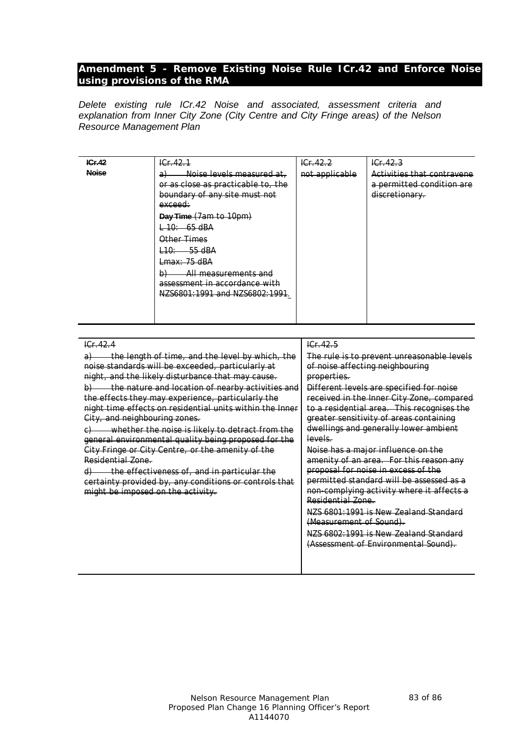## Amendment 5 - Remove Existing Noise Rule ICr.42 and Enforce Noise using provisions of the RMA

*Delete existing rule ICr.42 Noise and associated, assessment criteria and explanation from Inner City Zone (City Centre and City Fringe areas) of the Nelson Resource Management Plan*

| ~~ICr.42 Noise~~ | ~~ICr.42.1~~<br>~~a) Noise levels measured at, or as close as practicable to, the boundary of any site must not exceed:~~<br>~~**Day Time** (7am to 10pm)~~<br>~~L 10: 65 dBA~~<br>~~Other Times~~<br>~~L10: 55 dBA~~<br>~~Lmax: 75 dBA~~<br>~~b) All measurements and assessment in accordance with NZS6801:1991 and NZS6802:1991.~~ | ~~ICr.42.2~~<br>~~not applicable~~ | ~~ICr.42.3~~<br>~~Activities that contravene a permitted condition are discretionary.~~ |
|---|---|---|---|

| ~~ICr.42.4~~ | ~~ICr.42.5~~ |
|---|---|
| ~~a) the length of time, and the level by which, the noise standards will be exceeded, particularly at night, and the likely disturbance that may cause.~~<br>~~b) the nature and location of nearby activities and the effects they may experience, particularly the night time effects on residential units within the Inner City, and neighbouring zones.~~<br>~~c) whether the noise is likely to detract from the general environmental quality being proposed for the City Fringe or City Centre, or the amenity of the Residential Zone.~~<br>~~d) the effectiveness of, and in particular the certainty provided by, any conditions or controls that might be imposed on the activity.~~ | ~~The rule is to prevent unreasonable levels of noise affecting neighbouring properties.~~<br>~~Different levels are specified for noise received in the Inner City Zone, compared to a residential area. This recognises the greater sensitivity of areas containing dwellings and generally lower ambient levels.~~<br>~~Noise has a major influence on the amenity of an area. For this reason any proposal for noise in excess of the permitted standard will be assessed as a non-complying activity where it affects a Residential Zone.~~<br>~~NZS 6801:1991 is New Zealand Standard (Measurement of Sound).~~<br>~~NZS 6802:1991 is New Zealand Standard (Assessment of Environmental Sound).~~ |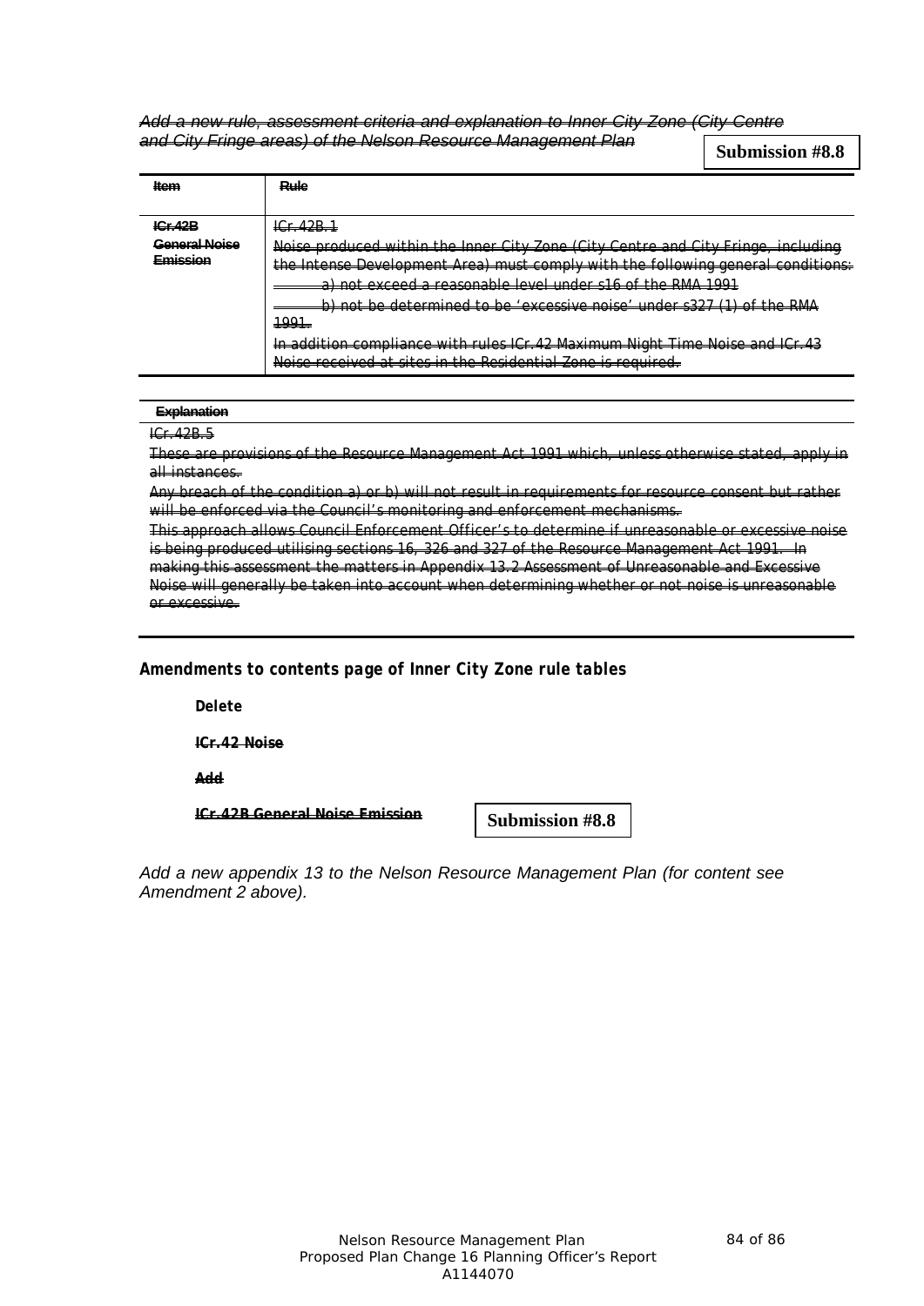~~*Add a new rule, assessment criteria and explanation to Inner City Zone (City Centre and City Fringe areas) of the Nelson Resource Management Plan*~~

**Submission #8.8**

| ~~**Item**~~ | ~~**Rule**~~ |
|---|---|
| ~~**ICr.42B General Noise Emission**~~ | ~~ICr.42B.1~~<br>~~Noise produced within the Inner City Zone (City Centre and City Fringe, including the Intense Development Area) must comply with the following general conditions:~~<br>~~a) not exceed a reasonable level under s16 of the RMA 1991~~<br>~~b) not be determined to be 'excessive noise' under s327 (1) of the RMA 1991.~~<br>~~In addition compliance with rules ICr.42 Maximum Night Time Noise and ICr.43 Noise received at sites in the Residential Zone is required.~~ |

| ~~**Explanation**~~ |
|---|
| ~~ICr.42B.5~~<br>~~These are provisions of the Resource Management Act 1991 which, unless otherwise stated, apply in all instances.~~<br>~~Any breach of the condition a) or b) will not result in requirements for resource consent but rather will be enforced via the Council's monitoring and enforcement mechanisms.~~<br>~~This approach allows Council Enforcement Officer's to determine if unreasonable or excessive noise is being produced utilising sections 16, 326 and 327 of the Resource Management Act 1991. In making this assessment the matters in Appendix 13.2 Assessment of Unreasonable and Excessive Noise will generally be taken into account when determining whether or not noise is unreasonable or excessive.~~ |

**Amendments to contents page of Inner City Zone rule tables**

**Delete**

~~**ICr.42 Noise**~~

~~**Add**~~

~~**ICr.42B General Noise Emission**~~

**Submission #8.8**

*Add a new appendix 13 to the Nelson Resource Management Plan (for content see Amendment 2 above).*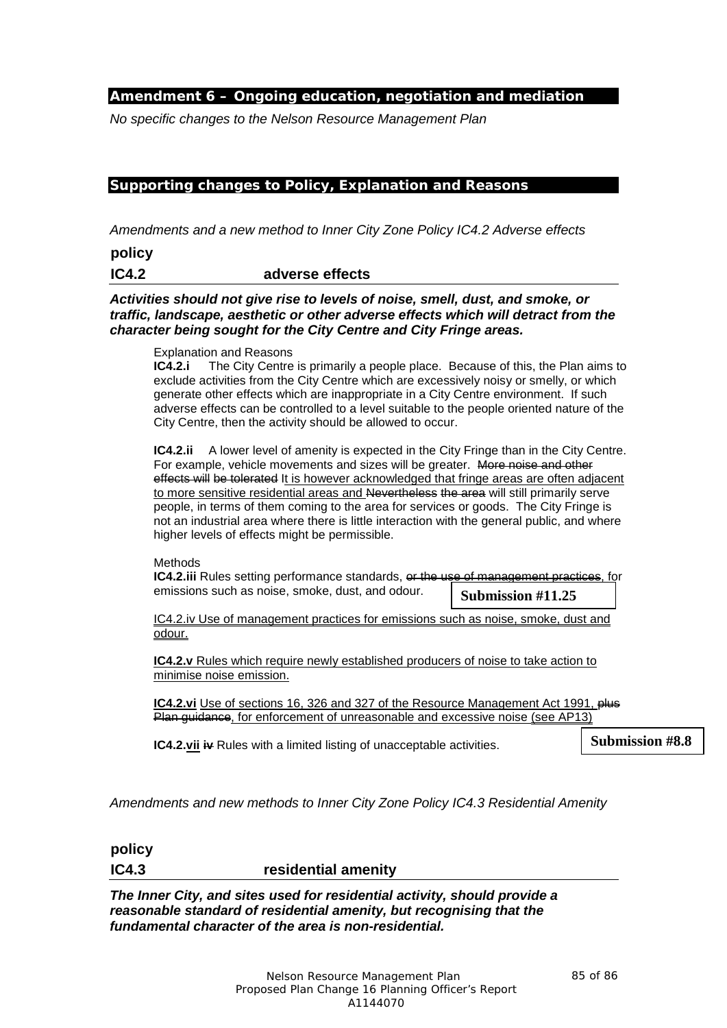## Amendment 6 – Ongoing education, negotiation and mediation

*No specific changes to the Nelson Resource Management Plan*

## Supporting changes to Policy, Explanation and Reasons

*Amendments and a new method to Inner City Zone Policy IC4.2 Adverse effects*

**policy**

**IC4.2 adverse effects**

***Activities should not give rise to levels of noise, smell, dust, and smoke, or traffic, landscape, aesthetic or other adverse effects which will detract from the character being sought for the City Centre and City Fringe areas.***

Explanation and Reasons

**IC4.2.i** The City Centre is primarily a people place. Because of this, the Plan aims to exclude activities from the City Centre which are excessively noisy or smelly, or which generate other effects which are inappropriate in a City Centre environment. If such adverse effects can be controlled to a level suitable to the people oriented nature of the City Centre, then the activity should be allowed to occur.

**IC4.2.ii** A lower level of amenity is expected in the City Fringe than in the City Centre. For example, vehicle movements and sizes will be greater. ~~More noise and other effects will~~ ~~be tolerated~~ <u>It is however acknowledged that fringe areas are often adjacent to more sensitive residential areas and</u> ~~Nevertheless~~ ~~the area~~ will still primarily serve people, in terms of them coming to the area for services or goods. The City Fringe is not an industrial area where there is little interaction with the general public, and where higher levels of effects might be permissible.

Methods

**IC4.2.iii** Rules setting performance standards, ~~or the use of management practices~~, for emissions such as noise, smoke, dust, and odour.

**Submission #11.25**

<u>IC4.2.iv Use of management practices for emissions such as noise, smoke, dust and odour.</u>

**<u>IC4.2.v</u>** <u>Rules which require newly established producers of noise to take action to minimise noise emission.</u>

**<u>IC4.2.vi</u>** <u>Use of sections 16, 326 and 327 of the Resource Management Act 1991,</u> ~~plus Plan guidance~~<u>, for enforcement of unreasonable and excessive noise (see AP13)</u>

**IC4.2.<u>vii</u>** ~~iv~~ Rules with a limited listing of unacceptable activities.

**Submission #8.8**

*Amendments and new methods to Inner City Zone Policy IC4.3 Residential Amenity*

**policy**

**IC4.3 residential amenity**

***The Inner City, and sites used for residential activity, should provide a reasonable standard of residential amenity, but recognising that the fundamental character of the area is non-residential.***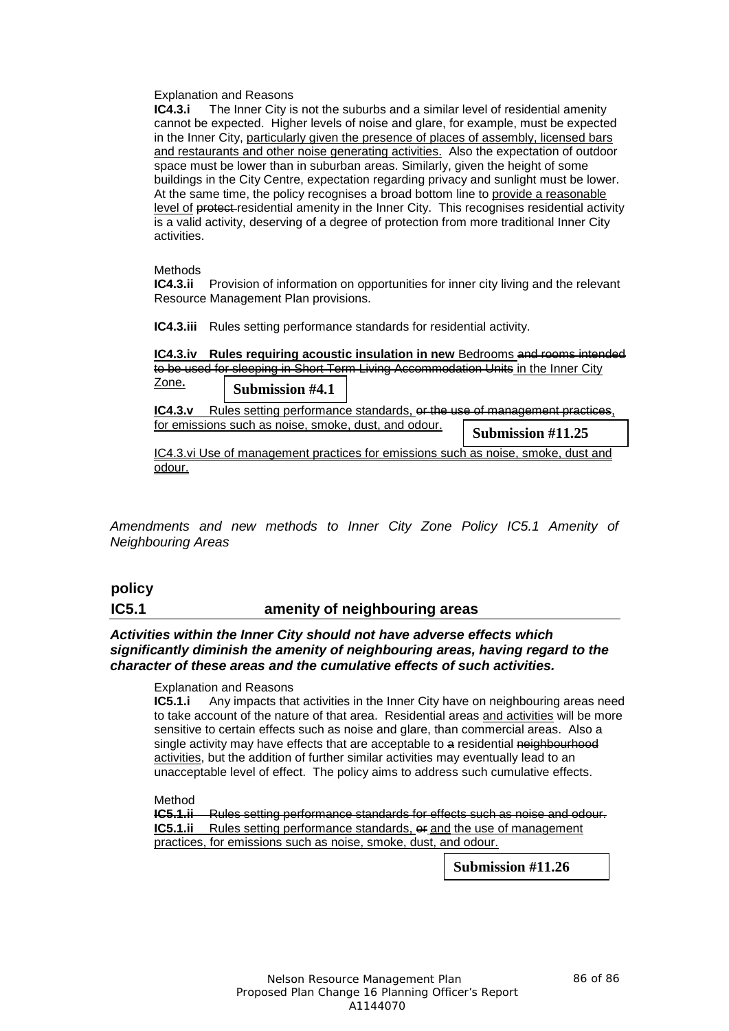Explanation and Reasons

**IC4.3.i** The Inner City is not the suburbs and a similar level of residential amenity cannot be expected. Higher levels of noise and glare, for example, must be expected in the Inner City, <u>particularly given the presence of places of assembly, licensed bars and restaurants and other noise generating activities.</u> Also the expectation of outdoor space must be lower than in suburban areas. Similarly, given the height of some buildings in the City Centre, expectation regarding privacy and sunlight must be lower. At the same time, the policy recognises a broad bottom line to <u>provide a reasonable level of</u> ~~protect~~ residential amenity in the Inner City. This recognises residential activity is a valid activity, deserving of a degree of protection from more traditional Inner City activities.

Methods

**IC4.3.ii** Provision of information on opportunities for inner city living and the relevant Resource Management Plan provisions.

**IC4.3.iii** Rules setting performance standards for residential activity.

<u>**IC4.3.iv Rules requiring acoustic insulation in new**</u> Bedrooms ~~and rooms intended to be used for sleeping in Short Term Living Accommodation Units~~ in the Inner City Zone**.**

**Submission #4.1**

**IC4.3.v** Rules setting performance standards, ~~or the use of management practices,~~ for emissions such as noise, smoke, dust, and odour.

**Submission #11.25**

<u>IC4.3.vi Use of management practices for emissions such as noise, smoke, dust and odour.</u>

*Amendments and new methods to Inner City Zone Policy IC5.1 Amenity of Neighbouring Areas*

**policy**

**IC5.1 amenity of neighbouring areas**

***Activities within the Inner City should not have adverse effects which significantly diminish the amenity of neighbouring areas, having regard to the character of these areas and the cumulative effects of such activities.***

Explanation and Reasons

**IC5.1.i** Any impacts that activities in the Inner City have on neighbouring areas need to take account of the nature of that area. Residential areas <u>and activities</u> will be more sensitive to certain effects such as noise and glare, than commercial areas. Also a single activity may have effects that are acceptable to ~~a~~ residential ~~neighbourhood~~ <u>activities</u>, but the addition of further similar activities may eventually lead to an unacceptable level of effect. The policy aims to address such cumulative effects.

Method

~~**IC5.1.ii** Rules setting performance standards for effects such as noise and odour.~~

<u>**IC5.1.ii** Rules setting performance standards,</u> ~~or~~ <u>and the use of management practices, for emissions such as noise, smoke, dust, and odour.</u>

**Submission #11.26**